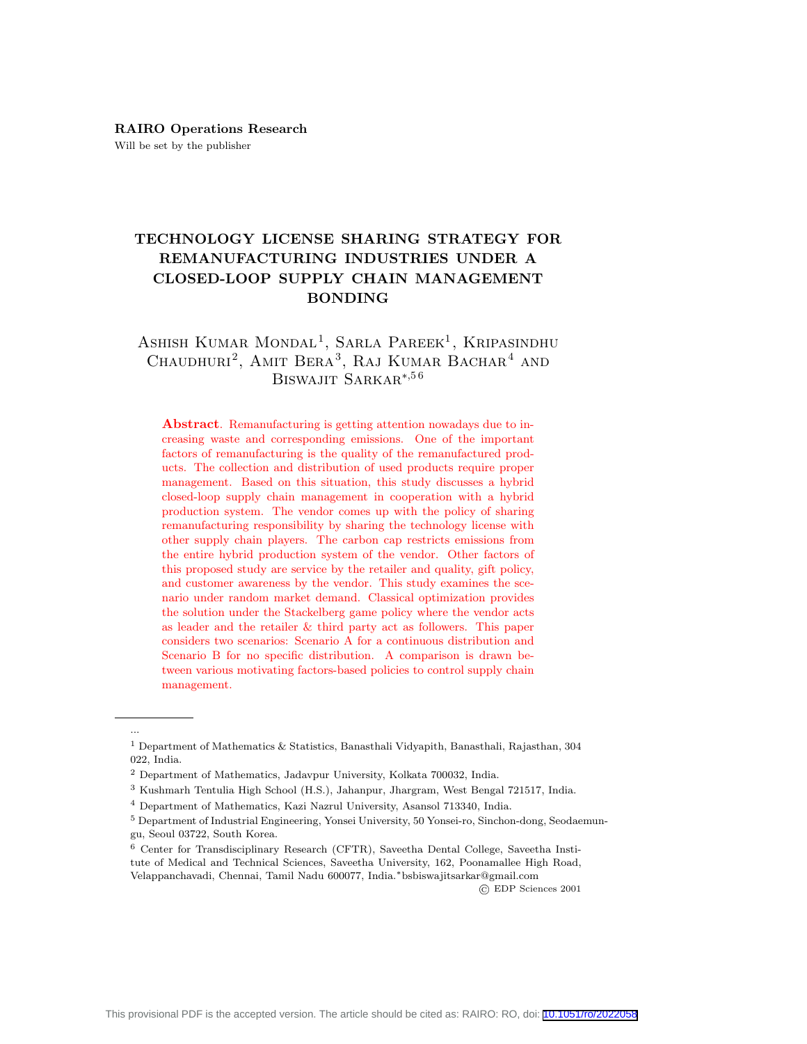**RAIRO Operations Research**

Will be set by the publisher

# TECHNOLOGY LICENSE SHARING STRATEGY FOR REMANUFACTURING INDUSTRIES UNDER A CLOSED-LOOP SUPPLY CHAIN MANAGEMENT BONDING

Ashish Kumar Mondal[1], Sarla Pareek[1], Kripasindhu Chaudhuri[2], Amit Bera[3], Raj Kumar Bachar[4] and Biswajit Sarkar[*,5,6]

**Abstract**. Remanufacturing is getting attention nowadays due to increasing waste and corresponding emissions. One of the important factors of remanufacturing is the quality of the remanufactured products. The collection and distribution of used products require proper management. Based on this situation, this study discusses a hybrid closed-loop supply chain management in cooperation with a hybrid production system. The vendor comes up with the policy of sharing remanufacturing responsibility by sharing the technology license with other supply chain players. The carbon cap restricts emissions from the entire hybrid production system of the vendor. Other factors of this proposed study are service by the retailer and quality, gift policy, and customer awareness by the vendor. This study examines the scenario under random market demand. Classical optimization provides the solution under the Stackelberg game policy where the vendor acts as leader and the retailer & third party act as followers. This paper considers two scenarios: Scenario A for a continuous distribution and Scenario B for no specific distribution. A comparison is drawn between various motivating factors-based policies to control supply chain management.

...

[1] Department of Mathematics & Statistics, Banasthali Vidyapith, Banasthali, Rajasthan, 304 022, India.

[2] Department of Mathematics, Jadavpur University, Kolkata 700032, India.

[3] Kushmarh Tentulia High School (H.S.), Jahanpur, Jhargram, West Bengal 721517, India.

[4] Department of Mathematics, Kazi Nazrul University, Asansol 713340, India.

[5] Department of Industrial Engineering, Yonsei University, 50 Yonsei-ro, Sinchon-dong, Seodaemun-gu, Seoul 03722, South Korea.

[6] Center for Transdisciplinary Research (CFTR), Saveetha Dental College, Saveetha Institute of Medical and Technical Sciences, Saveetha University, 162, Poonamallee High Road, Velappanchavadi, Chennai, Tamil Nadu 600077, India.*bsbiswajitsarkar@gmail.com

© EDP Sciences 2001

This provisional PDF is the accepted version. The article should be cited as: RAIRO: RO, doi: 10.1051/ro/2022058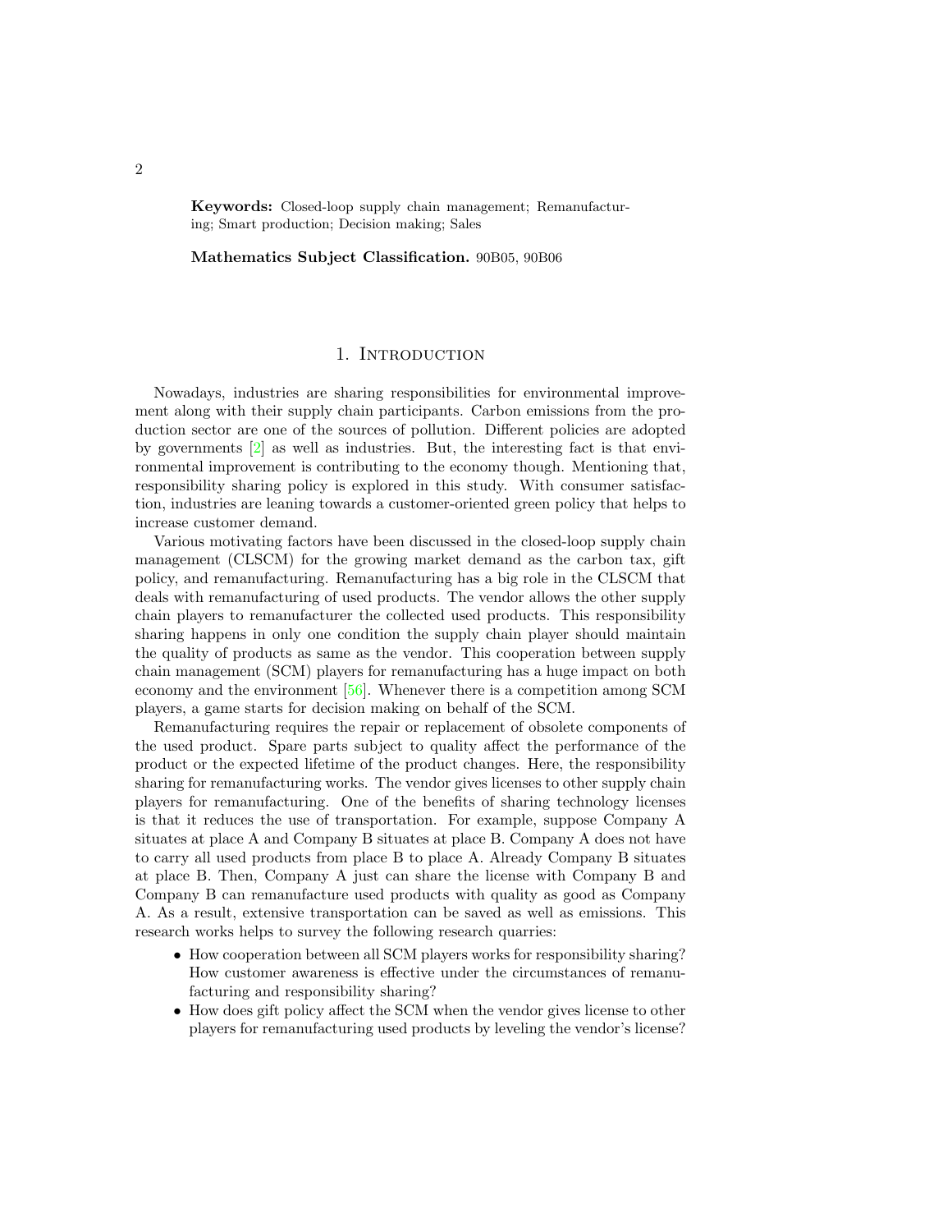**Keywords:** Closed-loop supply chain management; Remanufacturing; Smart production; Decision making; Sales

**Mathematics Subject Classification.** 90B05, 90B06

# 1. Introduction

Nowadays, industries are sharing responsibilities for environmental improvement along with their supply chain participants. Carbon emissions from the production sector are one of the sources of pollution. Different policies are adopted by governments [2] as well as industries. But, the interesting fact is that environmental improvement is contributing to the economy though. Mentioning that, responsibility sharing policy is explored in this study. With consumer satisfaction, industries are leaning towards a customer-oriented green policy that helps to increase customer demand.

Various motivating factors have been discussed in the closed-loop supply chain management (CLSCM) for the growing market demand as the carbon tax, gift policy, and remanufacturing. Remanufacturing has a big role in the CLSCM that deals with remanufacturing of used products. The vendor allows the other supply chain players to remanufacturer the collected used products. This responsibility sharing happens in only one condition the supply chain player should maintain the quality of products as same as the vendor. This cooperation between supply chain management (SCM) players for remanufacturing has a huge impact on both economy and the environment [56]. Whenever there is a competition among SCM players, a game starts for decision making on behalf of the SCM.

Remanufacturing requires the repair or replacement of obsolete components of the used product. Spare parts subject to quality affect the performance of the product or the expected lifetime of the product changes. Here, the responsibility sharing for remanufacturing works. The vendor gives licenses to other supply chain players for remanufacturing. One of the benefits of sharing technology licenses is that it reduces the use of transportation. For example, suppose Company A situates at place A and Company B situates at place B. Company A does not have to carry all used products from place B to place A. Already Company B situates at place B. Then, Company A just can share the license with Company B and Company B can remanufacture used products with quality as good as Company A. As a result, extensive transportation can be saved as well as emissions. This research works helps to survey the following research quarries:

- How cooperation between all SCM players works for responsibility sharing? How customer awareness is effective under the circumstances of remanufacturing and responsibility sharing?
- How does gift policy affect the SCM when the vendor gives license to other players for remanufacturing used products by leveling the vendor's license?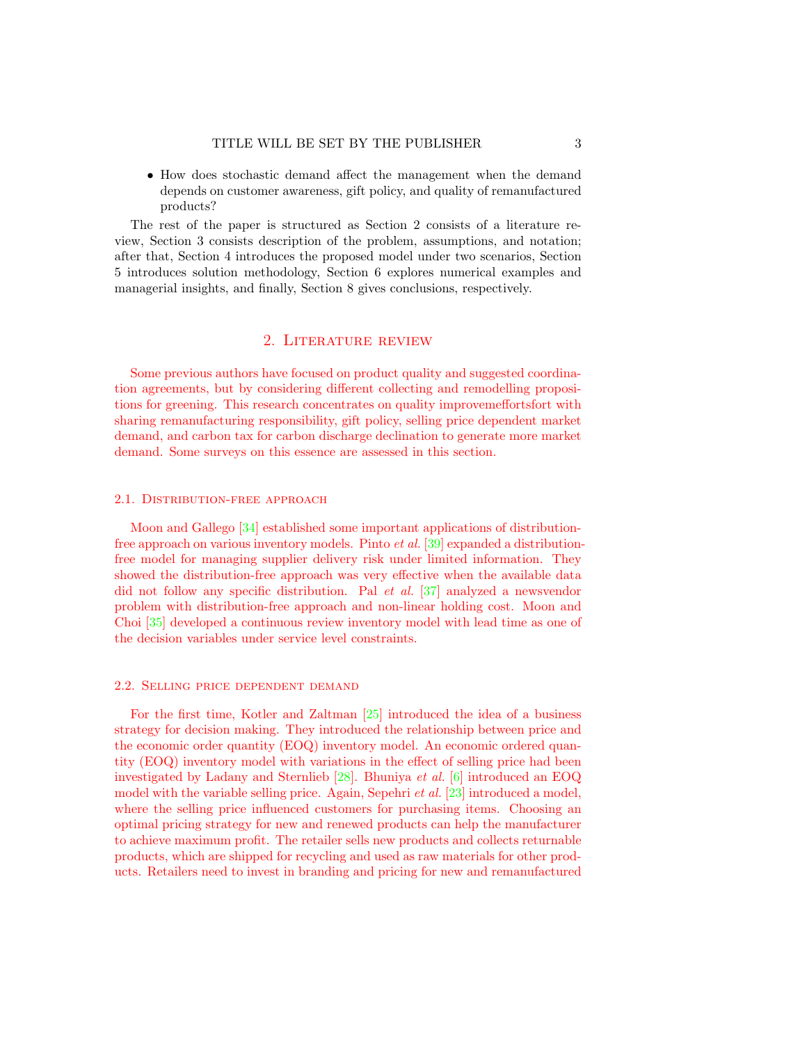- How does stochastic demand affect the management when the demand depends on customer awareness, gift policy, and quality of remanufactured products?

The rest of the paper is structured as Section 2 consists of a literature review, Section 3 consists description of the problem, assumptions, and notation; after that, Section 4 introduces the proposed model under two scenarios, Section 5 introduces solution methodology, Section 6 explores numerical examples and managerial insights, and finally, Section 8 gives conclusions, respectively.

## 2. Literature review

Some previous authors have focused on product quality and suggested coordination agreements, but by considering different collecting and remodelling propositions for greening. This research concentrates on quality improveeffortsfort with sharing remanufacturing responsibility, gift policy, selling price dependent market demand, and carbon tax for carbon discharge declination to generate more market demand. Some surveys on this essence are assessed in this section.

### 2.1. Distribution-free approach

Moon and Gallego [34] established some important applications of distribution-free approach on various inventory models. Pinto *et al.* [39] expanded a distribution-free model for managing supplier delivery risk under limited information. They showed the distribution-free approach was very effective when the available data did not follow any specific distribution. Pal *et al.* [37] analyzed a newsvendor problem with distribution-free approach and non-linear holding cost. Moon and Choi [35] developed a continuous review inventory model with lead time as one of the decision variables under service level constraints.

### 2.2. Selling price dependent demand

For the first time, Kotler and Zaltman [25] introduced the idea of a business strategy for decision making. They introduced the relationship between price and the economic order quantity (EOQ) inventory model. An economic ordered quantity (EOQ) inventory model with variations in the effect of selling price had been investigated by Ladany and Sternlieb [28]. Bhuniya *et al.* [6] introduced an EOQ model with the variable selling price. Again, Sepehri *et al.* [23] introduced a model, where the selling price influenced customers for purchasing items. Choosing an optimal pricing strategy for new and renewed products can help the manufacturer to achieve maximum profit. The retailer sells new products and collects returnable products, which are shipped for recycling and used as raw materials for other products. Retailers need to invest in branding and pricing for new and remanufactured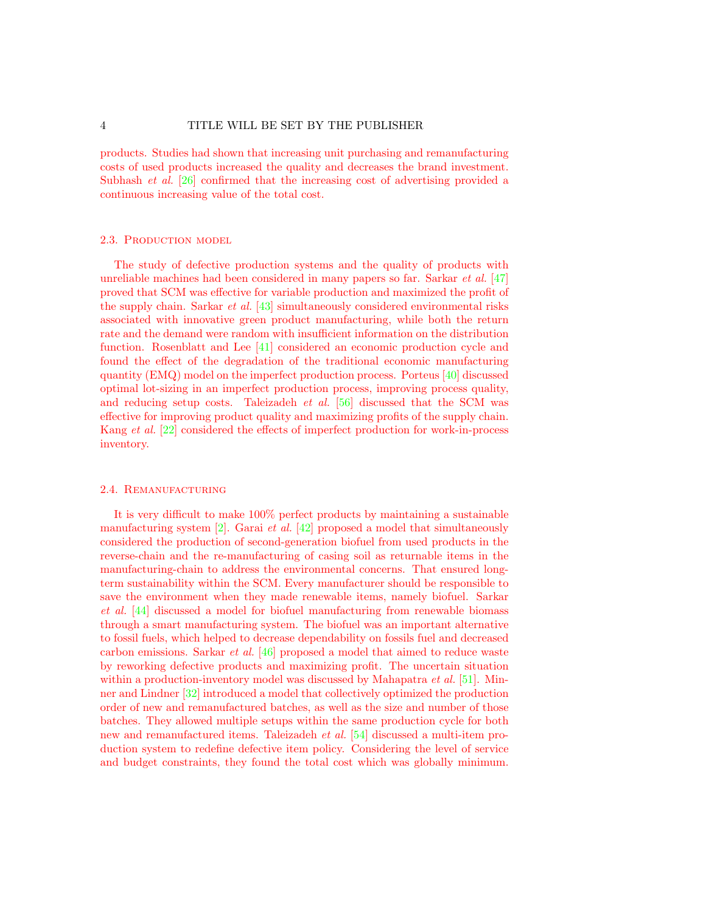products. Studies had shown that increasing unit purchasing and remanufacturing costs of used products increased the quality and decreases the brand investment. Subhash *et al.* [26] confirmed that the increasing cost of advertising provided a continuous increasing value of the total cost.

### 2.3. Production model

The study of defective production systems and the quality of products with unreliable machines had been considered in many papers so far. Sarkar *et al.* [47] proved that SCM was effective for variable production and maximized the profit of the supply chain. Sarkar *et al.* [43] simultaneously considered environmental risks associated with innovative green product manufacturing, while both the return rate and the demand were random with insufficient information on the distribution function. Rosenblatt and Lee [41] considered an economic production cycle and found the effect of the degradation of the traditional economic manufacturing quantity (EMQ) model on the imperfect production process. Porteus [40] discussed optimal lot-sizing in an imperfect production process, improving process quality, and reducing setup costs. Taleizadeh *et al.* [56] discussed that the SCM was effective for improving product quality and maximizing profits of the supply chain. Kang *et al.* [22] considered the effects of imperfect production for work-in-process inventory.

### 2.4. Remanufacturing

It is very difficult to make 100% perfect products by maintaining a sustainable manufacturing system [2]. Garai *et al.* [42] proposed a model that simultaneously considered the production of second-generation biofuel from used products in the reverse-chain and the re-manufacturing of casing soil as returnable items in the manufacturing-chain to address the environmental concerns. That ensured long-term sustainability within the SCM. Every manufacturer should be responsible to save the environment when they made renewable items, namely biofuel. Sarkar *et al.* [44] discussed a model for biofuel manufacturing from renewable biomass through a smart manufacturing system. The biofuel was an important alternative to fossil fuels, which helped to decrease dependability on fossils fuel and decreased carbon emissions. Sarkar *et al.* [46] proposed a model that aimed to reduce waste by reworking defective products and maximizing profit. The uncertain situation within a production-inventory model was discussed by Mahapatra *et al.* [51]. Minner and Lindner [32] introduced a model that collectively optimized the production order of new and remanufactured batches, as well as the size and number of those batches. They allowed multiple setups within the same production cycle for both new and remanufactured items. Taleizadeh *et al.* [54] discussed a multi-item production system to redefine defective item policy. Considering the level of service and budget constraints, they found the total cost which was globally minimum.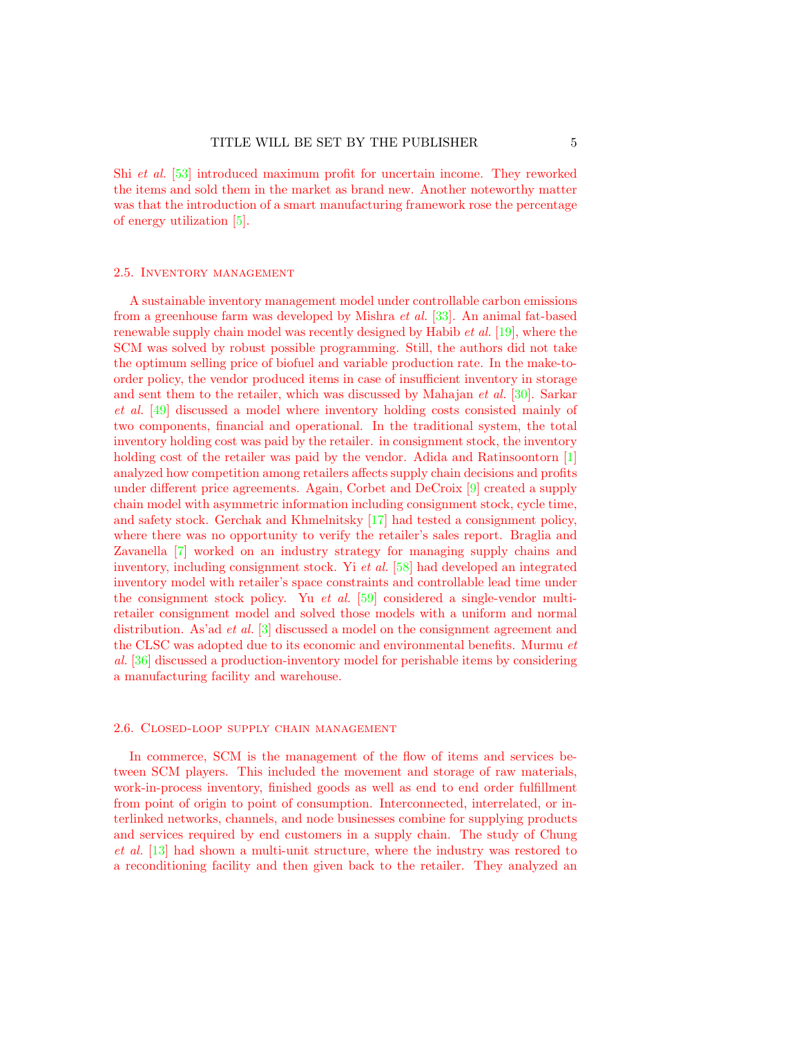Shi *et al.* [53] introduced maximum profit for uncertain income. They reworked the items and sold them in the market as brand new. Another noteworthy matter was that the introduction of a smart manufacturing framework rose the percentage of energy utilization [5].

### 2.5. Inventory management

A sustainable inventory management model under controllable carbon emissions from a greenhouse farm was developed by Mishra *et al.* [33]. An animal fat-based renewable supply chain model was recently designed by Habib *et al.* [19], where the SCM was solved by robust possible programming. Still, the authors did not take the optimum selling price of biofuel and variable production rate. In the make-to-order policy, the vendor produced items in case of insufficient inventory in storage and sent them to the retailer, which was discussed by Mahajan *et al.* [30]. Sarkar *et al.* [49] discussed a model where inventory holding costs consisted mainly of two components, financial and operational. In the traditional system, the total inventory holding cost was paid by the retailer. in consignment stock, the inventory holding cost of the retailer was paid by the vendor. Adida and Ratinsoontorn [1] analyzed how competition among retailers affects supply chain decisions and profits under different price agreements. Again, Corbet and DeCroix [9] created a supply chain model with asymmetric information including consignment stock, cycle time, and safety stock. Gerchak and Khmelnitsky [17] had tested a consignment policy, where there was no opportunity to verify the retailer's sales report. Braglia and Zavanella [7] worked on an industry strategy for managing supply chains and inventory, including consignment stock. Yi *et al.* [58] had developed an integrated inventory model with retailer's space constraints and controllable lead time under the consignment stock policy. Yu *et al.* [59] considered a single-vendor multi-retailer consignment model and solved those models with a uniform and normal distribution. As'ad *et al.* [3] discussed a model on the consignment agreement and the CLSC was adopted due to its economic and environmental benefits. Murmu *et al.* [36] discussed a production-inventory model for perishable items by considering a manufacturing facility and warehouse.

### 2.6. Closed-loop supply chain management

In commerce, SCM is the management of the flow of items and services between SCM players. This included the movement and storage of raw materials, work-in-process inventory, finished goods as well as end to end order fulfillment from point of origin to point of consumption. Interconnected, interrelated, or interlinked networks, channels, and node businesses combine for supplying products and services required by end customers in a supply chain. The study of Chung *et al.* [13] had shown a multi-unit structure, where the industry was restored to a reconditioning facility and then given back to the retailer. They analyzed an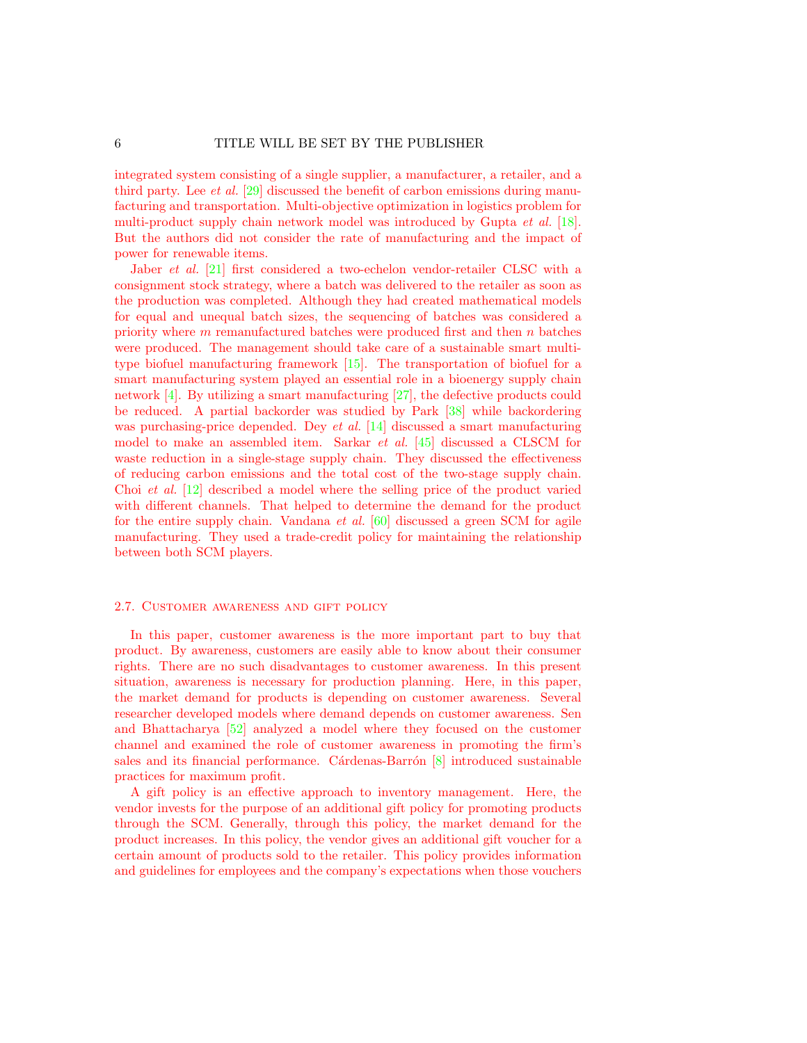integrated system consisting of a single supplier, a manufacturer, a retailer, and a third party. Lee *et al.* [29] discussed the benefit of carbon emissions during manufacturing and transportation. Multi-objective optimization in logistics problem for multi-product supply chain network model was introduced by Gupta *et al.* [18]. But the authors did not consider the rate of manufacturing and the impact of power for renewable items.

Jaber *et al.* [21] first considered a two-echelon vendor-retailer CLSC with a consignment stock strategy, where a batch was delivered to the retailer as soon as the production was completed. Although they had created mathematical models for equal and unequal batch sizes, the sequencing of batches was considered a priority where $m$ remanufactured batches were produced first and then $n$ batches were produced. The management should take care of a sustainable smart multi-type biofuel manufacturing framework [15]. The transportation of biofuel for a smart manufacturing system played an essential role in a bioenergy supply chain network [4]. By utilizing a smart manufacturing [27], the defective products could be reduced. A partial backorder was studied by Park [38] while backordering was purchasing-price depended. Dey *et al.* [14] discussed a smart manufacturing model to make an assembled item. Sarkar *et al.* [45] discussed a CLSCM for waste reduction in a single-stage supply chain. They discussed the effectiveness of reducing carbon emissions and the total cost of the two-stage supply chain. Choi *et al.* [12] described a model where the selling price of the product varied with different channels. That helped to determine the demand for the product for the entire supply chain. Vandana *et al.* [60] discussed a green SCM for agile manufacturing. They used a trade-credit policy for maintaining the relationship between both SCM players.

### 2.7. Customer awareness and gift policy

In this paper, customer awareness is the more important part to buy that product. By awareness, customers are easily able to know about their consumer rights. There are no such disadvantages to customer awareness. In this present situation, awareness is necessary for production planning. Here, in this paper, the market demand for products is depending on customer awareness. Several researcher developed models where demand depends on customer awareness. Sen and Bhattacharya [52] analyzed a model where they focused on the customer channel and examined the role of customer awareness in promoting the firm's sales and its financial performance. Cárdenas-Barrón [8] introduced sustainable practices for maximum profit.

A gift policy is an effective approach to inventory management. Here, the vendor invests for the purpose of an additional gift policy for promoting products through the SCM. Generally, through this policy, the market demand for the product increases. In this policy, the vendor gives an additional gift voucher for a certain amount of products sold to the retailer. This policy provides information and guidelines for employees and the company's expectations when those vouchers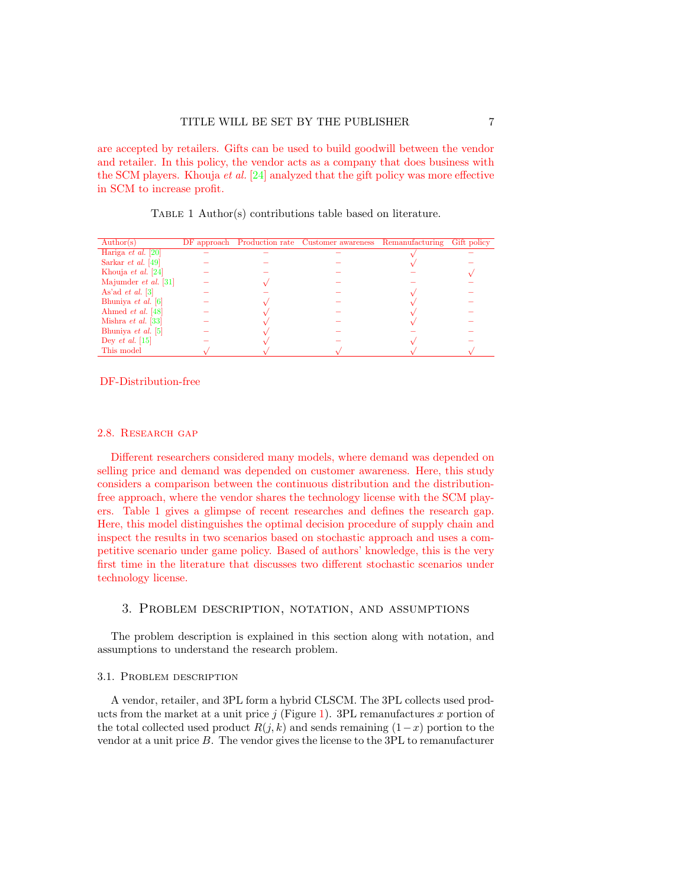are accepted by retailers. Gifts can be used to build goodwill between the vendor and retailer. In this policy, the vendor acts as a company that does business with the SCM players. Khouja *et al.* [24] analyzed that the gift policy was more effective in SCM to increase profit.

Table 1 Author(s) contributions table based on literature.

| Author(s) | DF approach | Production rate | Customer awareness | Remanufacturing | Gift policy |
|---|---|---|---|---|---|
| Hariga *et al.* [20] | – | – | – | √ | – |
| Sarkar *et al.* [49] | – | – | – | √ | – |
| Khouja *et al.* [24] | – | – | – | – | √ |
| Majumder *et al.* [31] | – | √ | – | – | – |
| As'ad *et al.* [3] | – | – | – | √ | – |
| Bhuniya *et al.* [6] | – | √ | – | √ | – |
| Ahmed *et al.* [48] | – | √ | – | √ | – |
| Mishra *et al.* [33] | – | √ | – | √ | – |
| Bhuniya *et al.* [5] | – | √ | – | – | – |
| Dey *et al.* [15] | – | √ | – | √ | – |
| This model | √ | √ | √ | √ | √ |

DF-Distribution-free

### 2.8. Research gap

Different researchers considered many models, where demand was depended on selling price and demand was depended on customer awareness. Here, this study considers a comparison between the continuous distribution and the distribution-free approach, where the vendor shares the technology license with the SCM players. Table 1 gives a glimpse of recent researches and defines the research gap. Here, this model distinguishes the optimal decision procedure of supply chain and inspect the results in two scenarios based on stochastic approach and uses a competitive scenario under game policy. Based of authors' knowledge, this is the very first time in the literature that discusses two different stochastic scenarios under technology license.

## 3. Problem description, notation, and assumptions

The problem description is explained in this section along with notation, and assumptions to understand the research problem.

### 3.1. Problem description

A vendor, retailer, and 3PL form a hybrid CLSCM. The 3PL collects used products from the market at a unit price $j$ (Figure 1). 3PL remanufactures $x$ portion of the total collected used product $R(j, k)$ and sends remaining $(1 - x)$ portion to the vendor at a unit price $B$. The vendor gives the license to the 3PL to remanufacturer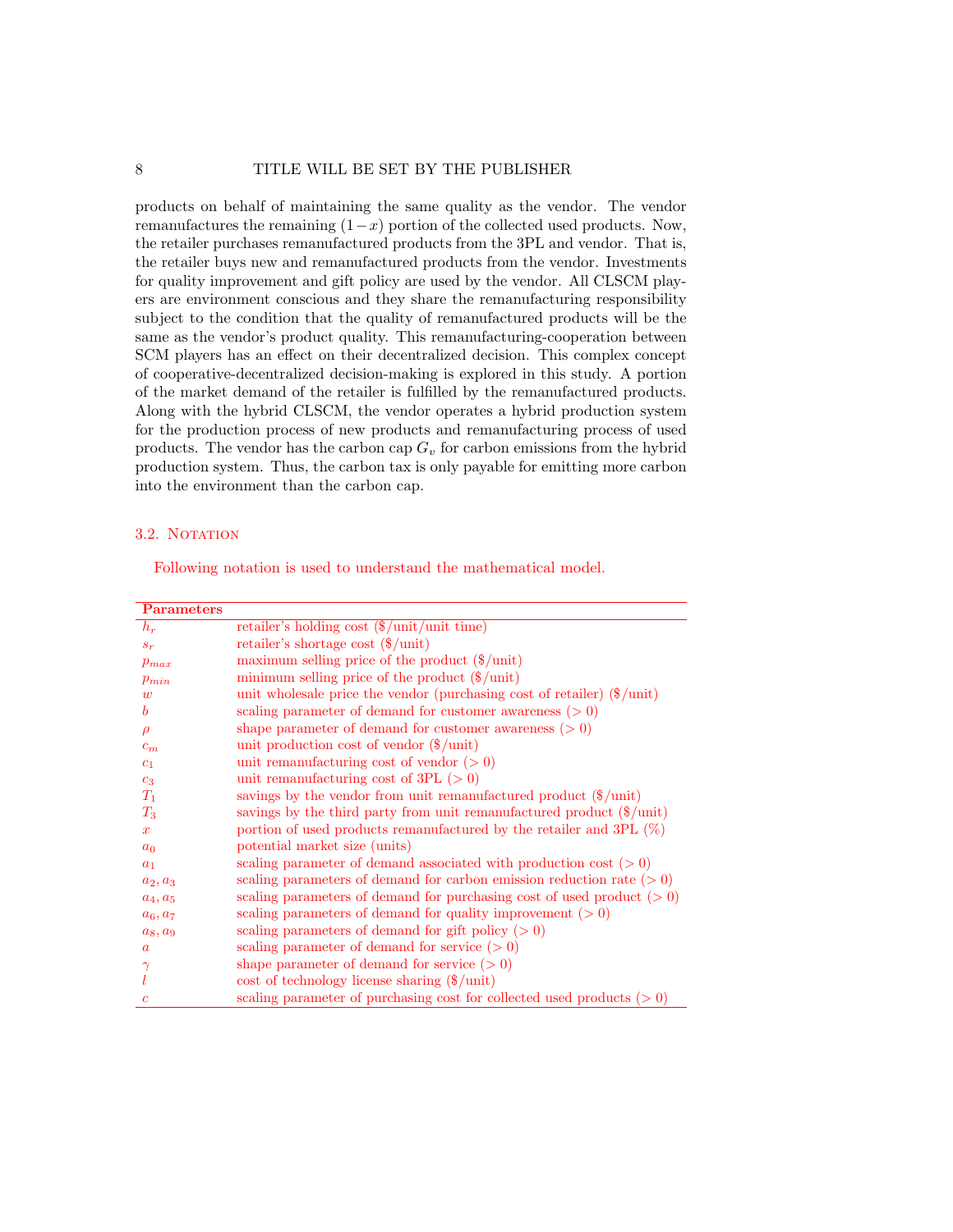products on behalf of maintaining the same quality as the vendor. The vendor remanufactures the remaining $(1-x)$ portion of the collected used products. Now, the retailer purchases remanufactured products from the 3PL and vendor. That is, the retailer buys new and remanufactured products from the vendor. Investments for quality improvement and gift policy are used by the vendor. All CLSCM players are environment conscious and they share the remanufacturing responsibility subject to the condition that the quality of remanufactured products will be the same as the vendor's product quality. This remanufacturing-cooperation between SCM players has an effect on their decentralized decision. This complex concept of cooperative-decentralized decision-making is explored in this study. A portion of the market demand of the retailer is fulfilled by the remanufactured products. Along with the hybrid CLSCM, the vendor operates a hybrid production system for the production process of new products and remanufacturing process of used products. The vendor has the carbon cap $G_v$ for carbon emissions from the hybrid production system. Thus, the carbon tax is only payable for emitting more carbon into the environment than the carbon cap.

### 3.2. Notation

Following notation is used to understand the mathematical model.

| **Parameters** | |
|---|---|
| $h_r$ | retailer's holding cost (\$/unit/unit time) |
| $s_r$ | retailer's shortage cost (\$/unit) |
| $p_{max}$ | maximum selling price of the product (\$/unit) |
| $p_{min}$ | minimum selling price of the product (\$/unit) |
| $w$ | unit wholesale price the vendor (purchasing cost of retailer) (\$/unit) |
| $b$ | scaling parameter of demand for customer awareness ($>0$) |
| $\rho$ | shape parameter of demand for customer awareness ($>0$) |
| $c_m$ | unit production cost of vendor (\$/unit) |
| $c_1$ | unit remanufacturing cost of vendor ($>0$) |
| $c_3$ | unit remanufacturing cost of 3PL ($>0$) |
| $T_1$ | savings by the vendor from unit remanufactured product (\$/unit) |
| $T_3$ | savings by the third party from unit remanufactured product (\$/unit) |
| $x$ | portion of used products remanufactured by the retailer and 3PL (%) |
| $a_0$ | potential market size (units) |
| $a_1$ | scaling parameter of demand associated with production cost ($>0$) |
| $a_2, a_3$ | scaling parameters of demand for carbon emission reduction rate ($>0$) |
| $a_4, a_5$ | scaling parameters of demand for purchasing cost of used product ($>0$) |
| $a_6, a_7$ | scaling parameters of demand for quality improvement ($>0$) |
| $a_8, a_9$ | scaling parameters of demand for gift policy ($>0$) |
| $a$ | scaling parameter of demand for service ($>0$) |
| $\gamma$ | shape parameter of demand for service ($>0$) |
| $l$ | cost of technology license sharing (\$/unit) |
| $c$ | scaling parameter of purchasing cost for collected used products ($>0$) |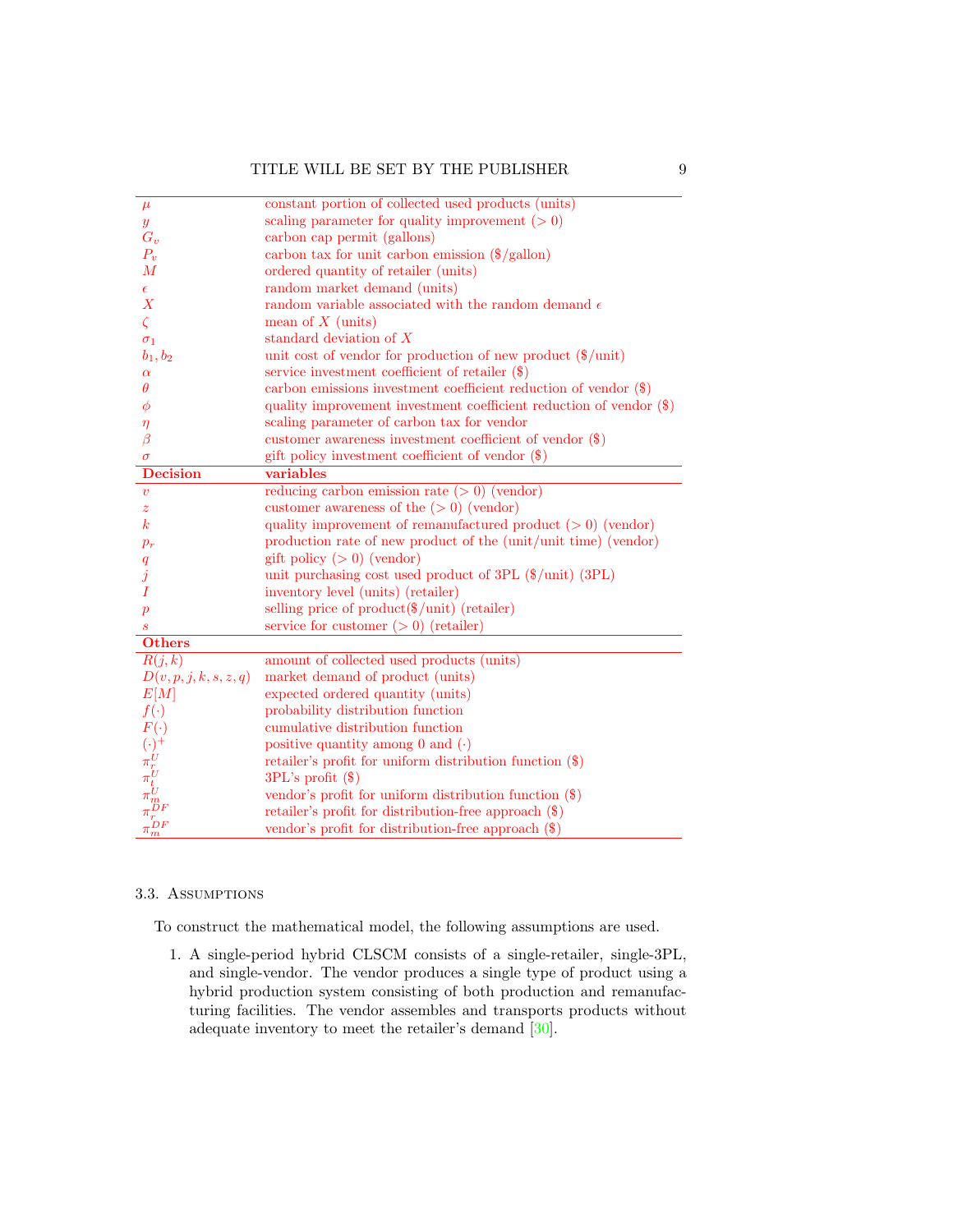| | |
|---|---|
| $\mu$ | constant portion of collected used products (units) |
| $y$ | scaling parameter for quality improvement ($> 0$) |
| $G_v$ | carbon cap permit (gallons) |
| $P_v$ | carbon tax for unit carbon emission ($/gallon) |
| $M$ | ordered quantity of retailer (units) |
| $\epsilon$ | random market demand (units) |
| $X$ | random variable associated with the random demand $\epsilon$ |
| $\zeta$ | mean of $X$ (units) |
| $\sigma_1$ | standard deviation of $X$ |
| $b_1, b_2$ | unit cost of vendor for production of new product ($/unit) |
| $\alpha$ | service investment coefficient of retailer ($) |
| $\theta$ | carbon emissions investment coefficient reduction of vendor ($) |
| $\phi$ | quality improvement investment coefficient reduction of vendor ($) |
| $\eta$ | scaling parameter of carbon tax for vendor |
| $\beta$ | customer awareness investment coefficient of vendor ($) |
| $\sigma$ | gift policy investment coefficient of vendor ($) |
| **Decision** | **variables** |
| $v$ | reducing carbon emission rate ($> 0$) (vendor) |
| $z$ | customer awareness of the ($> 0$) (vendor) |
| $k$ | quality improvement of remanufactured product ($> 0$) (vendor) |
| $p_r$ | production rate of new product of the (unit/unit time) (vendor) |
| $q$ | gift policy ($> 0$) (vendor) |
| $j$ | unit purchasing cost used product of 3PL ($/unit) (3PL) |
| $I$ | inventory level (units) (retailer) |
| $p$ | selling price of product($/unit) (retailer) |
| $s$ | service for customer ($> 0$) (retailer) |
| **Others** | |
| $R(j,k)$ | amount of collected used products (units) |
| $D(v,p,j,k,s,z,q)$ | market demand of product (units) |
| $E[M]$ | expected ordered quantity (units) |
| $f(\cdot)$ | probability distribution function |
| $F(\cdot)$ | cumulative distribution function |
| $(\cdot)^+$ | positive quantity among 0 and $(\cdot)$ |
| $\pi_r^U$ | retailer's profit for uniform distribution function ($) |
| $\pi_t^U$ | 3PL's profit ($) |
| $\pi_m^U$ | vendor's profit for uniform distribution function ($) |
| $\pi_r^{DF}$ | retailer's profit for distribution-free approach ($) |
| $\pi_m^{DF}$ | vendor's profit for distribution-free approach ($) |

### 3.3. Assumptions

To construct the mathematical model, the following assumptions are used.

1. A single-period hybrid CLSCM consists of a single-retailer, single-3PL, and single-vendor. The vendor produces a single type of product using a hybrid production system consisting of both production and remanufacturing facilities. The vendor assembles and transports products without adequate inventory to meet the retailer's demand [30].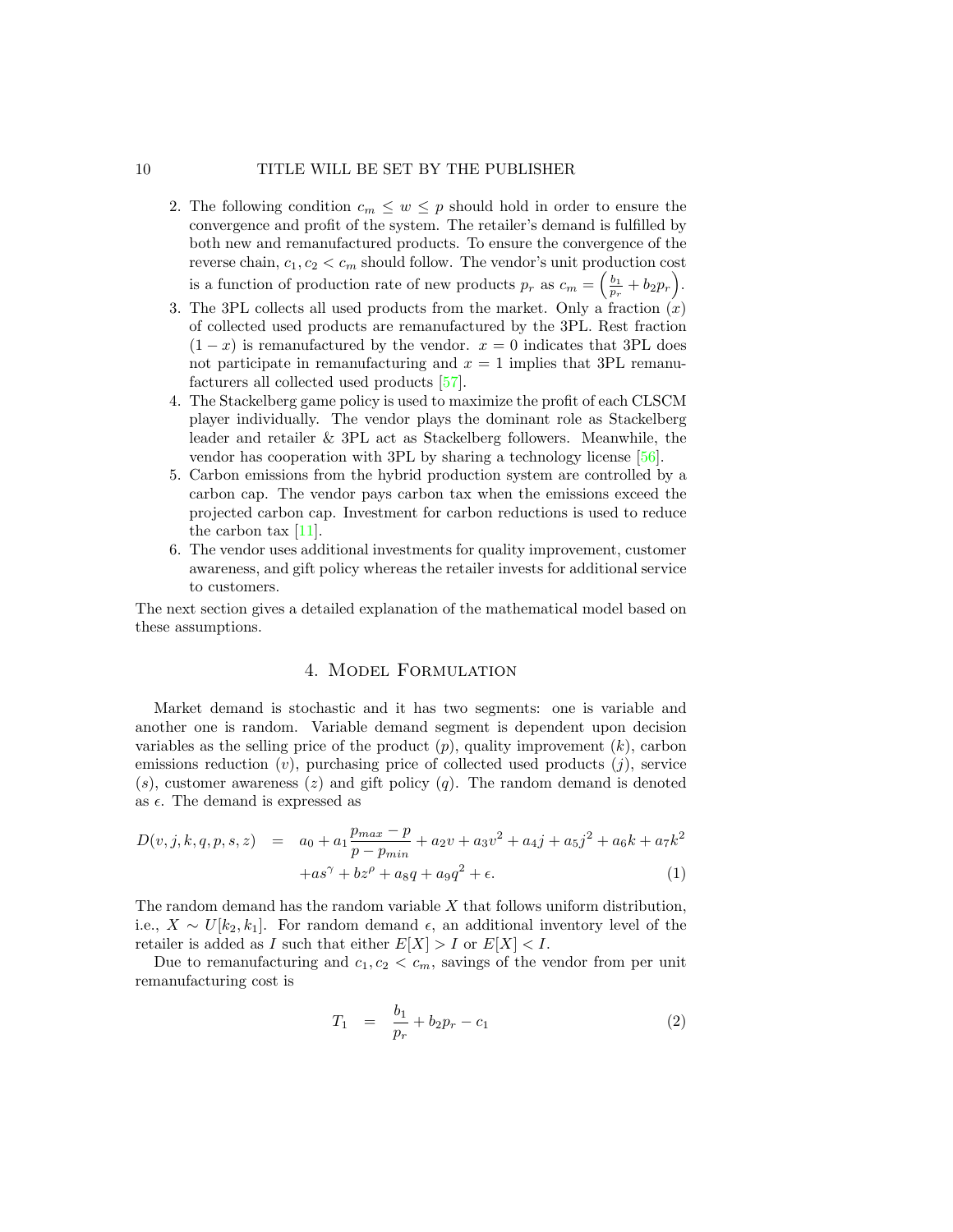2. The following condition $c_m \leq w \leq p$ should hold in order to ensure the convergence and profit of the system. The retailer's demand is fulfilled by both new and remanufactured products. To ensure the convergence of the reverse chain, $c_1, c_2 < c_m$ should follow. The vendor's unit production cost is a function of production rate of new products $p_r$ as $c_m = \left(\frac{b_1}{p_r} + b_2 p_r\right)$.
3. The 3PL collects all used products from the market. Only a fraction ($x$) of collected used products are remanufactured by the 3PL. Rest fraction $(1-x)$ is remanufactured by the vendor. $x = 0$ indicates that 3PL does not participate in remanufacturing and $x = 1$ implies that 3PL remanufacturers all collected used products [57].
4. The Stackelberg game policy is used to maximize the profit of each CLSCM player individually. The vendor plays the dominant role as Stackelberg leader and retailer & 3PL act as Stackelberg followers. Meanwhile, the vendor has cooperation with 3PL by sharing a technology license [56].
5. Carbon emissions from the hybrid production system are controlled by a carbon cap. The vendor pays carbon tax when the emissions exceed the projected carbon cap. Investment for carbon reductions is used to reduce the carbon tax [11].
6. The vendor uses additional investments for quality improvement, customer awareness, and gift policy whereas the retailer invests for additional service to customers.

The next section gives a detailed explanation of the mathematical model based on these assumptions.

## 4. Model Formulation

Market demand is stochastic and it has two segments: one is variable and another one is random. Variable demand segment is dependent upon decision variables as the selling price of the product ($p$), quality improvement ($k$), carbon emissions reduction ($v$), purchasing price of collected used products ($j$), service ($s$), customer awareness ($z$) and gift policy ($q$). The random demand is denoted as $\epsilon$. The demand is expressed as

$$
\begin{aligned}
D(v, j, k, q, p, s, z) &= a_0 + a_1 \frac{p_{max} - p}{p - p_{min}} + a_2 v + a_3 v^2 + a_4 j + a_5 j^2 + a_6 k + a_7 k^2 \\
&\quad + a s^{\gamma} + b z^{\rho} + a_8 q + a_9 q^2 + \epsilon. \qquad (1)
\end{aligned}
$$

The random demand has the random variable $X$ that follows uniform distribution, i.e., $X \sim U[k_2, k_1]$. For random demand $\epsilon$, an additional inventory level of the retailer is added as $I$ such that either $E[X] > I$ or $E[X] < I$.

Due to remanufacturing and $c_1, c_2 < c_m$, savings of the vendor from per unit remanufacturing cost is

$$
T_1 = \frac{b_1}{p_r} + b_2 p_r - c_1 \qquad (2)
$$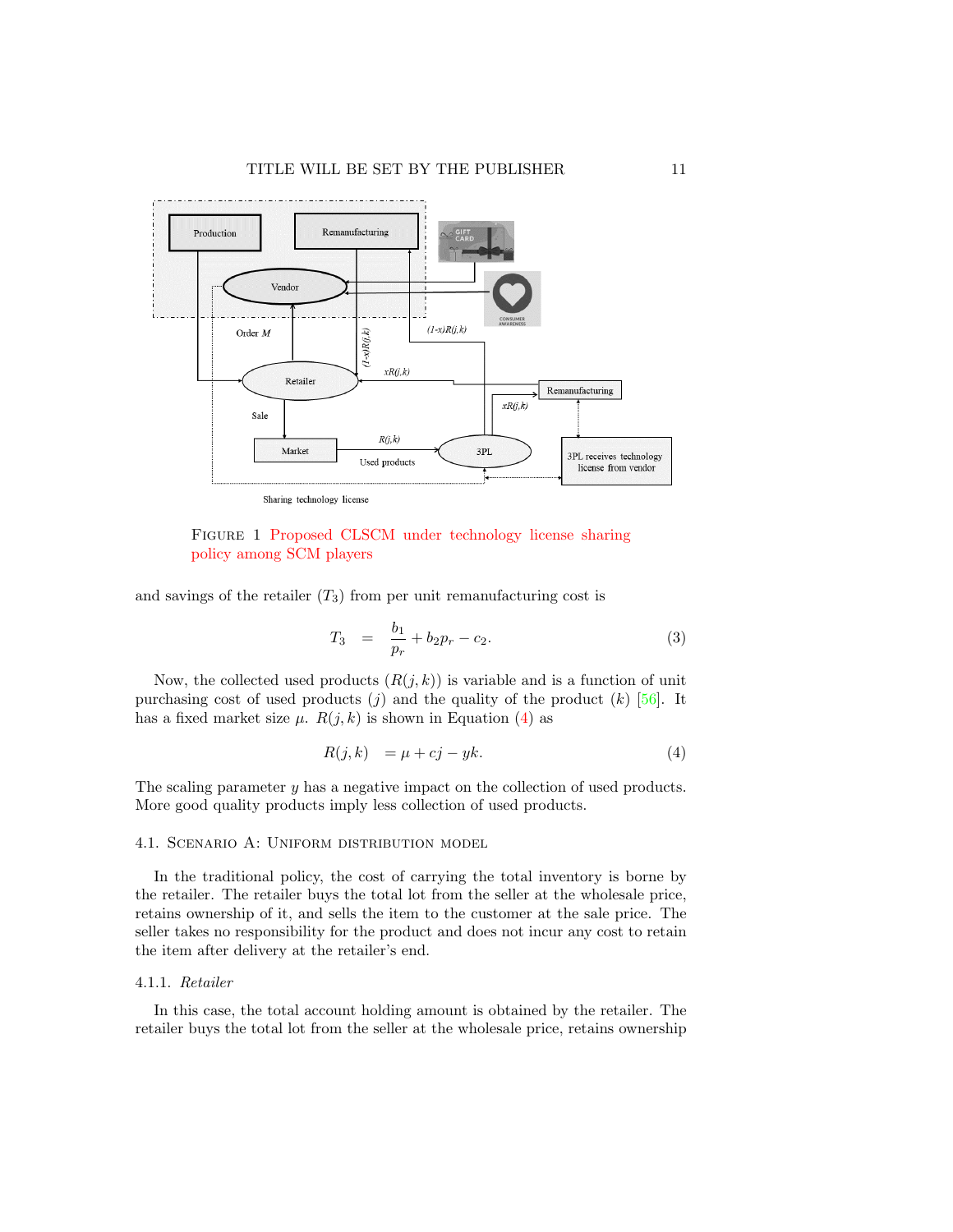FIGURE 1 Proposed CLSCM under technology license sharing policy among SCM players

and savings of the retailer ($T_3$) from per unit remanufacturing cost is

$$T_3 \quad = \quad \frac{b_1}{p_r} + b_2 p_r - c_2. \tag{3}$$

Now, the collected used products ($R(j,k)$) is variable and is a function of unit purchasing cost of used products ($j$) and the quality of the product ($k$) [56]. It has a fixed market size $\mu$. $R(j,k)$ is shown in Equation (4) as

$$R(j,k) \quad = \mu + cj - yk. \tag{4}$$

The scaling parameter $y$ has a negative impact on the collection of used products. More good quality products imply less collection of used products.

### 4.1. Scenario A: Uniform distribution model

In the traditional policy, the cost of carrying the total inventory is borne by the retailer. The retailer buys the total lot from the seller at the wholesale price, retains ownership of it, and sells the item to the customer at the sale price. The seller takes no responsibility for the product and does not incur any cost to retain the item after delivery at the retailer's end.

#### 4.1.1. *Retailer*

In this case, the total account holding amount is obtained by the retailer. The retailer buys the total lot from the seller at the wholesale price, retains ownership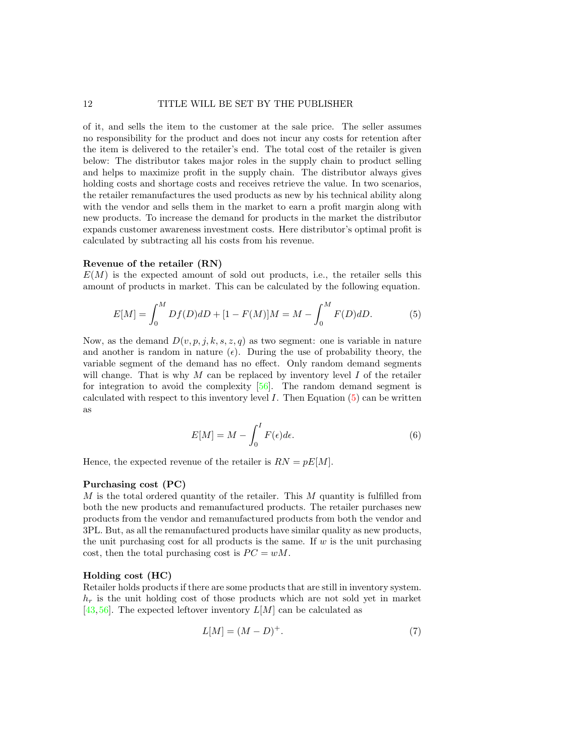of it, and sells the item to the customer at the sale price. The seller assumes no responsibility for the product and does not incur any costs for retention after the item is delivered to the retailer's end. The total cost of the retailer is given below: The distributor takes major roles in the supply chain to product selling and helps to maximize profit in the supply chain. The distributor always gives holding costs and shortage costs and receives retrieve the value. In two scenarios, the retailer remanufactures the used products as new by his technical ability along with the vendor and sells them in the market to earn a profit margin along with new products. To increase the demand for products in the market the distributor expands customer awareness investment costs. Here distributor's optimal profit is calculated by subtracting all his costs from his revenue.

**Revenue of the retailer (RN)**

$E(M)$ is the expected amount of sold out products, i.e., the retailer sells this amount of products in market. This can be calculated by the following equation.

$$E[M] = \int_0^M Df(D)dD + [1 - F(M)]M = M - \int_0^M F(D)dD. \tag{5}$$

Now, as the demand $D(v, p, j, k, s, z, q)$ as two segment: one is variable in nature and another is random in nature ($\epsilon$). During the use of probability theory, the variable segment of the demand has no effect. Only random demand segments will change. That is why $M$ can be replaced by inventory level $I$ of the retailer for integration to avoid the complexity [56]. The random demand segment is calculated with respect to this inventory level $I$. Then Equation (5) can be written as

$$E[M] = M - \int_0^I F(\epsilon)d\epsilon. \tag{6}$$

Hence, the expected revenue of the retailer is $RN = pE[M]$.

**Purchasing cost (PC)**

$M$ is the total ordered quantity of the retailer. This $M$ quantity is fulfilled from both the new products and remanufactured products. The retailer purchases new products from the vendor and remanufactured products from both the vendor and 3PL. But, as all the remanufactured products have similar quality as new products, the unit purchasing cost for all products is the same. If $w$ is the unit purchasing cost, then the total purchasing cost is $PC = wM$.

**Holding cost (HC)**

Retailer holds products if there are some products that are still in inventory system. $h_r$ is the unit holding cost of those products which are not sold yet in market [43,56]. The expected leftover inventory $L[M]$ can be calculated as

$$L[M] = (M - D)^+. \tag{7}$$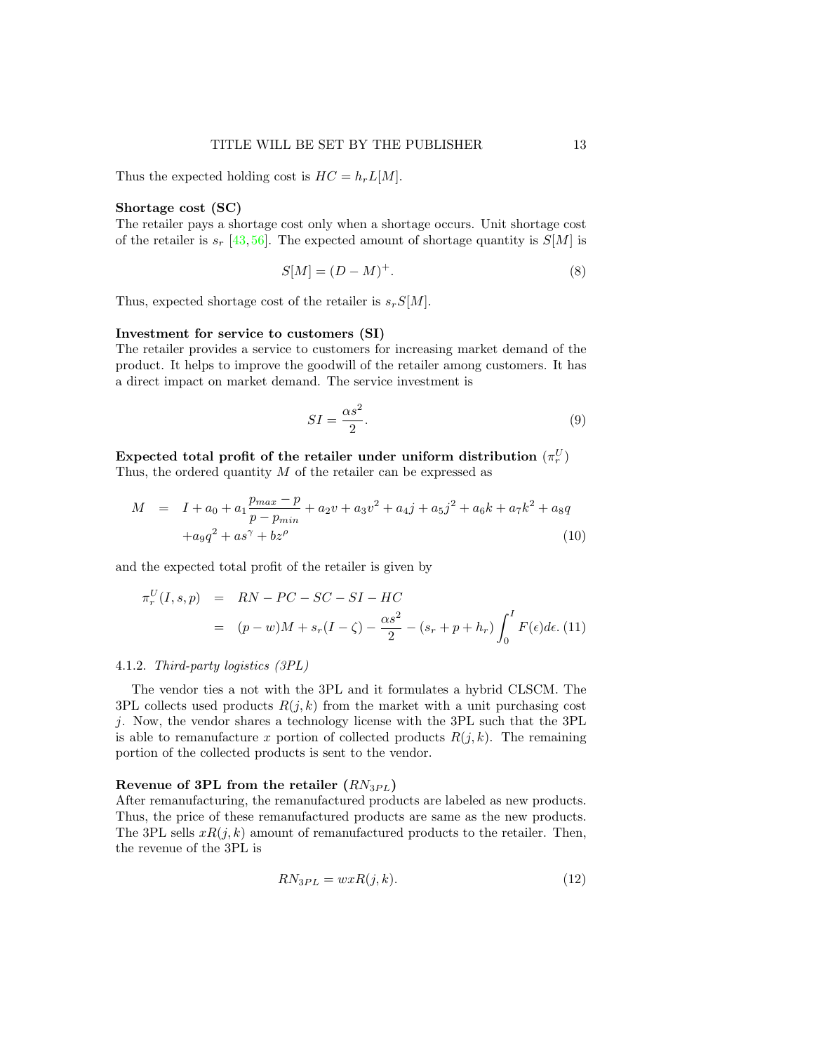Thus the expected holding cost is $HC = h_r L[M]$.

**Shortage cost (SC)**
The retailer pays a shortage cost only when a shortage occurs. Unit shortage cost of the retailer is $s_r$ [43, 56]. The expected amount of shortage quantity is $S[M]$ is

$$S[M] = (D - M)^+. \tag{8}$$

Thus, expected shortage cost of the retailer is $s_r S[M]$.

**Investment for service to customers (SI)**
The retailer provides a service to customers for increasing market demand of the product. It helps to improve the goodwill of the retailer among customers. It has a direct impact on market demand. The service investment is

$$SI = \frac{\alpha s^2}{2}. \tag{9}$$

**Expected total profit of the retailer under uniform distribution ($\pi_r^U$)**
Thus, the ordered quantity $M$ of the retailer can be expressed as

$$\begin{aligned} M &= I + a_0 + a_1 \frac{p_{max} - p}{p - p_{min}} + a_2 v + a_3 v^2 + a_4 j + a_5 j^2 + a_6 k + a_7 k^2 + a_8 q \\ &\quad + a_9 q^2 + a s^\gamma + b z^\rho \end{aligned} \tag{10}$$

and the expected total profit of the retailer is given by

$$\begin{aligned} \pi_r^U(I, s, p) &= RN - PC - SC - SI - HC \\ &= (p - w)M + s_r(I - \zeta) - \frac{\alpha s^2}{2} - (s_r + p + h_r) \int_0^I F(\epsilon) d\epsilon. \end{aligned} \tag{11}$$

#### 4.1.2. *Third-party logistics (3PL)*

The vendor ties a not with the 3PL and it formulates a hybrid CLSCM. The 3PL collects used products $R(j, k)$ from the market with a unit purchasing cost $j$. Now, the vendor shares a technology license with the 3PL such that the 3PL is able to remanufacture $x$ portion of collected products $R(j, k)$. The remaining portion of the collected products is sent to the vendor.

**Revenue of 3PL from the retailer ($RN_{3PL}$)**
After remanufacturing, the remanufactured products are labeled as new products. Thus, the price of these remanufactured products are same as the new products. The 3PL sells $xR(j, k)$ amount of remanufactured products to the retailer. Then, the revenue of the 3PL is

$$RN_{3PL} = wxR(j, k). \tag{12}$$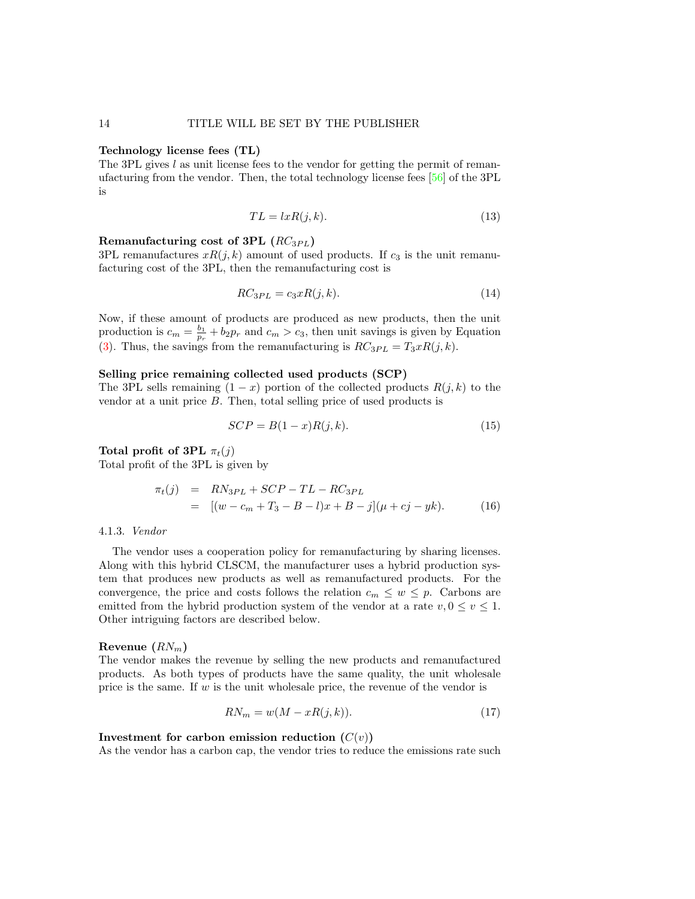**Technology license fees (TL)**
The 3PL gives $l$ as unit license fees to the vendor for getting the permit of remanufacturing from the vendor. Then, the total technology license fees [56] of the 3PL is

$$TL = lxR(j,k). \tag{13}$$

**Remanufacturing cost of 3PL ($RC_{3PL}$)**
3PL remanufactures $xR(j,k)$ amount of used products. If $c_3$ is the unit remanufacturing cost of the 3PL, then the remanufacturing cost is

$$RC_{3PL} = c_3 xR(j,k). \tag{14}$$

Now, if these amount of products are produced as new products, then the unit production is $c_m = \frac{b_1}{p_r} + b_2 p_r$ and $c_m > c_3$, then unit savings is given by Equation (3). Thus, the savings from the remanufacturing is $RC_{3PL} = T_3 xR(j,k)$.

**Selling price remaining collected used products (SCP)**
The 3PL sells remaining $(1-x)$ portion of the collected products $R(j,k)$ to the vendor at a unit price $B$. Then, total selling price of used products is

$$SCP = B(1-x)R(j,k). \tag{15}$$

**Total profit of 3PL $\pi_t(j)$**
Total profit of the 3PL is given by

$$\begin{aligned} \pi_t(j) &= RN_{3PL} + SCP - TL - RC_{3PL} \\ &= [(w - c_m + T_3 - B - l)x + B - j](\mu + cj - yk). \end{aligned} \tag{16}$$

4.1.3. *Vendor*

The vendor uses a cooperation policy for remanufacturing by sharing licenses. Along with this hybrid CLSCM, the manufacturer uses a hybrid production system that produces new products as well as remanufactured products. For the convergence, the price and costs follows the relation $c_m \leq w \leq p$. Carbons are emitted from the hybrid production system of the vendor at a rate $v, 0 \leq v \leq 1$. Other intriguing factors are described below.

**Revenue ($RN_m$)**
The vendor makes the revenue by selling the new products and remanufactured products. As both types of products have the same quality, the unit wholesale price is the same. If $w$ is the unit wholesale price, the revenue of the vendor is

$$RN_m = w(M - xR(j,k)). \tag{17}$$

**Investment for carbon emission reduction ($C(v)$)**
As the vendor has a carbon cap, the vendor tries to reduce the emissions rate such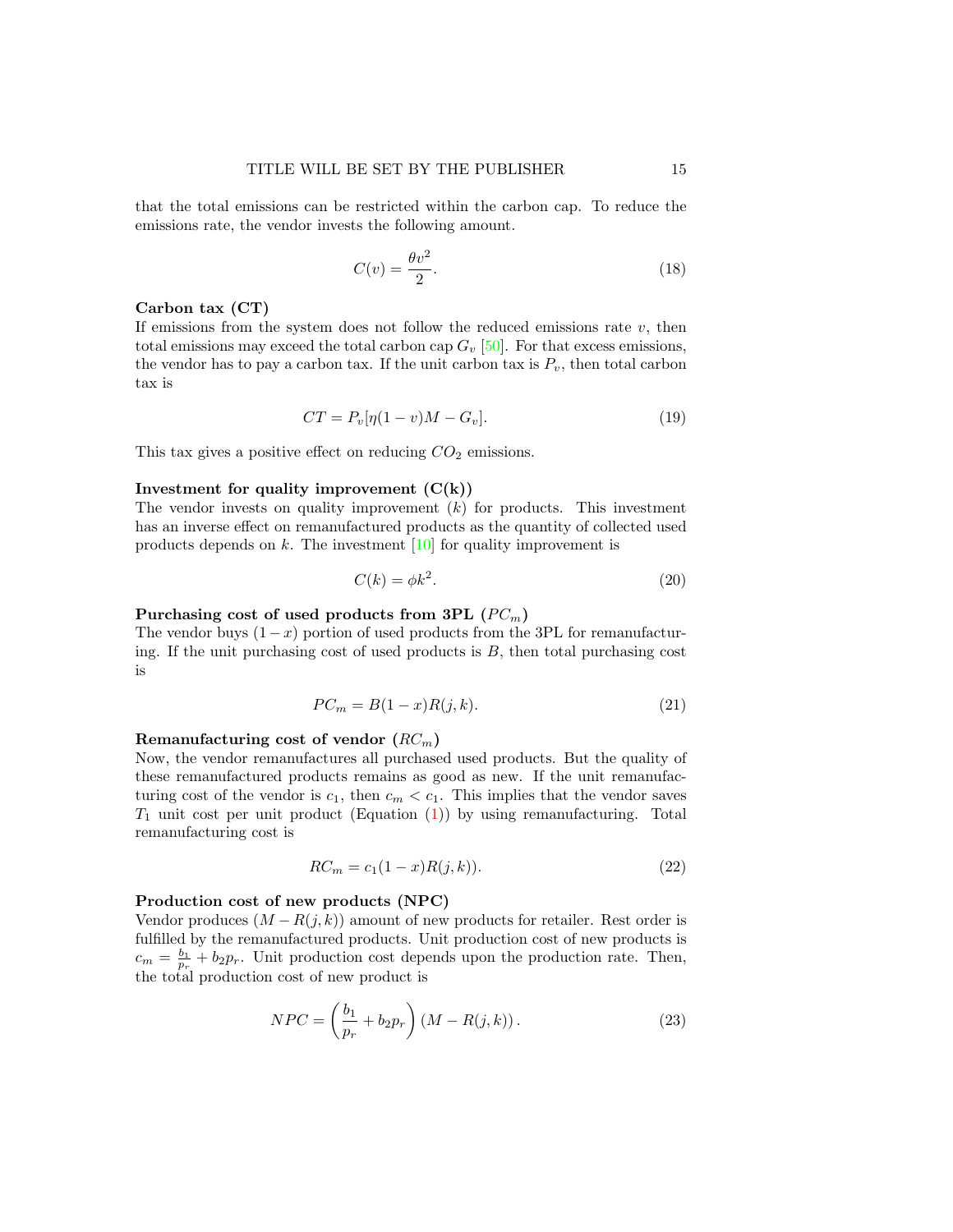that the total emissions can be restricted within the carbon cap. To reduce the emissions rate, the vendor invests the following amount.

$$C(v) = \frac{\theta v^2}{2}. \tag{18}$$

**Carbon tax (CT)**
If emissions from the system does not follow the reduced emissions rate $v$, then total emissions may exceed the total carbon cap $G_v$ [50]. For that excess emissions, the vendor has to pay a carbon tax. If the unit carbon tax is $P_v$, then total carbon tax is

$$CT = P_v[\eta(1-v)M - G_v]. \tag{19}$$

This tax gives a positive effect on reducing $CO_2$ emissions.

**Investment for quality improvement (C(k))**
The vendor invests on quality improvement ($k$) for products. This investment has an inverse effect on remanufactured products as the quantity of collected used products depends on $k$. The investment [10] for quality improvement is

$$C(k) = \phi k^2. \tag{20}$$

**Purchasing cost of used products from 3PL ($PC_m$)**
The vendor buys $(1-x)$ portion of used products from the 3PL for remanufacturing. If the unit purchasing cost of used products is $B$, then total purchasing cost is

$$PC_m = B(1-x)R(j,k). \tag{21}$$

**Remanufacturing cost of vendor ($RC_m$)**
Now, the vendor remanufactures all purchased used products. But the quality of these remanufactured products remains as good as new. If the unit remanufacturing cost of the vendor is $c_1$, then $c_m < c_1$. This implies that the vendor saves $T_1$ unit cost per unit product (Equation (1)) by using remanufacturing. Total remanufacturing cost is

$$RC_m = c_1(1-x)R(j,k)). \tag{22}$$

**Production cost of new products (NPC)**
Vendor produces $(M - R(j,k))$ amount of new products for retailer. Rest order is fulfilled by the remanufactured products. Unit production cost of new products is $c_m = \frac{b_1}{p_r} + b_2 p_r$. Unit production cost depends upon the production rate. Then, the total production cost of new product is

$$NPC = \left(\frac{b_1}{p_r} + b_2 p_r\right)(M - R(j,k)). \tag{23}$$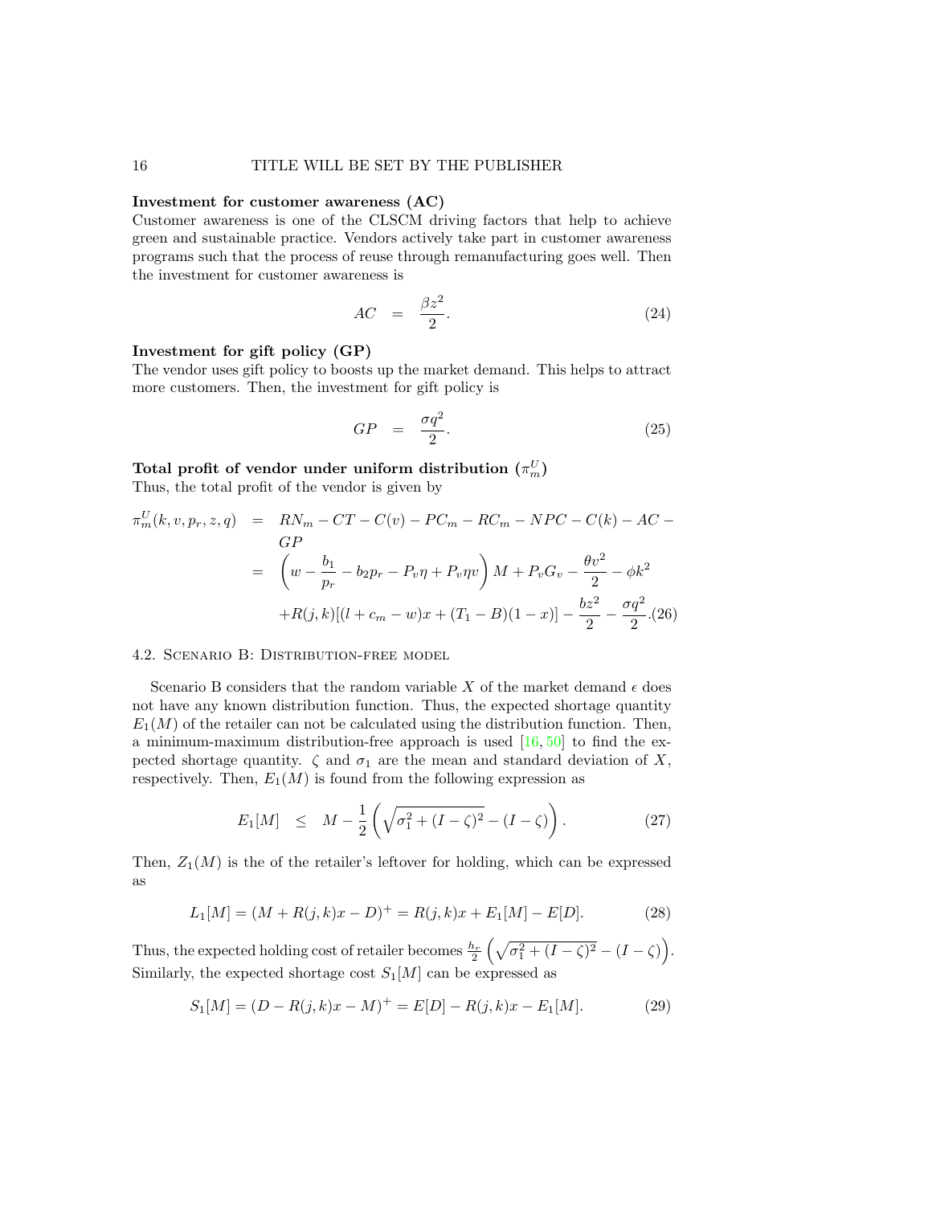**Investment for customer awareness (AC)**

Customer awareness is one of the CLSCM driving factors that help to achieve green and sustainable practice. Vendors actively take part in customer awareness programs such that the process of reuse through remanufacturing goes well. Then the investment for customer awareness is

$$AC = \frac{\beta z^2}{2}. \tag{24}$$

**Investment for gift policy (GP)**

The vendor uses gift policy to boosts up the market demand. This helps to attract more customers. Then, the investment for gift policy is

$$GP = \frac{\sigma q^2}{2}. \tag{25}$$

**Total profit of vendor under uniform distribution ($\pi_m^U$)**

Thus, the total profit of the vendor is given by

$$\begin{aligned}
\pi_m^U(k, v, p_r, z, q) &= RN_m - CT - C(v) - PC_m - RC_m - NPC - C(k) - AC - GP \\
&= \left(w - \frac{b_1}{p_r} - b_2 p_r - P_v\eta + P_v\eta v\right) M + P_v G_v - \frac{\theta v^2}{2} - \phi k^2 \\
&\quad + R(j,k)[(l + c_m - w)x + (T_1 - B)(1 - x)] - \frac{bz^2}{2} - \frac{\sigma q^2}{2}.
\end{aligned} \tag{26}$$

## 4.2. Scenario B: Distribution-free model

Scenario B considers that the random variable $X$ of the market demand $\epsilon$ does not have any known distribution function. Thus, the expected shortage quantity $E_1(M)$ of the retailer can not be calculated using the distribution function. Then, a minimum-maximum distribution-free approach is used [16, 50] to find the expected shortage quantity. $\zeta$ and $\sigma_1$ are the mean and standard deviation of $X$, respectively. Then, $E_1(M)$ is found from the following expression as

$$E_1[M] \leq M - \frac{1}{2}\left(\sqrt{\sigma_1^2 + (I - \zeta)^2} - (I - \zeta)\right). \tag{27}$$

Then, $Z_1(M)$ is the of the retailer's leftover for holding, which can be expressed as

$$L_1[M] = (M + R(j,k)x - D)^+ = R(j,k)x + E_1[M] - E[D]. \tag{28}$$

Thus, the expected holding cost of retailer becomes $\frac{h_r}{2}\left(\sqrt{\sigma_1^2 + (I - \zeta)^2} - (I - \zeta)\right)$. Similarly, the expected shortage cost $S_1[M]$ can be expressed as

$$S_1[M] = (D - R(j,k)x - M)^+ = E[D] - R(j,k)x - E_1[M]. \tag{29}$$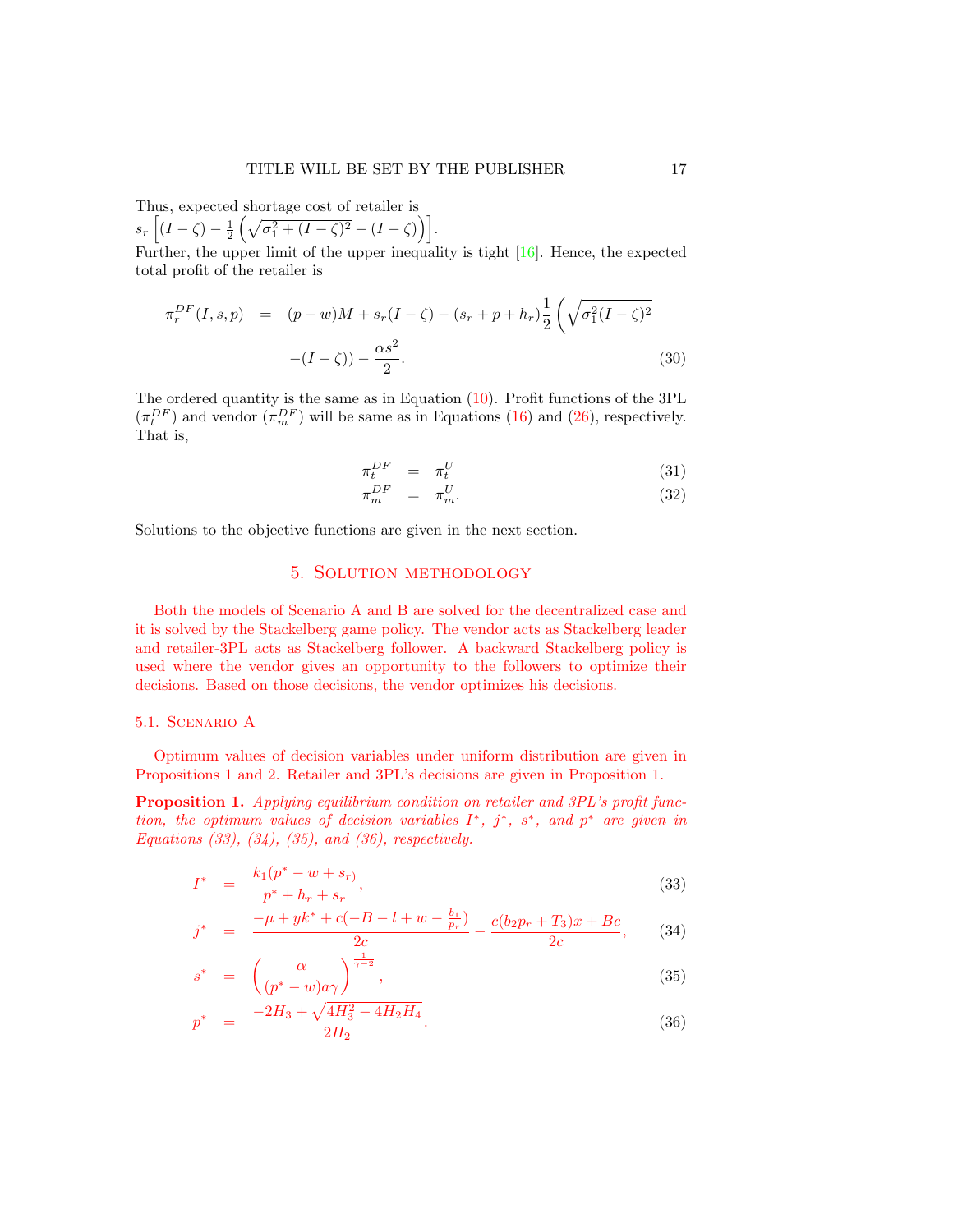Thus, expected shortage cost of retailer is
$s_r\left[(I-\zeta)-\frac{1}{2}\left(\sqrt{\sigma_1^2+(I-\zeta)^2}-(I-\zeta)\right)\right]$.
Further, the upper limit of the upper inequality is tight [16]. Hence, the expected total profit of the retailer is

$$
\begin{aligned}
\pi_r^{DF}(I,s,p) &= (p-w)M+s_r(I-\zeta)-(s_r+p+h_r)\frac{1}{2}\left(\sqrt{\sigma_1^2(I-\zeta)^2}\right. \\
&\left. -(I-\zeta)\right)-\frac{\alpha s^2}{2}. \qquad (30)
\end{aligned}
$$

The ordered quantity is the same as in Equation (10). Profit functions of the 3PL ($\pi_t^{DF}$) and vendor ($\pi_m^{DF}$) will be same as in Equations (16) and (26), respectively. That is,

$$
\pi_t^{DF} = \pi_t^U \qquad (31)
$$

$$
\pi_m^{DF} = \pi_m^U. \qquad (32)
$$

Solutions to the objective functions are given in the next section.

## 5. Solution methodology

Both the models of Scenario A and B are solved for the decentralized case and it is solved by the Stackelberg game policy. The vendor acts as Stackelberg leader and retailer-3PL acts as Stackelberg follower. A backward Stackelberg policy is used where the vendor gives an opportunity to the followers to optimize their decisions. Based on those decisions, the vendor optimizes his decisions.

### 5.1. Scenario A

Optimum values of decision variables under uniform distribution are given in Propositions 1 and 2. Retailer and 3PL's decisions are given in Proposition 1.

**Proposition 1.** *Applying equilibrium condition on retailer and 3PL's profit function, the optimum values of decision variables $I^*$, $j^*$, $s^*$, and $p^*$ are given in Equations (33), (34), (35), and (36), respectively.*

$$
I^* = \frac{k_1(p^*-w+s_r)}{p^*+h_r+s_r}, \qquad (33)
$$

$$
j^* = \frac{-\mu+yk^*+c(-B-l+w-\frac{b_1}{p_r})}{2c}-\frac{c(b_2p_r+T_3)x+Bc}{2c}, \qquad (34)
$$

$$
s^* = \left(\frac{\alpha}{(p^*-w)a\gamma}\right)^{\frac{1}{\gamma-2}}, \qquad (35)
$$

$$
p^* = \frac{-2H_3+\sqrt{4H_3^2-4H_2H_4}}{2H_2}. \qquad (36)
$$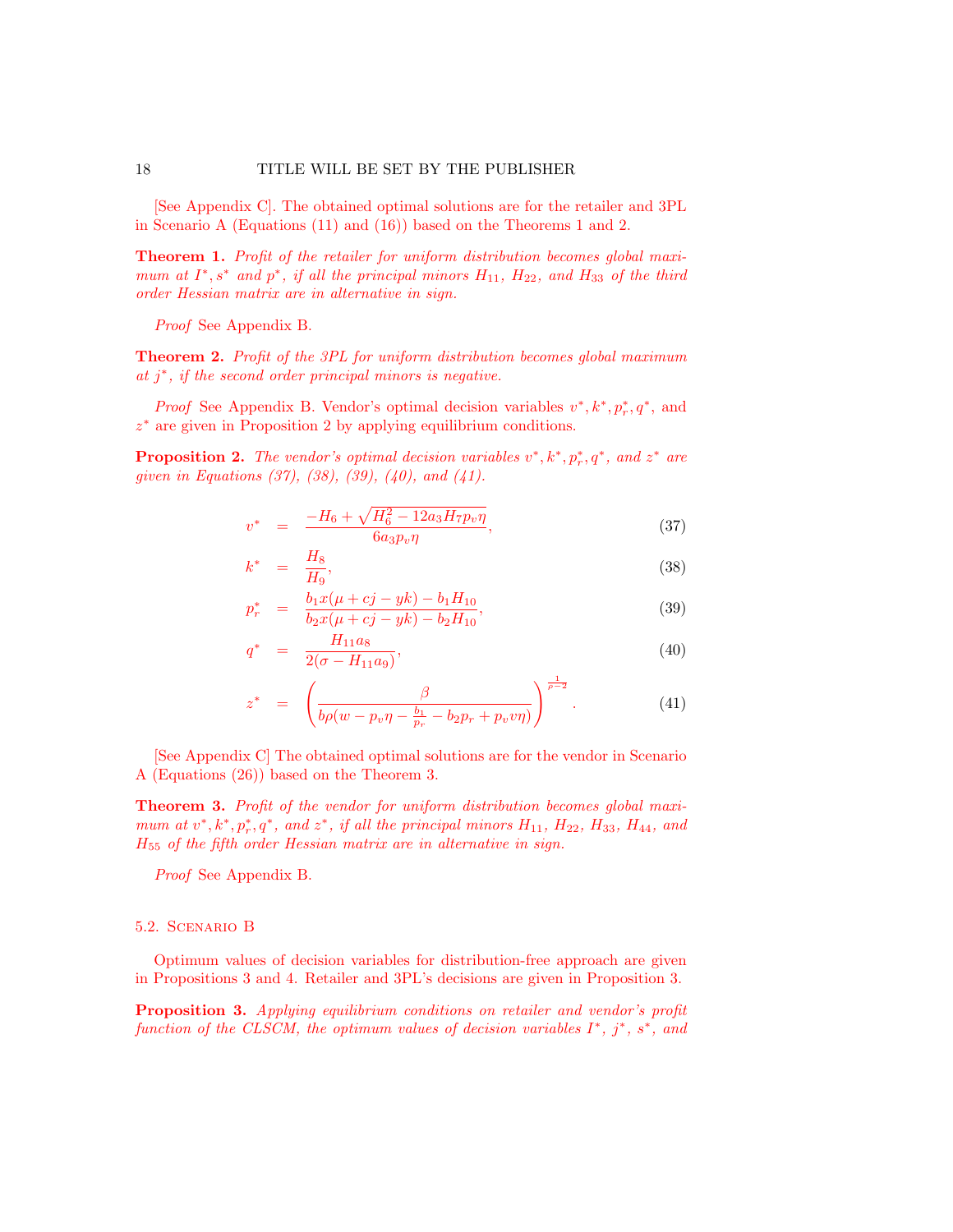[See Appendix C]. The obtained optimal solutions are for the retailer and 3PL in Scenario A (Equations (11) and (16)) based on the Theorems 1 and 2.

**Theorem 1.** *Profit of the retailer for uniform distribution becomes global maximum at $I^*, s^*$ and $p^*$, if all the principal minors $H_{11}$, $H_{22}$, and $H_{33}$ of the third order Hessian matrix are in alternative in sign.*

*Proof* See Appendix B.

**Theorem 2.** *Profit of the 3PL for uniform distribution becomes global maximum at $j^*$, if the second order principal minors is negative.*

*Proof* See Appendix B. Vendor's optimal decision variables $v^*, k^*, p_r^*, q^*$, and $z^*$ are given in Proposition 2 by applying equilibrium conditions.

**Proposition 2.** *The vendor's optimal decision variables $v^*, k^*, p_r^*, q^*$, and $z^*$ are given in Equations (37), (38), (39), (40), and (41).*

$$v^* = \frac{-H_6 + \sqrt{H_6^2 - 12a_3 H_7 p_v \eta}}{6a_3 p_v \eta}, \tag{37}$$

$$k^* = \frac{H_8}{H_9}, \tag{38}$$

$$p_r^* = \frac{b_1 x(\mu + cj - yk) - b_1 H_{10}}{b_2 x(\mu + cj - yk) - b_2 H_{10}}, \tag{39}$$

$$q^* = \frac{H_{11} a_8}{2(\sigma - H_{11} a_9)}, \tag{40}$$

$$z^* = \left( \frac{\beta}{b\rho(w - p_v\eta - \frac{b_1}{p_r} - b_2 p_r + p_v v\eta)} \right)^{\frac{1}{\rho - 2}}. \tag{41}$$

[See Appendix C] The obtained optimal solutions are for the vendor in Scenario A (Equations (26)) based on the Theorem 3.

**Theorem 3.** *Profit of the vendor for uniform distribution becomes global maximum at $v^*, k^*, p_r^*, q^*$, and $z^*$, if all the principal minors $H_{11}$, $H_{22}$, $H_{33}$, $H_{44}$, and $H_{55}$ of the fifth order Hessian matrix are in alternative in sign.*

*Proof* See Appendix B.

### 5.2. Scenario B

Optimum values of decision variables for distribution-free approach are given in Propositions 3 and 4. Retailer and 3PL's decisions are given in Proposition 3.

**Proposition 3.** *Applying equilibrium conditions on retailer and vendor's profit function of the CLSCM, the optimum values of decision variables $I^*$, $j^*$, $s^*$, and*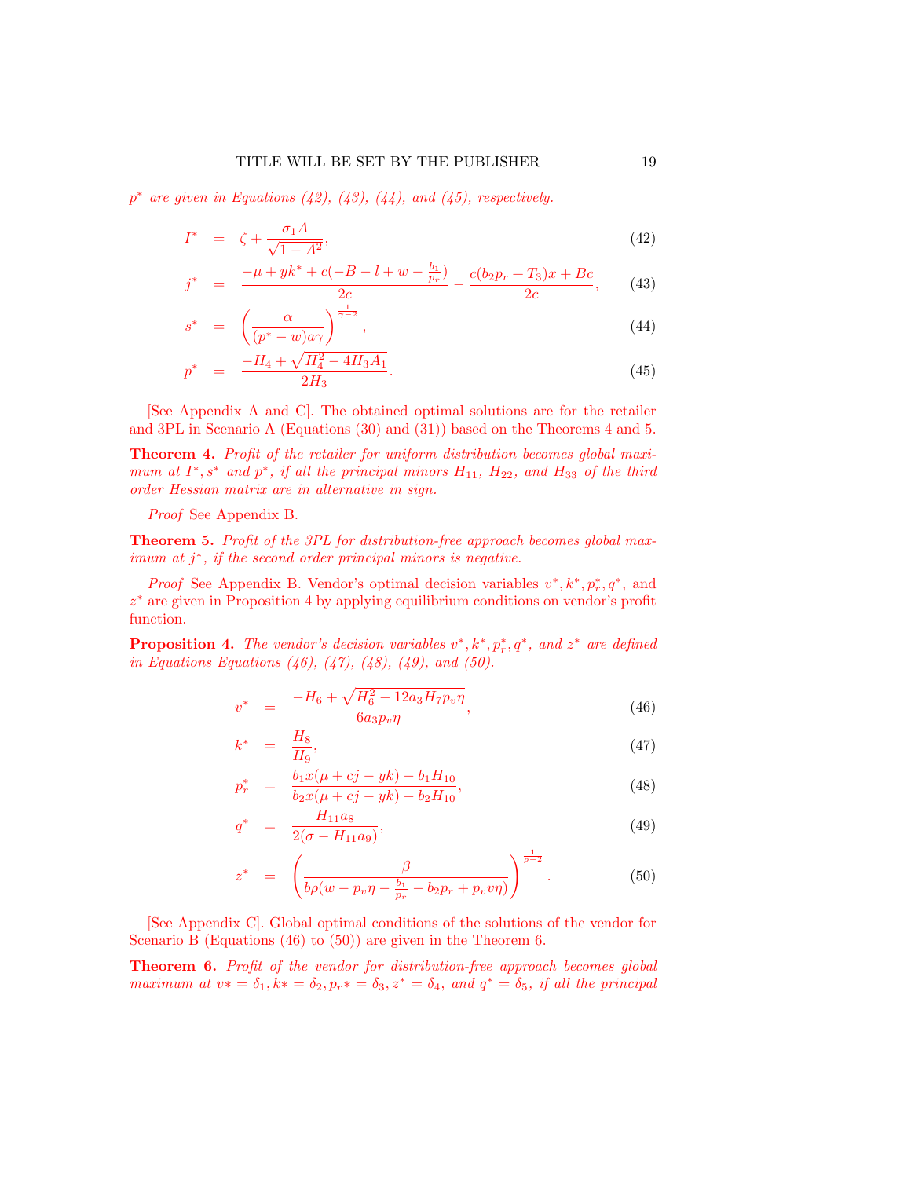*$p^*$ are given in Equations (42), (43), (44), and (45), respectively.*

$$
\begin{aligned}
I^* &= \zeta + \frac{\sigma_1 A}{\sqrt{1-A^2}}, &(42)\\
j^* &= \frac{-\mu + yk^* + c(-B - l + w - \frac{b_1}{p_r})}{2c} - \frac{c(b_2 p_r + T_3)x + Bc}{2c}, &(43)\\
s^* &= \left(\frac{\alpha}{(p^* - w)a\gamma}\right)^{\frac{1}{\gamma - 2}}, &(44)\\
p^* &= \frac{-H_4 + \sqrt{H_4^2 - 4H_3 A_1}}{2H_3}. &(45)
\end{aligned}
$$

[See Appendix A and C]. The obtained optimal solutions are for the retailer and 3PL in Scenario A (Equations (30) and (31)) based on the Theorems 4 and 5.

**Theorem 4.** *Profit of the retailer for uniform distribution becomes global maximum at $I^*, s^*$ and $p^*$, if all the principal minors $H_{11}$, $H_{22}$, and $H_{33}$ of the third order Hessian matrix are in alternative in sign.*

*Proof* See Appendix B.

**Theorem 5.** *Profit of the 3PL for distribution-free approach becomes global maximum at $j^*$, if the second order principal minors is negative.*

*Proof* See Appendix B. Vendor's optimal decision variables $v^*, k^*, p_r^*, q^*$, and $z^*$ are given in Proposition 4 by applying equilibrium conditions on vendor's profit function.

**Proposition 4.** *The vendor's decision variables $v^*, k^*, p_r^*, q^*$, and $z^*$ are defined in Equations Equations (46), (47), (48), (49), and (50).*

$$
\begin{aligned}
v^* &= \frac{-H_6 + \sqrt{H_6^2 - 12a_3 H_7 p_v \eta}}{6a_3 p_v \eta}, &(46)\\
k^* &= \frac{H_8}{H_9}, &(47)\\
p_r^* &= \frac{b_1 x(\mu + cj - yk) - b_1 H_{10}}{b_2 x(\mu + cj - yk) - b_2 H_{10}}, &(48)\\
q^* &= \frac{H_{11} a_8}{2(\sigma - H_{11} a_9)}, &(49)\\
z^* &= \left(\frac{\beta}{b\rho(w - p_v \eta - \frac{b_1}{p_r} - b_2 p_r + p_v v \eta)}\right)^{\frac{1}{\rho - 2}}. &(50)
\end{aligned}
$$

[See Appendix C]. Global optimal conditions of the solutions of the vendor for Scenario B (Equations (46) to (50)) are given in the Theorem 6.

**Theorem 6.** *Profit of the vendor for distribution-free approach becomes global maximum at $v* = \delta_1, k* = \delta_2, p_r* = \delta_3, z^* = \delta_4$, and $q^* = \delta_5$, if all the principal*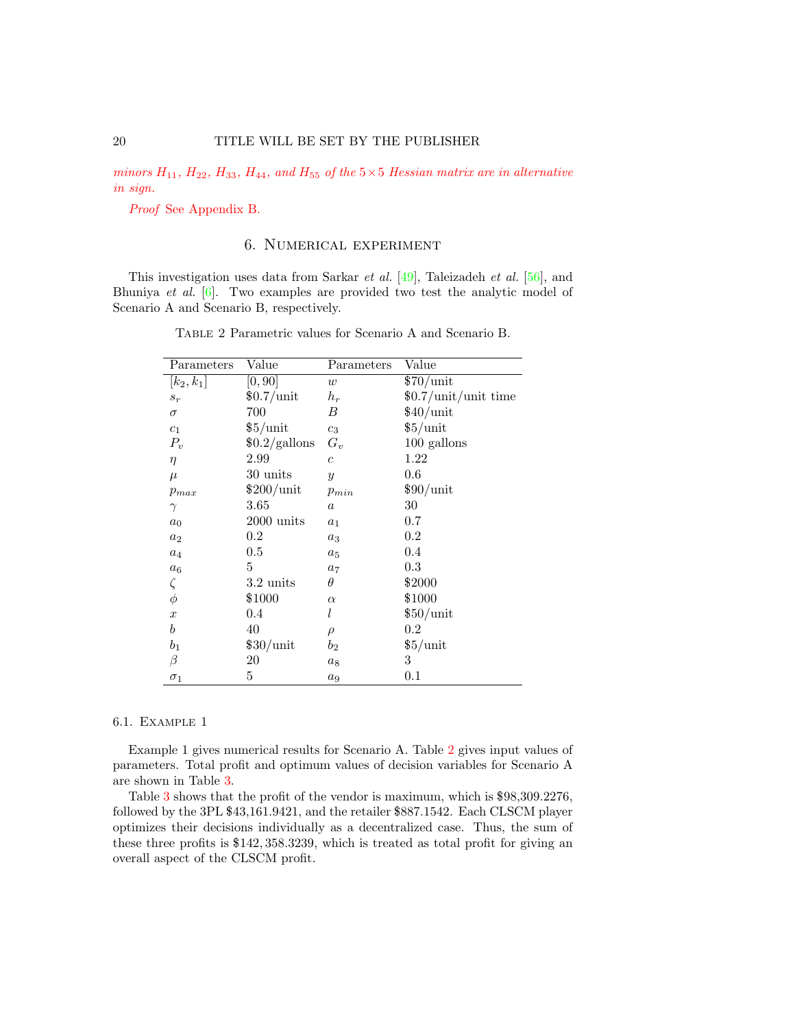*minors $H_{11}$, $H_{22}$, $H_{33}$, $H_{44}$, and $H_{55}$ of the $5 \times 5$ Hessian matrix are in alternative in sign.*

*Proof* See Appendix B.

## 6. Numerical experiment

This investigation uses data from Sarkar *et al.* [49], Taleizadeh *et al.* [56], and Bhuniya *et al.* [6]. Two examples are provided two test the analytic model of Scenario A and Scenario B, respectively.

Table 2 Parametric values for Scenario A and Scenario B.

| Parameters | Value | Parameters | Value |
|---|---|---|---|
| $[k_2, k_1]$ | $[0, 90]$ | $w$ | \$70/unit |
| $s_r$ | \$0.7/unit | $h_r$ | \$0.7/unit/unit time |
| $\sigma$ | 700 | $B$ | \$40/unit |
| $c_1$ | \$5/unit | $c_3$ | \$5/unit |
| $P_v$ | \$0.2/gallons | $G_v$ | 100 gallons |
| $\eta$ | 2.99 | $c$ | 1.22 |
| $\mu$ | 30 units | $y$ | 0.6 |
| $p_{max}$ | \$200/unit | $p_{min}$ | \$90/unit |
| $\gamma$ | 3.65 | $a$ | 30 |
| $a_0$ | 2000 units | $a_1$ | 0.7 |
| $a_2$ | 0.2 | $a_3$ | 0.2 |
| $a_4$ | 0.5 | $a_5$ | 0.4 |
| $a_6$ | 5 | $a_7$ | 0.3 |
| $\zeta$ | 3.2 units | $\theta$ | \$2000 |
| $\phi$ | \$1000 | $\alpha$ | \$1000 |
| $x$ | 0.4 | $l$ | \$50/unit |
| $b$ | 40 | $\rho$ | 0.2 |
| $b_1$ | \$30/unit | $b_2$ | \$5/unit |
| $\beta$ | 20 | $a_8$ | 3 |
| $\sigma_1$ | 5 | $a_9$ | 0.1 |

### 6.1. Example 1

Example 1 gives numerical results for Scenario A. Table 2 gives input values of parameters. Total profit and optimum values of decision variables for Scenario A are shown in Table 3.

Table 3 shows that the profit of the vendor is maximum, which is \$98,309.2276, followed by the 3PL \$43,161.9421, and the retailer \$887.1542. Each CLSCM player optimizes their decisions individually as a decentralized case. Thus, the sum of these three profits is \$142, 358.3239, which is treated as total profit for giving an overall aspect of the CLSCM profit.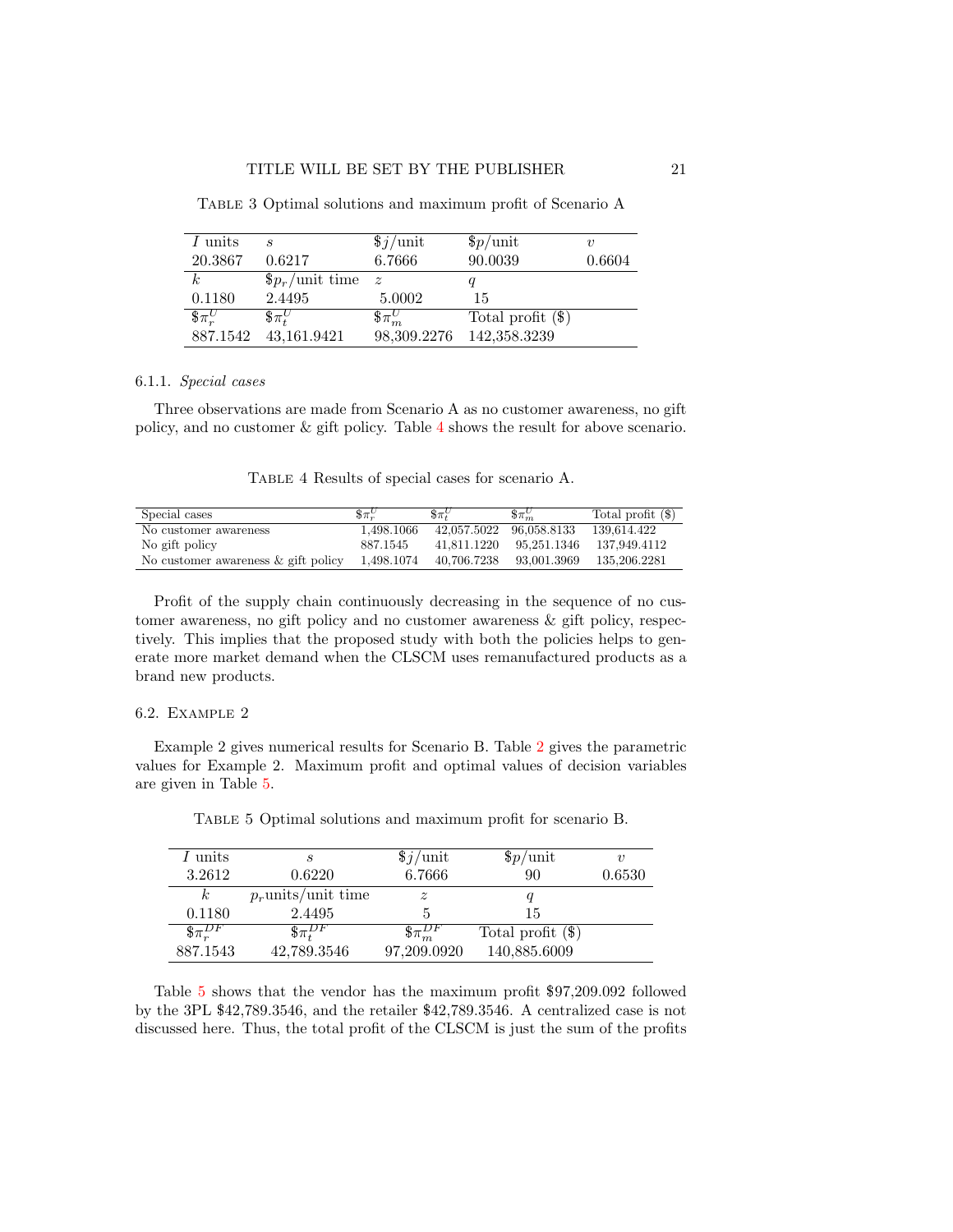Table 3 Optimal solutions and maximum profit of Scenario A

| $I$ units | $s$ | $\$j$/unit | $\$p$/unit | $v$ |
|---|---|---|---|---|
| 20.3867 | 0.6217 | 6.7666 | 90.0039 | 0.6604 |
| $k$ | $\$p_r$/unit time | $z$ | $q$ | |
| 0.1180 | 2.4495 | 5.0002 | 15 | |
| $\$\pi_r^U$ | $\$\pi_t^U$ | $\$\pi_m^U$ | Total profit (\$) | |
| 887.1542 | 43,161.9421 | 98,309.2276 | 142,358.3239 | |

#### 6.1.1. *Special cases*

Three observations are made from Scenario A as no customer awareness, no gift policy, and no customer & gift policy. Table 4 shows the result for above scenario.

Table 4 Results of special cases for scenario A.

| Special cases | $\$\pi_r^U$ | $\$\pi_t^U$ | $\$\pi_m^U$ | Total profit (\$) |
|---|---|---|---|---|
| No customer awareness | 1,498.1066 | 42,057.5022 | 96,058.8133 | 139,614.422 |
| No gift policy | 887.1545 | 41,811.1220 | 95,251.1346 | 137,949.4112 |
| No customer awareness & gift policy | 1,498.1074 | 40,706.7238 | 93,001.3969 | 135,206.2281 |

Profit of the supply chain continuously decreasing in the sequence of no customer awareness, no gift policy and no customer awareness & gift policy, respectively. This implies that the proposed study with both the policies helps to generate more market demand when the CLSCM uses remanufactured products as a brand new products.

### 6.2. Example 2

Example 2 gives numerical results for Scenario B. Table 2 gives the parametric values for Example 2. Maximum profit and optimal values of decision variables are given in Table 5.

Table 5 Optimal solutions and maximum profit for scenario B.

| $I$ units | $s$ | $\$j$/unit | $\$p$/unit | $v$ |
|---|---|---|---|---|
| 3.2612 | 0.6220 | 6.7666 | 90 | 0.6530 |
| $k$ | $p_r$units/unit time | $z$ | $q$ | |
| 0.1180 | 2.4495 | 5 | 15 | |
| $\$\pi_r^{DF}$ | $\$\pi_t^{DF}$ | $\$\pi_m^{DF}$ | Total profit (\$) | |
| 887.1543 | 42,789.3546 | 97,209.0920 | 140,885.6009 | |

Table 5 shows that the vendor has the maximum profit \$97,209.092 followed by the 3PL \$42,789.3546, and the retailer \$42,789.3546. A centralized case is not discussed here. Thus, the total profit of the CLSCM is just the sum of the profits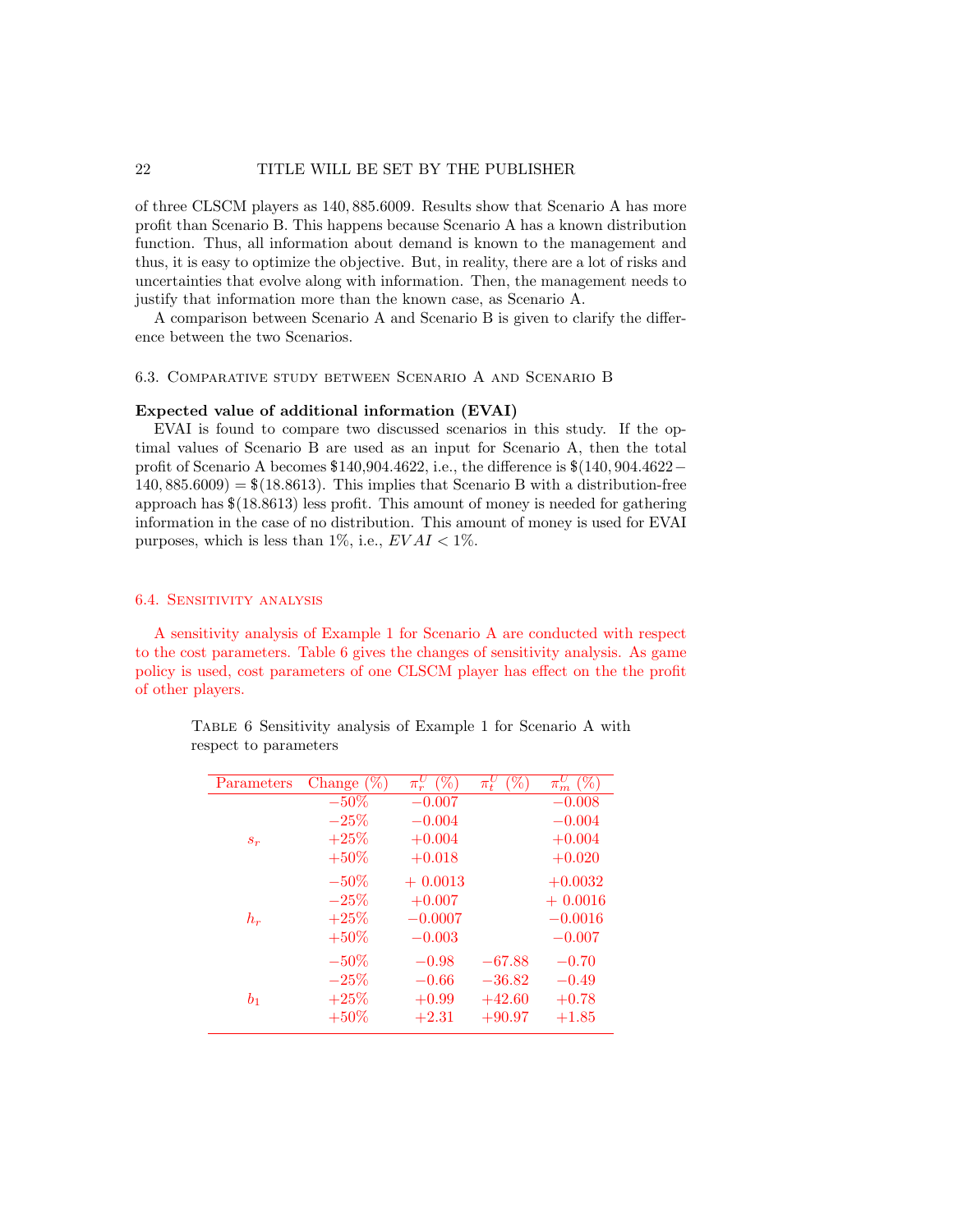of three CLSCM players as 140, 885.6009. Results show that Scenario A has more profit than Scenario B. This happens because Scenario A has a known distribution function. Thus, all information about demand is known to the management and thus, it is easy to optimize the objective. But, in reality, there are a lot of risks and uncertainties that evolve along with information. Then, the management needs to justify that information more than the known case, as Scenario A.

A comparison between Scenario A and Scenario B is given to clarify the difference between the two Scenarios.

### 6.3. Comparative study between Scenario A and Scenario B

**Expected value of additional information (EVAI)**

EVAI is found to compare two discussed scenarios in this study. If the optimal values of Scenario B are used as an input for Scenario A, then the total profit of Scenario A becomes \$140,904.4622, i.e., the difference is $\$(140, 904.4622 - 140, 885.6009) = \$(18.8613)$. This implies that Scenario B with a distribution-free approach has \$(18.8613) less profit. This amount of money is needed for gathering information in the case of no distribution. This amount of money is used for EVAI purposes, which is less than 1%, i.e., $EVAI < 1\%$.

### 6.4. Sensitivity analysis

A sensitivity analysis of Example 1 for Scenario A are conducted with respect to the cost parameters. Table 6 gives the changes of sensitivity analysis. As game policy is used, cost parameters of one CLSCM player has effect on the the profit of other players.

Table 6 Sensitivity analysis of Example 1 for Scenario A with respect to parameters

| Parameters | Change (%) | $\pi_r^U$ (%) | $\pi_t^U$ (%) | $\pi_m^U$ (%) |
|---|---|---|---|---|
| $s_r$ | −50% | −0.007 | | −0.008 |
| | −25% | −0.004 | | −0.004 |
| | +25% | +0.004 | | +0.004 |
| | +50% | +0.018 | | +0.020 |
| $h_r$ | −50% | + 0.0013 | | +0.0032 |
| | −25% | +0.007 | | + 0.0016 |
| | +25% | −0.0007 | | −0.0016 |
| | +50% | −0.003 | | −0.007 |
| $b_1$ | −50% | −0.98 | −67.88 | −0.70 |
| | −25% | −0.66 | −36.82 | −0.49 |
| | +25% | +0.99 | +42.60 | +0.78 |
| | +50% | +2.31 | +90.97 | +1.85 |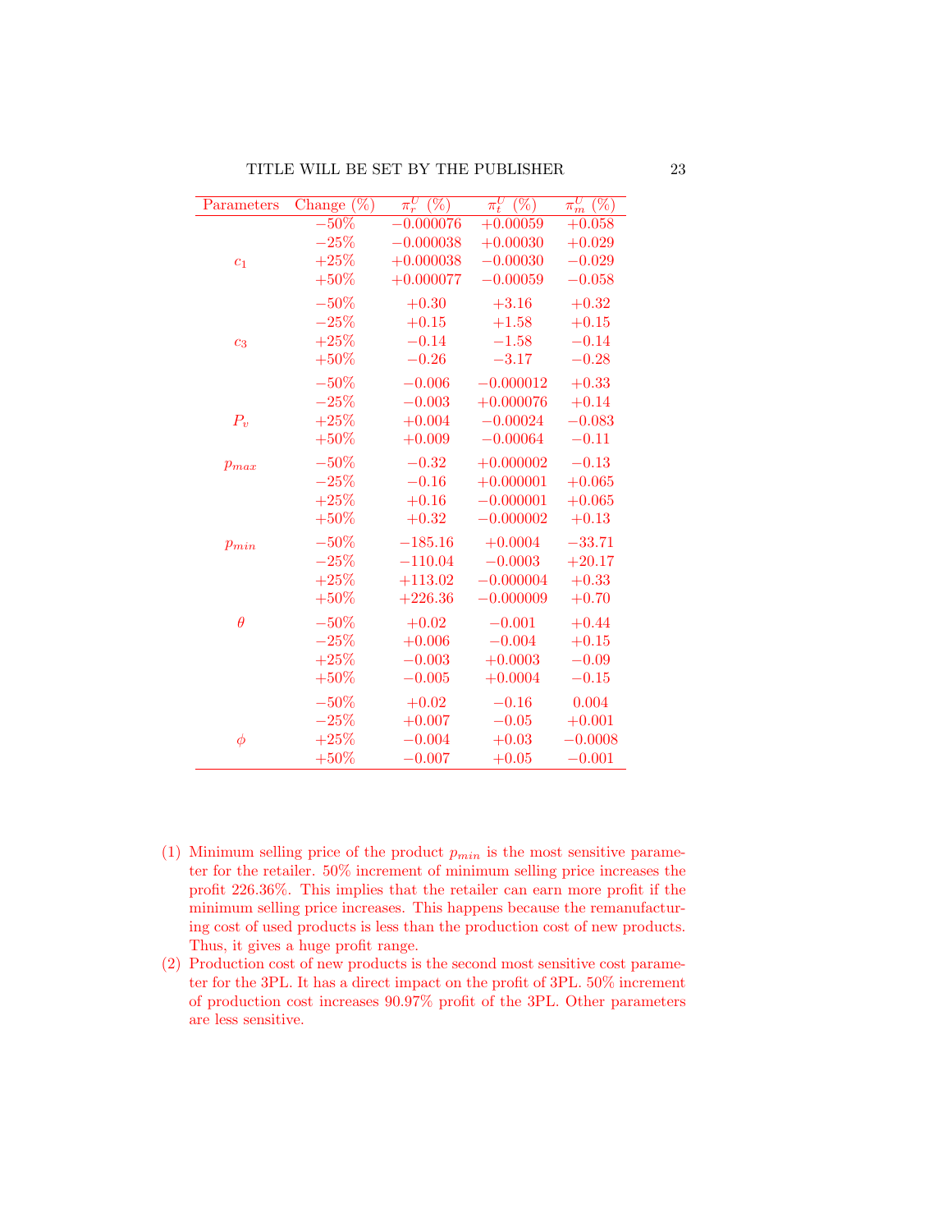| Parameters | Change (%) | $\pi_r^U$ (%) | $\pi_t^U$ (%) | $\pi_m^U$ (%) |
|---|---|---|---|---|
| $c_1$ | −50% | −0.000076 | +0.00059 | +0.058 |
| | −25% | −0.000038 | +0.00030 | +0.029 |
| | +25% | +0.000038 | −0.00030 | −0.029 |
| | +50% | +0.000077 | −0.00059 | −0.058 |
| $c_3$ | −50% | +0.30 | +3.16 | +0.32 |
| | −25% | +0.15 | +1.58 | +0.15 |
| | +25% | −0.14 | −1.58 | −0.14 |
| | +50% | −0.26 | −3.17 | −0.28 |
| $P_v$ | −50% | −0.006 | −0.000012 | +0.33 |
| | −25% | −0.003 | +0.000076 | +0.14 |
| | +25% | +0.004 | −0.00024 | −0.083 |
| | +50% | +0.009 | −0.00064 | −0.11 |
| $p_{max}$ | −50% | −0.32 | +0.000002 | −0.13 |
| | −25% | −0.16 | +0.000001 | +0.065 |
| | +25% | +0.16 | −0.000001 | +0.065 |
| | +50% | +0.32 | −0.000002 | +0.13 |
| $p_{min}$ | −50% | −185.16 | +0.0004 | −33.71 |
| | −25% | −110.04 | −0.0003 | +20.17 |
| | +25% | +113.02 | −0.000004 | +0.33 |
| | +50% | +226.36 | −0.000009 | +0.70 |
| $\theta$ | −50% | +0.02 | −0.001 | +0.44 |
| | −25% | +0.006 | −0.004 | +0.15 |
| | +25% | −0.003 | +0.0003 | −0.09 |
| | +50% | −0.005 | +0.0004 | −0.15 |
| $\phi$ | −50% | +0.02 | −0.16 | 0.004 |
| | −25% | +0.007 | −0.05 | +0.001 |
| | +25% | −0.004 | +0.03 | −0.0008 |
| | +50% | −0.007 | +0.05 | −0.001 |

(1) Minimum selling price of the product $p_{min}$ is the most sensitive parameter for the retailer. 50% increment of minimum selling price increases the profit 226.36%. This implies that the retailer can earn more profit if the minimum selling price increases. This happens because the remanufacturing cost of used products is less than the production cost of new products. Thus, it gives a huge profit range.

(2) Production cost of new products is the second most sensitive cost parameter for the 3PL. It has a direct impact on the profit of 3PL. 50% increment of production cost increases 90.97% profit of the 3PL. Other parameters are less sensitive.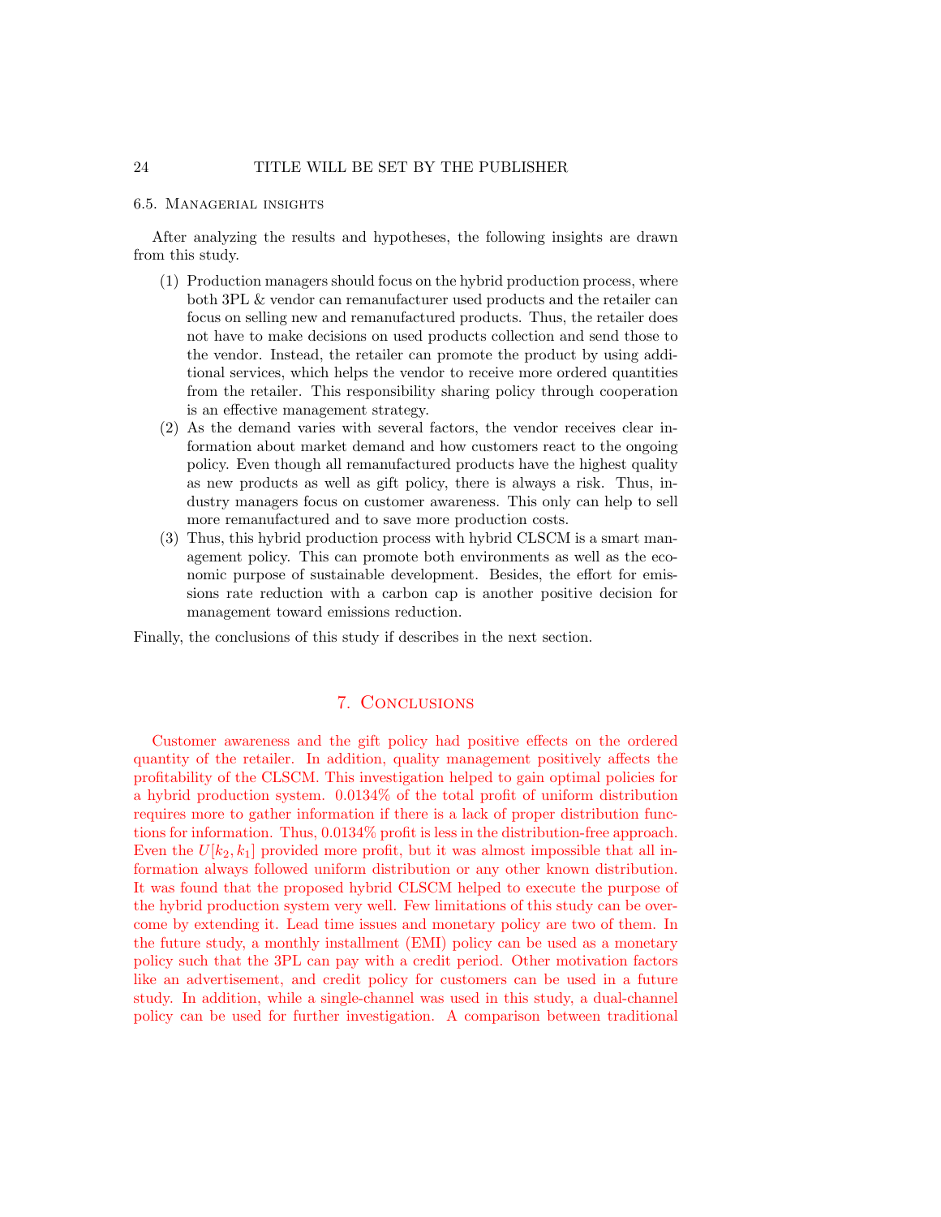### 6.5. Managerial insights

After analyzing the results and hypotheses, the following insights are drawn from this study.

1. Production managers should focus on the hybrid production process, where both 3PL & vendor can remanufacturer used products and the retailer can focus on selling new and remanufactured products. Thus, the retailer does not have to make decisions on used products collection and send those to the vendor. Instead, the retailer can promote the product by using additional services, which helps the vendor to receive more ordered quantities from the retailer. This responsibility sharing policy through cooperation is an effective management strategy.
2. As the demand varies with several factors, the vendor receives clear information about market demand and how customers react to the ongoing policy. Even though all remanufactured products have the highest quality as new products as well as gift policy, there is always a risk. Thus, industry managers focus on customer awareness. This only can help to sell more remanufactured and to save more production costs.
3. Thus, this hybrid production process with hybrid CLSCM is a smart management policy. This can promote both environments as well as the economic purpose of sustainable development. Besides, the effort for emissions rate reduction with a carbon cap is another positive decision for management toward emissions reduction.

Finally, the conclusions of this study if describes in the next section.

## 7. Conclusions

Customer awareness and the gift policy had positive effects on the ordered quantity of the retailer. In addition, quality management positively affects the profitability of the CLSCM. This investigation helped to gain optimal policies for a hybrid production system. 0.0134% of the total profit of uniform distribution requires more to gather information if there is a lack of proper distribution functions for information. Thus, 0.0134% profit is less in the distribution-free approach. Even the $U[k_2, k_1]$ provided more profit, but it was almost impossible that all information always followed uniform distribution or any other known distribution. It was found that the proposed hybrid CLSCM helped to execute the purpose of the hybrid production system very well. Few limitations of this study can be overcome by extending it. Lead time issues and monetary policy are two of them. In the future study, a monthly installment (EMI) policy can be used as a monetary policy such that the 3PL can pay with a credit period. Other motivation factors like an advertisement, and credit policy for customers can be used in a future study. In addition, while a single-channel was used in this study, a dual-channel policy can be used for further investigation. A comparison between traditional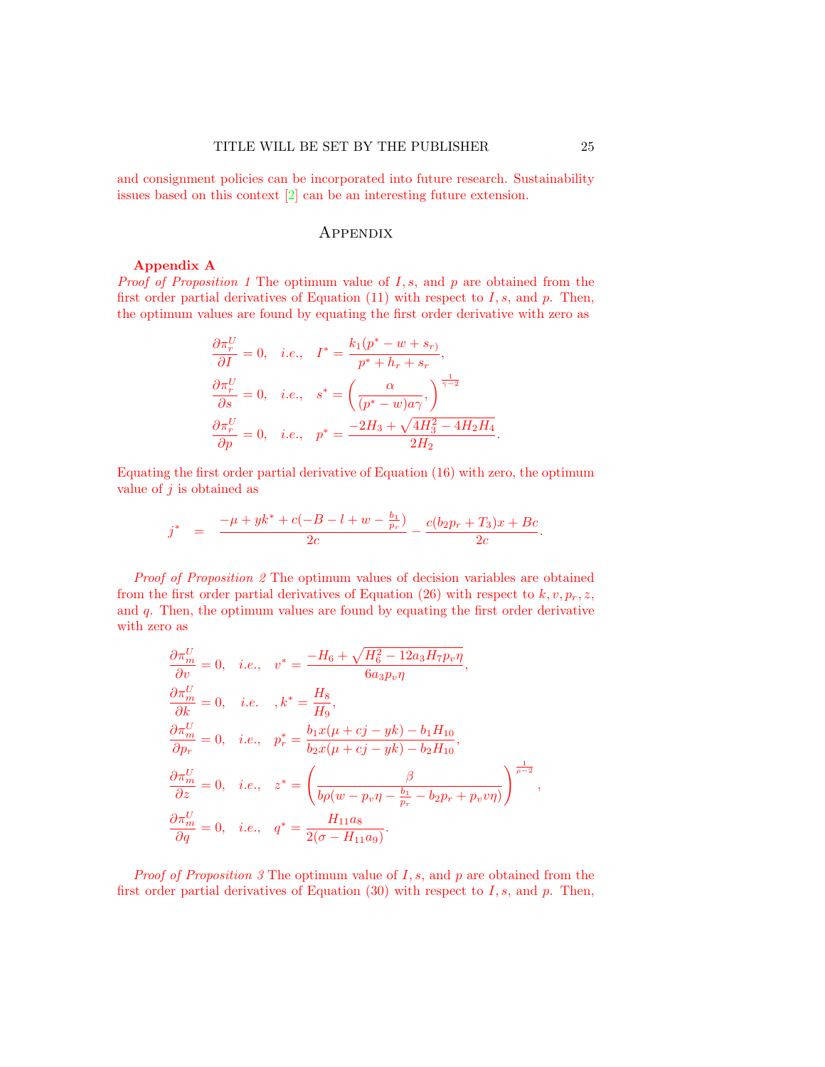and consignment policies can be incorporated into future research. Sustainability issues based on this context [2] can be an interesting future extension.

## Appendix

**Appendix A**

*Proof of Proposition 1* The optimum value of $I, s,$ and $p$ are obtained from the first order partial derivatives of Equation (11) with respect to $I, s,$ and $p$. Then, the optimum values are found by equating the first order derivative with zero as

$$\frac{\partial \pi_r^U}{\partial I} = 0, \quad i.e., \quad I^* = \frac{k_1(p^* - w + s_{r)}}{p^* + h_r + s_r},$$

$$\frac{\partial \pi_r^U}{\partial s} = 0, \quad i.e., \quad s^* = \left(\frac{\alpha}{(p^* - w)a\gamma},\right)^{\frac{1}{\gamma-2}}$$

$$\frac{\partial \pi_r^U}{\partial p} = 0, \quad i.e., \quad p^* = \frac{-2H_3 + \sqrt{4H_3^2 - 4H_2H_4}}{2H_2}.$$

Equating the first order partial derivative of Equation (16) with zero, the optimum value of $j$ is obtained as

$$j^* \quad = \quad \frac{-\mu + yk^* + c(-B - l + w - \frac{b_1}{p_r})}{2c} - \frac{c(b_2p_r + T_3)x + Bc}{2c}.$$

*Proof of Proposition 2* The optimum values of decision variables are obtained from the first order partial derivatives of Equation (26) with respect to $k, v, p_r, z,$ and $q$. Then, the optimum values are found by equating the first order derivative with zero as

$$\frac{\partial \pi_m^U}{\partial v} = 0, \quad i.e., \quad v^* = \frac{-H_6 + \sqrt{H_6^2 - 12a_3H_7p_v\eta}}{6a_3p_v\eta},$$

$$\frac{\partial \pi_m^U}{\partial k} = 0, \quad i.e. \quad , k^* = \frac{H_8}{H_9},$$

$$\frac{\partial \pi_m^U}{\partial p_r} = 0, \quad i.e., \quad p_r^* = \frac{b_1x(\mu + cj - yk) - b_1H_{10}}{b_2x(\mu + cj - yk) - b_2H_{10}},$$

$$\frac{\partial \pi_m^U}{\partial z} = 0, \quad i.e., \quad z^* = \left(\frac{\beta}{b\rho(w - p_v\eta - \frac{b_1}{p_r} - b_2p_r + p_vv\eta)}\right)^{\frac{1}{\rho-2}},$$

$$\frac{\partial \pi_m^U}{\partial q} = 0, \quad i.e., \quad q^* = \frac{H_{11}a_8}{2(\sigma - H_{11}a_9)}.$$

*Proof of Proposition 3* The optimum value of $I, s,$ and $p$ are obtained from the first order partial derivatives of Equation (30) with respect to $I, s,$ and $p$. Then,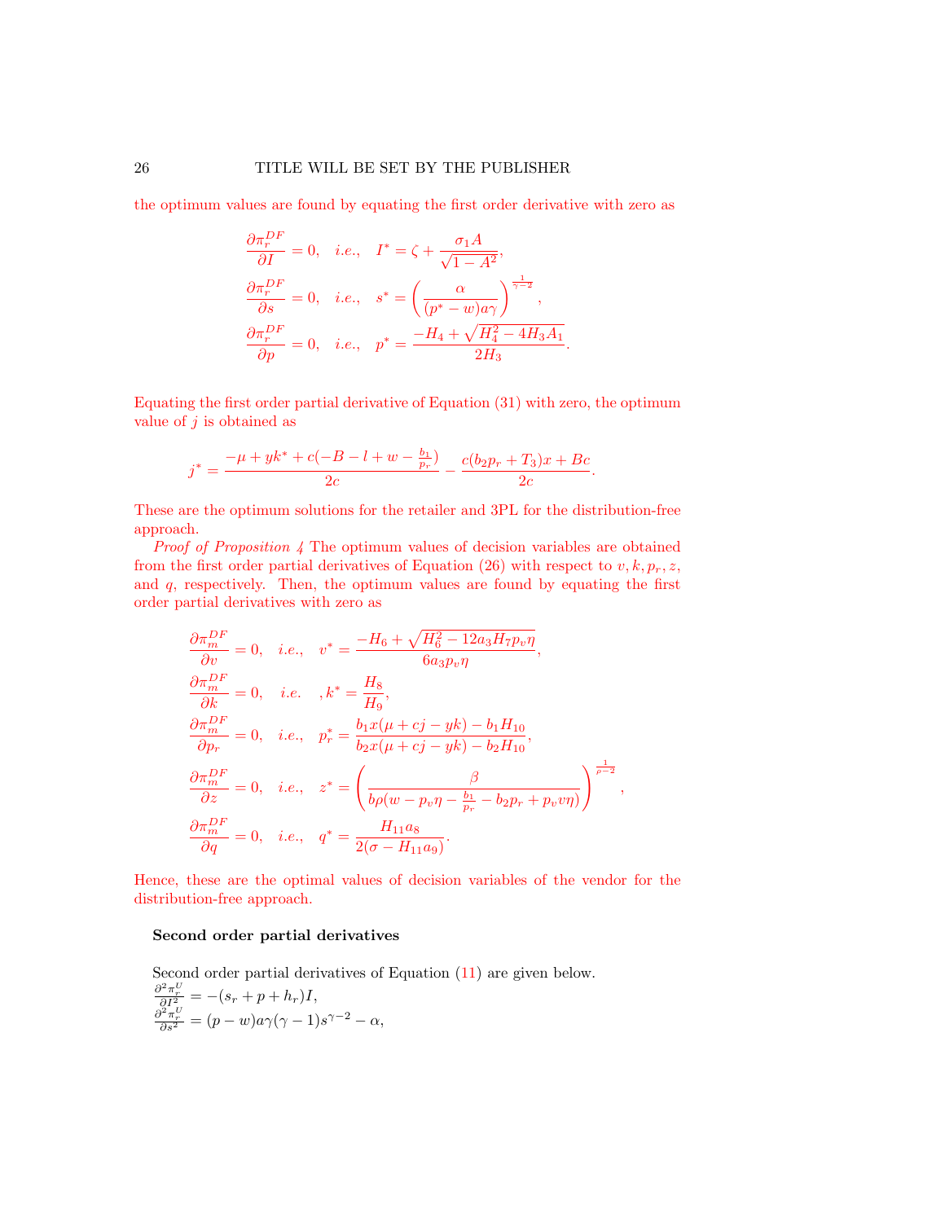the optimum values are found by equating the first order derivative with zero as

$$
\begin{aligned}
\frac{\partial \pi_r^{DF}}{\partial I} &= 0, \quad i.e., \quad I^* = \zeta + \frac{\sigma_1 A}{\sqrt{1-A^2}}, \\
\frac{\partial \pi_r^{DF}}{\partial s} &= 0, \quad i.e., \quad s^* = \left(\frac{\alpha}{(p^*-w)a\gamma}\right)^{\frac{1}{\gamma-2}}, \\
\frac{\partial \pi_r^{DF}}{\partial p} &= 0, \quad i.e., \quad p^* = \frac{-H_4 + \sqrt{H_4^2 - 4H_3A_1}}{2H_3}.
\end{aligned}
$$

Equating the first order partial derivative of Equation (31) with zero, the optimum value of $j$ is obtained as

$$
j^* = \frac{-\mu + yk^* + c(-B - l + w - \frac{b_1}{p_r})}{2c} - \frac{c(b_2p_r + T_3)x + Bc}{2c}.
$$

These are the optimum solutions for the retailer and 3PL for the distribution-free approach.

*Proof of Proposition 4* The optimum values of decision variables are obtained from the first order partial derivatives of Equation (26) with respect to $v, k, p_r, z$, and $q$, respectively. Then, the optimum values are found by equating the first order partial derivatives with zero as

$$
\begin{aligned}
\frac{\partial \pi_m^{DF}}{\partial v} &= 0, \quad i.e., \quad v^* = \frac{-H_6 + \sqrt{H_6^2 - 12a_3H_7p_v\eta}}{6a_3p_v\eta}, \\
\frac{\partial \pi_m^{DF}}{\partial k} &= 0, \quad i.e. \quad , k^* = \frac{H_8}{H_9}, \\
\frac{\partial \pi_m^{DF}}{\partial p_r} &= 0, \quad i.e., \quad p_r^* = \frac{b_1x(\mu + cj - yk) - b_1H_{10}}{b_2x(\mu + cj - yk) - b_2H_{10}}, \\
\frac{\partial \pi_m^{DF}}{\partial z} &= 0, \quad i.e., \quad z^* = \left(\frac{\beta}{b\rho(w - p_v\eta - \frac{b_1}{p_r} - b_2p_r + p_vv\eta)}\right)^{\frac{1}{\rho-2}}, \\
\frac{\partial \pi_m^{DF}}{\partial q} &= 0, \quad i.e., \quad q^* = \frac{H_{11}a_8}{2(\sigma - H_{11}a_9)}.
\end{aligned}
$$

Hence, these are the optimal values of decision variables of the vendor for the distribution-free approach.

**Second order partial derivatives**

Second order partial derivatives of Equation (11) are given below.

$\frac{\partial^2 \pi_r^U}{\partial I^2} = -(s_r + p + h_r)I,$

$\frac{\partial^2 \pi_r^U}{\partial s^2} = (p-w)a\gamma(\gamma-1)s^{\gamma-2} - \alpha,$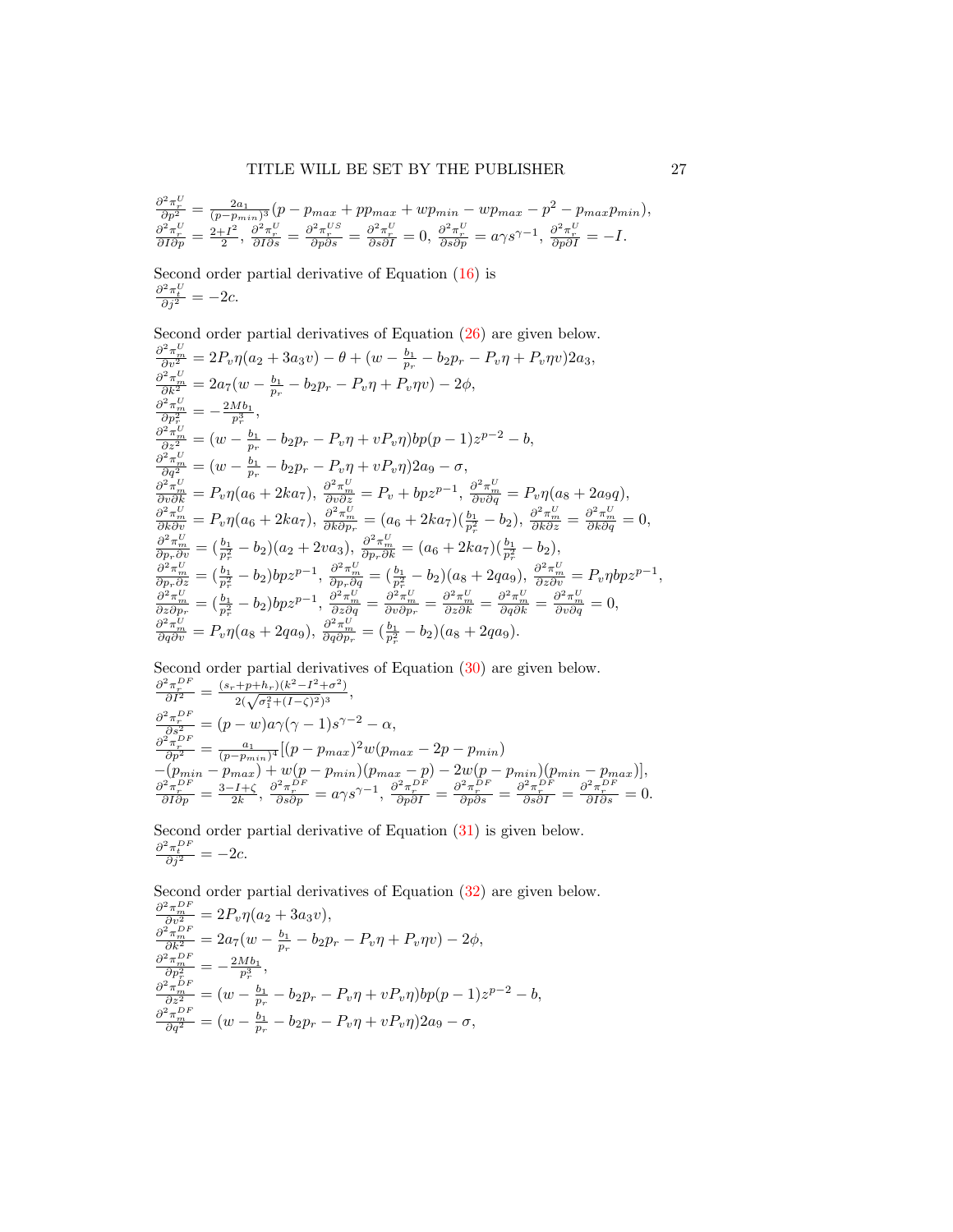$\frac{\partial^2 \pi_r^U}{\partial p^2} = \frac{2a_1}{(p-p_{min})^3}(p - p_{max} + pp_{max} + wp_{min} - wp_{max} - p^2 - p_{max}p_{min})$,
$\frac{\partial^2 \pi_r^U}{\partial I \partial p} = \frac{2+I^2}{2}$, $\frac{\partial^2 \pi_r^U}{\partial I \partial s} = \frac{\partial^2 \pi_r^{US}}{\partial p \partial s} = \frac{\partial^2 \pi_r^U}{\partial s \partial I} = 0$, $\frac{\partial^2 \pi_r^U}{\partial s \partial p} = a\gamma s^{\gamma-1}$, $\frac{\partial^2 \pi_r^U}{\partial p \partial I} = -I$.

Second order partial derivative of Equation (16) is
$\frac{\partial^2 \pi_t^U}{\partial j^2} = -2c$.

Second order partial derivatives of Equation (26) are given below.
$\frac{\partial^2 \pi_m^U}{\partial v^2} = 2P_v\eta(a_2 + 3a_3 v) - \theta + (w - \frac{b_1}{p_r} - b_2 p_r - P_v\eta + P_v\eta v)2a_3$,
$\frac{\partial^2 \pi_m^U}{\partial k^2} = 2a_7(w - \frac{b_1}{p_r} - b_2 p_r - P_v\eta + P_v\eta v) - 2\phi$,
$\frac{\partial^2 \pi_m^U}{\partial p_r^2} = -\frac{2Mb_1}{p_r^3}$,
$\frac{\partial^2 \pi_m^U}{\partial z^2} = (w - \frac{b_1}{p_r} - b_2 p_r - P_v\eta + vP_v\eta)bp(p-1)z^{p-2} - b$,
$\frac{\partial^2 \pi_m^U}{\partial q^2} = (w - \frac{b_1}{p_r} - b_2 p_r - P_v\eta + vP_v\eta)2a_9 - \sigma$,
$\frac{\partial^2 \pi_m^U}{\partial v \partial k} = P_v\eta(a_6 + 2ka_7)$, $\frac{\partial^2 \pi_m^U}{\partial v \partial z} = P_v + bpz^{p-1}$, $\frac{\partial^2 \pi_m^U}{\partial v \partial q} = P_v\eta(a_8 + 2a_9 q)$,
$\frac{\partial^2 \pi_m^U}{\partial k \partial v} = P_v\eta(a_6 + 2ka_7)$, $\frac{\partial^2 \pi_m^U}{\partial k \partial p_r} = (a_6 + 2ka_7)(\frac{b_1}{p_r^2} - b_2)$, $\frac{\partial^2 \pi_m^U}{\partial k \partial z} = \frac{\partial^2 \pi_m^U}{\partial k \partial q} = 0$,
$\frac{\partial^2 \pi_m^U}{\partial p_r \partial v} = (\frac{b_1}{p_r^2} - b_2)(a_2 + 2va_3)$, $\frac{\partial^2 \pi_m^U}{\partial p_r \partial k} = (a_6 + 2ka_7)(\frac{b_1}{p_r^2} - b_2)$,
$\frac{\partial^2 \pi_m^U}{\partial p_r \partial z} = (\frac{b_1}{p_r^2} - b_2)bpz^{p-1}$, $\frac{\partial^2 \pi_m^U}{\partial p_r \partial q} = (\frac{b_1}{p_r^2} - b_2)(a_8 + 2qa_9)$, $\frac{\partial^2 \pi_m^U}{\partial z \partial v} = P_v\eta bpz^{p-1}$,
$\frac{\partial^2 \pi_m^U}{\partial z \partial p_r} = (\frac{b_1}{p_r^2} - b_2)bpz^{p-1}$, $\frac{\partial^2 \pi_m^U}{\partial z \partial q} = \frac{\partial^2 \pi_m^U}{\partial v \partial p_r} = \frac{\partial^2 \pi_m^U}{\partial z \partial k} = \frac{\partial^2 \pi_m^U}{\partial q \partial k} = \frac{\partial^2 \pi_m^U}{\partial v \partial q} = 0$,
$\frac{\partial^2 \pi_m^U}{\partial q \partial v} = P_v\eta(a_8 + 2qa_9)$, $\frac{\partial^2 \pi_m^U}{\partial q \partial p_r} = (\frac{b_1}{p_r^2} - b_2)(a_8 + 2qa_9)$.

Second order partial derivatives of Equation (30) are given below.
$\frac{\partial^2 \pi_r^{DF}}{\partial I^2} = \frac{(s_r + p + h_r)(k^2 - I^2 + \sigma^2)}{2(\sqrt{\sigma_1^2 + (I-\zeta)^2})^3}$,
$\frac{\partial^2 \pi_r^{DF}}{\partial s^2} = (p - w)a\gamma(\gamma - 1)s^{\gamma-2} - \alpha$,
$\frac{\partial^2 \pi_r^{DF}}{\partial p^2} = \frac{a_1}{(p-p_{min})^4}[(p - p_{max})^2 w(p_{max} - 2p - p_{min})$
$-(p_{min} - p_{max}) + w(p - p_{min})(p_{max} - p) - 2w(p - p_{min})(p_{min} - p_{max})]$,
$\frac{\partial^2 \pi_r^{DF}}{\partial I \partial p} = \frac{3-I+\zeta}{2k}$, $\frac{\partial^2 \pi_r^{DF}}{\partial s \partial p} = a\gamma s^{\gamma-1}$, $\frac{\partial^2 \pi_r^{DF}}{\partial p \partial I} = \frac{\partial^2 \pi_r^{DF}}{\partial p \partial s} = \frac{\partial^2 \pi_r^{DF}}{\partial s \partial I} = \frac{\partial^2 \pi_r^{DF}}{\partial I \partial s} = 0$.

Second order partial derivative of Equation (31) is given below.
$\frac{\partial^2 \pi_t^{DF}}{\partial j^2} = -2c$.

Second order partial derivatives of Equation (32) are given below.
$\frac{\partial^2 \pi_m^{DF}}{\partial v^2} = 2P_v\eta(a_2 + 3a_3 v)$,
$\frac{\partial^2 \pi_m^{DF}}{\partial k^2} = 2a_7(w - \frac{b_1}{p_r} - b_2 p_r - P_v\eta + P_v\eta v) - 2\phi$,
$\frac{\partial^2 \pi_m^{DF}}{\partial p_r^2} = -\frac{2Mb_1}{p_r^3}$,
$\frac{\partial^2 \pi_m^{DF}}{\partial z^2} = (w - \frac{b_1}{p_r} - b_2 p_r - P_v\eta + vP_v\eta)bp(p-1)z^{p-2} - b$,
$\frac{\partial^2 \pi_m^{DF}}{\partial q^2} = (w - \frac{b_1}{p_r} - b_2 p_r - P_v\eta + vP_v\eta)2a_9 - \sigma$,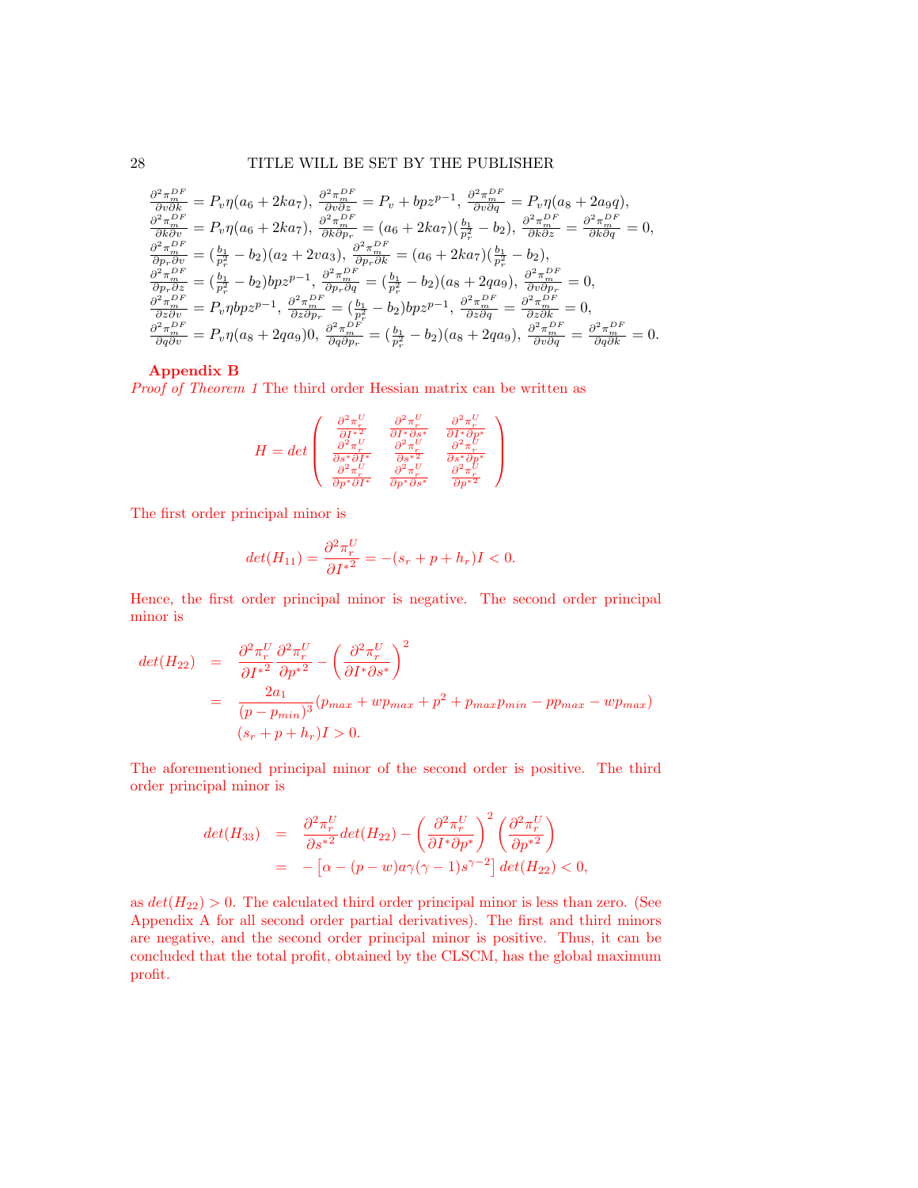$\frac{\partial^2 \pi_m^{DF}}{\partial v \partial k} = P_v \eta(a_6 + 2ka_7)$, $\frac{\partial^2 \pi_m^{DF}}{\partial v \partial z} = P_v + bpz^{p-1}$, $\frac{\partial^2 \pi_m^{DF}}{\partial v \partial q} = P_v \eta(a_8 + 2a_9 q)$,
$\frac{\partial^2 \pi_m^{DF}}{\partial k \partial v} = P_v \eta(a_6 + 2ka_7)$, $\frac{\partial^2 \pi_m^{DF}}{\partial k \partial p_r} = (a_6 + 2ka_7)(\frac{b_1}{p_r^2} - b_2)$, $\frac{\partial^2 \pi_m^{DF}}{\partial k \partial z} = \frac{\partial^2 \pi_m^{DF}}{\partial k \partial q} = 0$,
$\frac{\partial^2 \pi_m^{DF}}{\partial p_r \partial v} = (\frac{b_1}{p_r^2} - b_2)(a_2 + 2va_3)$, $\frac{\partial^2 \pi_m^{DF}}{\partial p_r \partial k} = (a_6 + 2ka_7)(\frac{b_1}{p_r^2} - b_2)$,
$\frac{\partial^2 \pi_m^{DF}}{\partial p_r \partial z} = (\frac{b_1}{p_r^2} - b_2)bpz^{p-1}$, $\frac{\partial^2 \pi_m^{DF}}{\partial p_r \partial q} = (\frac{b_1}{p_r^2} - b_2)(a_8 + 2qa_9)$, $\frac{\partial^2 \pi_m^{DF}}{\partial v \partial p_r} = 0$,
$\frac{\partial^2 \pi_m^{DF}}{\partial z \partial v} = P_v \eta bpz^{p-1}$, $\frac{\partial^2 \pi_m^{DF}}{\partial z \partial p_r} = (\frac{b_1}{p_r^2} - b_2)bpz^{p-1}$, $\frac{\partial^2 \pi_m^{DF}}{\partial z \partial q} = \frac{\partial^2 \pi_m^{DF}}{\partial z \partial k} = 0$,
$\frac{\partial^2 \pi_m^{DF}}{\partial q \partial v} = P_v \eta(a_8 + 2qa_9)0$, $\frac{\partial^2 \pi_m^{DF}}{\partial q \partial p_r} = (\frac{b_1}{p_r^2} - b_2)(a_8 + 2qa_9)$, $\frac{\partial^2 \pi_m^{DF}}{\partial v \partial q} = \frac{\partial^2 \pi_m^{DF}}{\partial q \partial k} = 0$.

## Appendix B

*Proof of Theorem 1* The third order Hessian matrix can be written as

$$H = det \begin{pmatrix} \frac{\partial^2 \pi_r^U}{\partial {I^*}^2} & \frac{\partial^2 \pi_r^U}{\partial I^* \partial s^*} & \frac{\partial^2 \pi_r^U}{\partial I^* \partial p^*} \\ \frac{\partial^2 \pi_r^U}{\partial s^* \partial I^*} & \frac{\partial^2 \pi_r^U}{\partial {s^*}^2} & \frac{\partial^2 \pi_r^U}{\partial s^* \partial p^*} \\ \frac{\partial^2 \pi_r^U}{\partial p^* \partial I^*} & \frac{\partial^2 \pi_r^U}{\partial p^* \partial s^*} & \frac{\partial^2 \pi_r^U}{\partial {p^*}^2} \end{pmatrix}$$

The first order principal minor is

$$det(H_{11}) = \frac{\partial^2 \pi_r^U}{\partial {I^*}^2} = -(s_r + p + h_r)I < 0.$$

Hence, the first order principal minor is negative. The second order principal minor is

$$\begin{aligned} det(H_{22}) &= \frac{\partial^2 \pi_r^U}{\partial {I^*}^2} \frac{\partial^2 \pi_r^U}{\partial {p^*}^2} - \left( \frac{\partial^2 \pi_r^U}{\partial I^* \partial s^*} \right)^2 \\ &= \frac{2a_1}{(p - p_{min})^3} (p_{max} + wp_{max} + p^2 + p_{max}p_{min} - pp_{max} - wp_{max}) \\ &\quad (s_r + p + h_r)I > 0. \end{aligned}$$

The aforementioned principal minor of the second order is positive. The third order principal minor is

$$\begin{aligned} det(H_{33}) &= \frac{\partial^2 \pi_r^U}{\partial {s^*}^2} det(H_{22}) - \left( \frac{\partial^2 \pi_r^U}{\partial I^* \partial p^*} \right)^2 \left( \frac{\partial^2 \pi_r^U}{\partial {p^*}^2} \right) \\ &= -\left[ \alpha - (p - w)a\gamma(\gamma - 1)s^{\gamma - 2} \right] det(H_{22}) < 0, \end{aligned}$$

as $det(H_{22}) > 0$. The calculated third order principal minor is less than zero. (See Appendix A for all second order partial derivatives). The first and third minors are negative, and the second order principal minor is positive. Thus, it can be concluded that the total profit, obtained by the CLSCM, has the global maximum profit.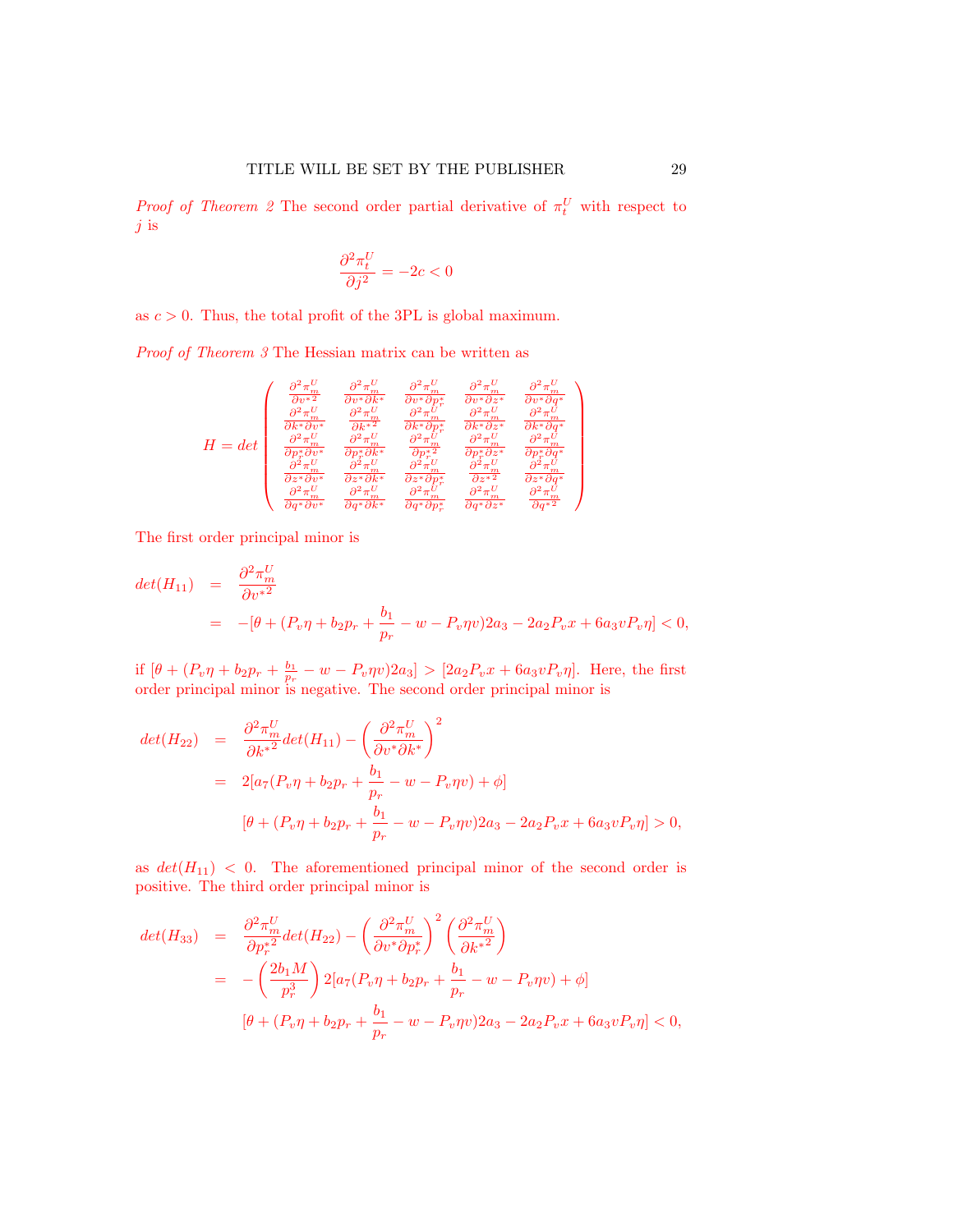*Proof of Theorem 2* The second order partial derivative of $\pi_t^U$ with respect to $j$ is

$$\frac{\partial^2 \pi_t^U}{\partial j^2} = -2c < 0$$

as $c > 0$. Thus, the total profit of the 3PL is global maximum.

*Proof of Theorem 3* The Hessian matrix can be written as

$$H = det\begin{pmatrix} \frac{\partial^2 \pi_m^U}{\partial {v^*}^2} & \frac{\partial^2 \pi_m^U}{\partial v^* \partial k^*} & \frac{\partial^2 \pi_m^U}{\partial v^* \partial p_r^*} & \frac{\partial^2 \pi_m^U}{\partial v^* \partial z^*} & \frac{\partial^2 \pi_m^U}{\partial v^* \partial q^*} \\ \frac{\partial^2 \pi_m^U}{\partial k^* \partial v^*} & \frac{\partial^2 \pi_m^U}{\partial {k^*}^2} & \frac{\partial^2 \pi_m^U}{\partial k^* \partial p_r^*} & \frac{\partial^2 \pi_m^U}{\partial k^* \partial z^*} & \frac{\partial^2 \pi_m^U}{\partial k^* \partial q^*} \\ \frac{\partial^2 \pi_m^U}{\partial p_r^* \partial v^*} & \frac{\partial^2 \pi_m^U}{\partial p_r^* \partial k^*} & \frac{\partial^2 \pi_m^U}{\partial {p_r^*}^2} & \frac{\partial^2 \pi_m^U}{\partial p_r^* \partial z^*} & \frac{\partial^2 \pi_m^U}{\partial p_r^* \partial q^*} \\ \frac{\partial^2 \pi_m^U}{\partial z^* \partial v^*} & \frac{\partial^2 \pi_m^U}{\partial z^* \partial k^*} & \frac{\partial^2 \pi_m^U}{\partial z^* \partial p_r^*} & \frac{\partial^2 \pi_m^U}{\partial {z^*}^2} & \frac{\partial^2 \pi_m^U}{\partial z^* \partial q^*} \\ \frac{\partial^2 \pi_m^U}{\partial q^* \partial v^*} & \frac{\partial^2 \pi_m^U}{\partial q^* \partial k^*} & \frac{\partial^2 \pi_m^U}{\partial q^* \partial p_r^*} & \frac{\partial^2 \pi_m^U}{\partial q^* \partial z^*} & \frac{\partial^2 \pi_m^U}{\partial {q^*}^2} \end{pmatrix}$$

The first order principal minor is

$$\begin{aligned} det(H_{11}) &= \frac{\partial^2 \pi_m^U}{\partial {v^*}^2} \\ &= -[\theta + (P_v \eta + b_2 p_r + \frac{b_1}{p_r} - w - P_v \eta v) 2a_3 - 2a_2 P_v x + 6a_3 v P_v \eta] < 0, \end{aligned}$$

if $[\theta + (P_v \eta + b_2 p_r + \frac{b_1}{p_r} - w - P_v \eta v)2a_3] > [2a_2 P_v x + 6a_3 v P_v \eta]$. Here, the first order principal minor is negative. The second order principal minor is

$$\begin{aligned} det(H_{22}) &= \frac{\partial^2 \pi_m^U}{\partial {k^*}^2} det(H_{11}) - \left(\frac{\partial^2 \pi_m^U}{\partial v^* \partial k^*}\right)^2 \\ &= 2[a_7 (P_v \eta + b_2 p_r + \frac{b_1}{p_r} - w - P_v \eta v) + \phi] \\ &\quad [\theta + (P_v \eta + b_2 p_r + \frac{b_1}{p_r} - w - P_v \eta v) 2a_3 - 2a_2 P_v x + 6a_3 v P_v \eta] > 0, \end{aligned}$$

as $det(H_{11}) < 0$. The aforementioned principal minor of the second order is positive. The third order principal minor is

$$\begin{aligned} det(H_{33}) &= \frac{\partial^2 \pi_m^U}{\partial {p_r^*}^2} det(H_{22}) - \left(\frac{\partial^2 \pi_m^U}{\partial v^* \partial p_r^*}\right)^2 \left(\frac{\partial^2 \pi_m^U}{\partial {k^*}^2}\right) \\ &= -\left(\frac{2b_1 M}{p_r^3}\right) 2[a_7 (P_v \eta + b_2 p_r + \frac{b_1}{p_r} - w - P_v \eta v) + \phi] \\ &\quad [\theta + (P_v \eta + b_2 p_r + \frac{b_1}{p_r} - w - P_v \eta v) 2a_3 - 2a_2 P_v x + 6a_3 v P_v \eta] < 0, \end{aligned}$$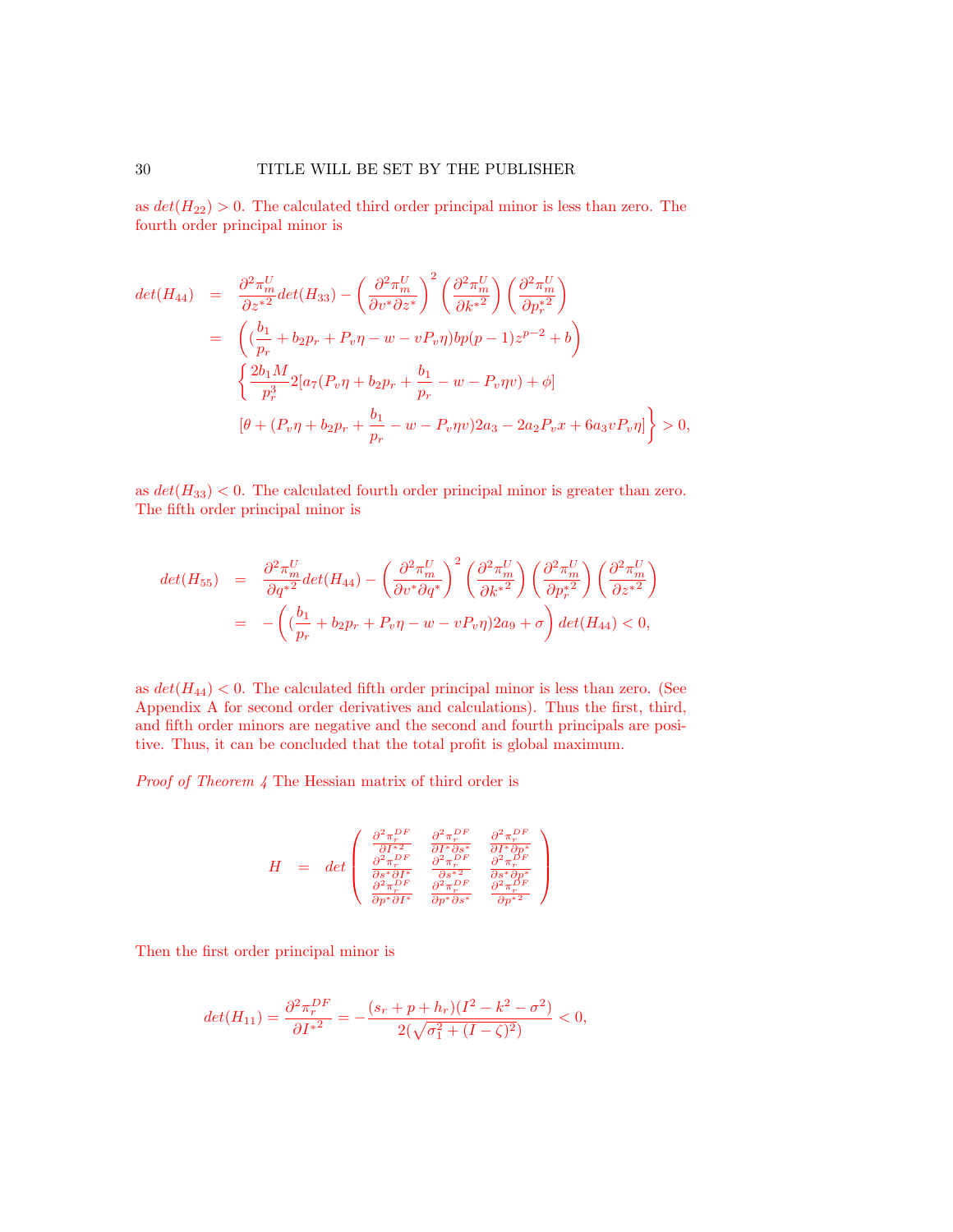as $det(H_{22}) > 0$. The calculated third order principal minor is less than zero. The fourth order principal minor is

$$
\begin{aligned}
det(H_{44}) &= \frac{\partial^2 \pi_m^U}{\partial z^{*2}} det(H_{33}) - \left(\frac{\partial^2 \pi_m^U}{\partial v^* \partial z^*}\right)^2 \left(\frac{\partial^2 \pi_m^U}{\partial k^{*2}}\right)\left(\frac{\partial^2 \pi_m^U}{\partial p_r^{*2}}\right) \\
&= \left( (\frac{b_1}{p_r} + b_2 p_r + P_v \eta - w - v P_v \eta) b p (p-1) z^{p-2} + b \right) \\
&\quad \left\{ \frac{2 b_1 M}{p_r^3} 2 [a_7 (P_v \eta + b_2 p_r + \frac{b_1}{p_r} - w - P_v \eta v) + \phi] \right. \\
&\quad \left. [\theta + (P_v \eta + b_2 p_r + \frac{b_1}{p_r} - w - P_v \eta v) 2 a_3 - 2 a_2 P_v x + 6 a_3 v P_v \eta] \right\} > 0,
\end{aligned}
$$

as $det(H_{33}) < 0$. The calculated fourth order principal minor is greater than zero. The fifth order principal minor is

$$
\begin{aligned}
det(H_{55}) &= \frac{\partial^2 \pi_m^U}{\partial q^{*2}} det(H_{44}) - \left(\frac{\partial^2 \pi_m^U}{\partial v^* \partial q^*}\right)^2 \left(\frac{\partial^2 \pi_m^U}{\partial k^{*2}}\right)\left(\frac{\partial^2 \pi_m^U}{\partial p_r^{*2}}\right)\left(\frac{\partial^2 \pi_m^U}{\partial z^{*2}}\right) \\
&= -\left( (\frac{b_1}{p_r} + b_2 p_r + P_v \eta - w - v P_v \eta) 2 a_9 + \sigma \right) det(H_{44}) < 0,
\end{aligned}
$$

as $det(H_{44}) < 0$. The calculated fifth order principal minor is less than zero. (See Appendix A for second order derivatives and calculations). Thus the first, third, and fifth order minors are negative and the second and fourth principals are positive. Thus, it can be concluded that the total profit is global maximum.

*Proof of Theorem 4* The Hessian matrix of third order is

$$
H = det \begin{pmatrix}
\frac{\partial^2 \pi_r^{DF}}{\partial I^{*2}} & \frac{\partial^2 \pi_r^{DF}}{\partial I^* \partial s^*} & \frac{\partial^2 \pi_r^{DF}}{\partial I^* \partial p^*} \\
\frac{\partial^2 \pi_r^{DF}}{\partial s^* \partial I^*} & \frac{\partial^2 \pi_r^{DF}}{\partial s^{*2}} & \frac{\partial^2 \pi_r^{DF}}{\partial s^* \partial p^*} \\
\frac{\partial^2 \pi_r^{DF}}{\partial p^* \partial I^*} & \frac{\partial^2 \pi_r^{DF}}{\partial p^* \partial s^*} & \frac{\partial^2 \pi_r^{DF}}{\partial p^{*2}}
\end{pmatrix}
$$

Then the first order principal minor is

$$
det(H_{11}) = \frac{\partial^2 \pi_r^{DF}}{\partial I^{*2}} = -\frac{(s_r + p + h_r)(I^2 - k^2 - \sigma^2)}{2(\sqrt{\sigma_1^2 + (I - \zeta)^2})} < 0,
$$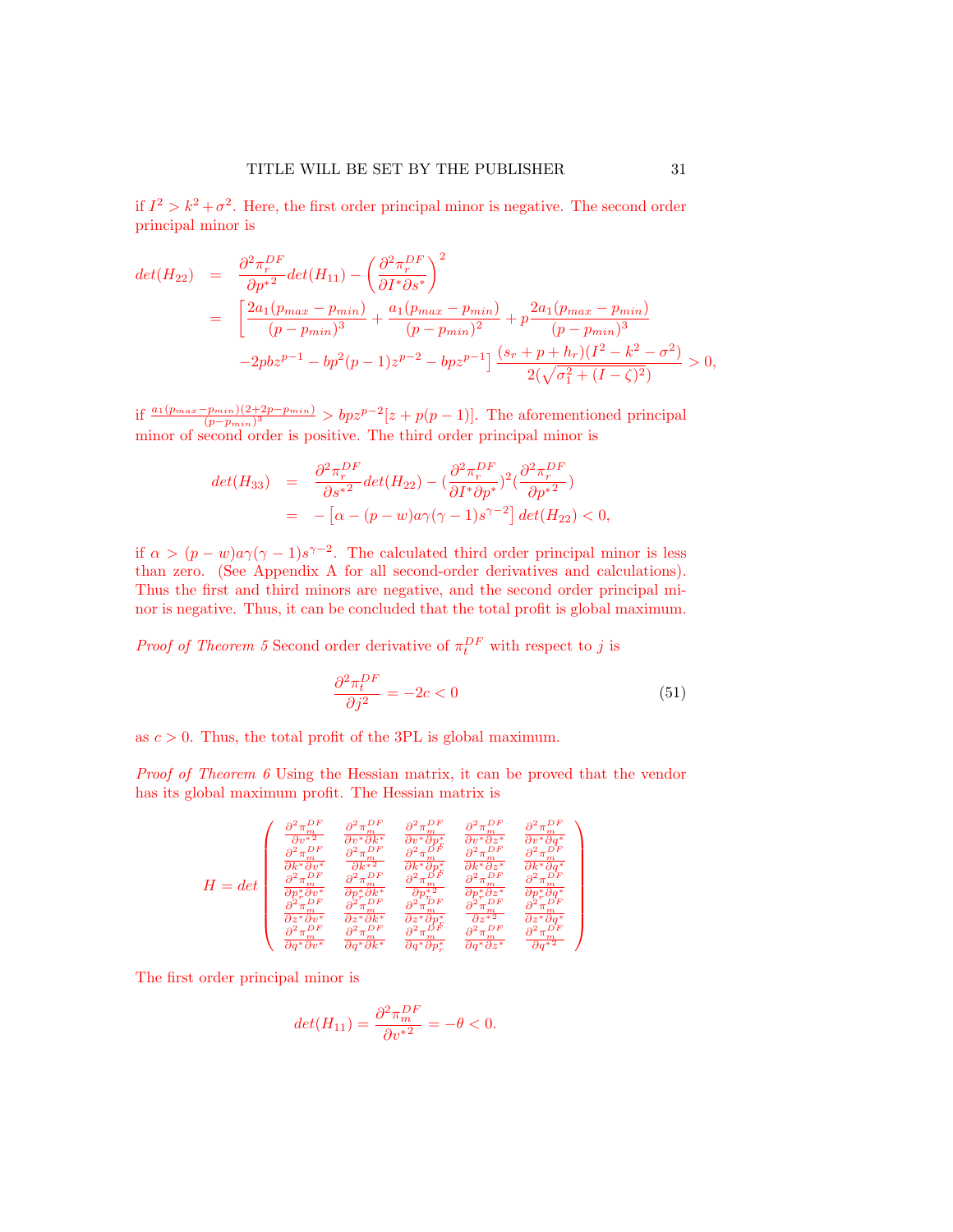if $I^2 > k^2+\sigma^2$. Here, the first order principal minor is negative. The second order principal minor is

$$
\begin{aligned}
det(H_{22}) &= \frac{\partial^2 \pi_r^{DF}}{\partial {p^*}^2} det(H_{11}) - \left(\frac{\partial^2 \pi_r^{DF}}{\partial I^* \partial s^*}\right)^2 \\
&= \Big[\frac{2a_1(p_{max}-p_{min})}{(p-p_{min})^3} + \frac{a_1(p_{max}-p_{min})}{(p-p_{min})^2} + p\frac{2a_1(p_{max}-p_{min})}{(p-p_{min})^3} \\
&\quad -2pbz^{p-1} - bp^2(p-1)z^{p-2} - bpz^{p-1}\Big] \frac{(s_r+p+h_r)(I^2-k^2-\sigma^2)}{2(\sqrt{\sigma_1^2+(I-\zeta)^2})} > 0,
\end{aligned}
$$

if $\frac{a_1(p_{max}-p_{min})(2+2p-p_{min})}{(p-p_{min})^3} > bpz^{p-2}[z+p(p-1)]$. The aforementioned principal minor of second order is positive. The third order principal minor is

$$
\begin{aligned}
det(H_{33}) &= \frac{\partial^2 \pi_r^{DF}}{\partial {s^*}^2} det(H_{22}) - (\frac{\partial^2 \pi_r^{DF}}{\partial I^* \partial p^*})^2 (\frac{\partial^2 \pi_r^{DF}}{\partial {p^*}^2}) \\
&= -\left[\alpha - (p-w)a\gamma(\gamma-1)s^{\gamma-2}\right] det(H_{22}) < 0,
\end{aligned}
$$

if $\alpha > (p-w)a\gamma(\gamma-1)s^{\gamma-2}$. The calculated third order principal minor is less than zero. (See Appendix A for all second-order derivatives and calculations). Thus the first and third minors are negative, and the second order principal minor is negative. Thus, it can be concluded that the total profit is global maximum.

*Proof of Theorem 5* Second order derivative of $\pi_t^{DF}$ with respect to $j$ is

$$
\frac{\partial^2 \pi_t^{DF}}{\partial j^2} = -2c < 0 \tag{51}
$$

as $c > 0$. Thus, the total profit of the 3PL is global maximum.

*Proof of Theorem 6* Using the Hessian matrix, it can be proved that the vendor has its global maximum profit. The Hessian matrix is

$$
H = det \begin{pmatrix}
\frac{\partial^2 \pi_m^{DF}}{\partial {v^*}^2} & \frac{\partial^2 \pi_m^{DF}}{\partial v^* \partial k^*} & \frac{\partial^2 \pi_m^{DF}}{\partial v^* \partial p_r^*} & \frac{\partial^2 \pi_m^{DF}}{\partial v^* \partial z^*} & \frac{\partial^2 \pi_m^{DF}}{\partial v^* \partial q^*} \\
\frac{\partial^2 \pi_m^{DF}}{\partial k^* \partial v^*} & \frac{\partial^2 \pi_m^{DF}}{\partial {k^*}^2} & \frac{\partial^2 \pi_m^{DF}}{\partial k^* \partial p_r^*} & \frac{\partial^2 \pi_m^{DF}}{\partial k^* \partial z^*} & \frac{\partial^2 \pi_m^{DF}}{\partial k^* \partial q^*} \\
\frac{\partial^2 \pi_m^{DF}}{\partial p_r^* \partial v^*} & \frac{\partial^2 \pi_m^{DF}}{\partial p_r^* \partial k^*} & \frac{\partial^2 \pi_m^{DF}}{\partial {p_r^*}^2} & \frac{\partial^2 \pi_m^{DF}}{\partial p_r^* \partial z^*} & \frac{\partial^2 \pi_m^{DF}}{\partial p_r^* \partial q^*} \\
\frac{\partial^2 \pi_m^{DF}}{\partial z^* \partial v^*} & \frac{\partial^2 \pi_m^{DF}}{\partial z^* \partial k^*} & \frac{\partial^2 \pi_m^{DF}}{\partial z^* \partial p_r^*} & \frac{\partial^2 \pi_m^{DF}}{\partial {z^*}^2} & \frac{\partial^2 \pi_m^{DF}}{\partial z^* \partial q^*} \\
\frac{\partial^2 \pi_m^{DF}}{\partial q^* \partial v^*} & \frac{\partial^2 \pi_m^{DF}}{\partial q^* \partial k^*} & \frac{\partial^2 \pi_m^{DF}}{\partial q^* \partial p_r^*} & \frac{\partial^2 \pi_m^{DF}}{\partial q^* \partial z^*} & \frac{\partial^2 \pi_m^{DF}}{\partial {q^*}^2}
\end{pmatrix}
$$

The first order principal minor is

$$
det(H_{11}) = \frac{\partial^2 \pi_m^{DF}}{\partial {v^*}^2} = -\theta < 0.
$$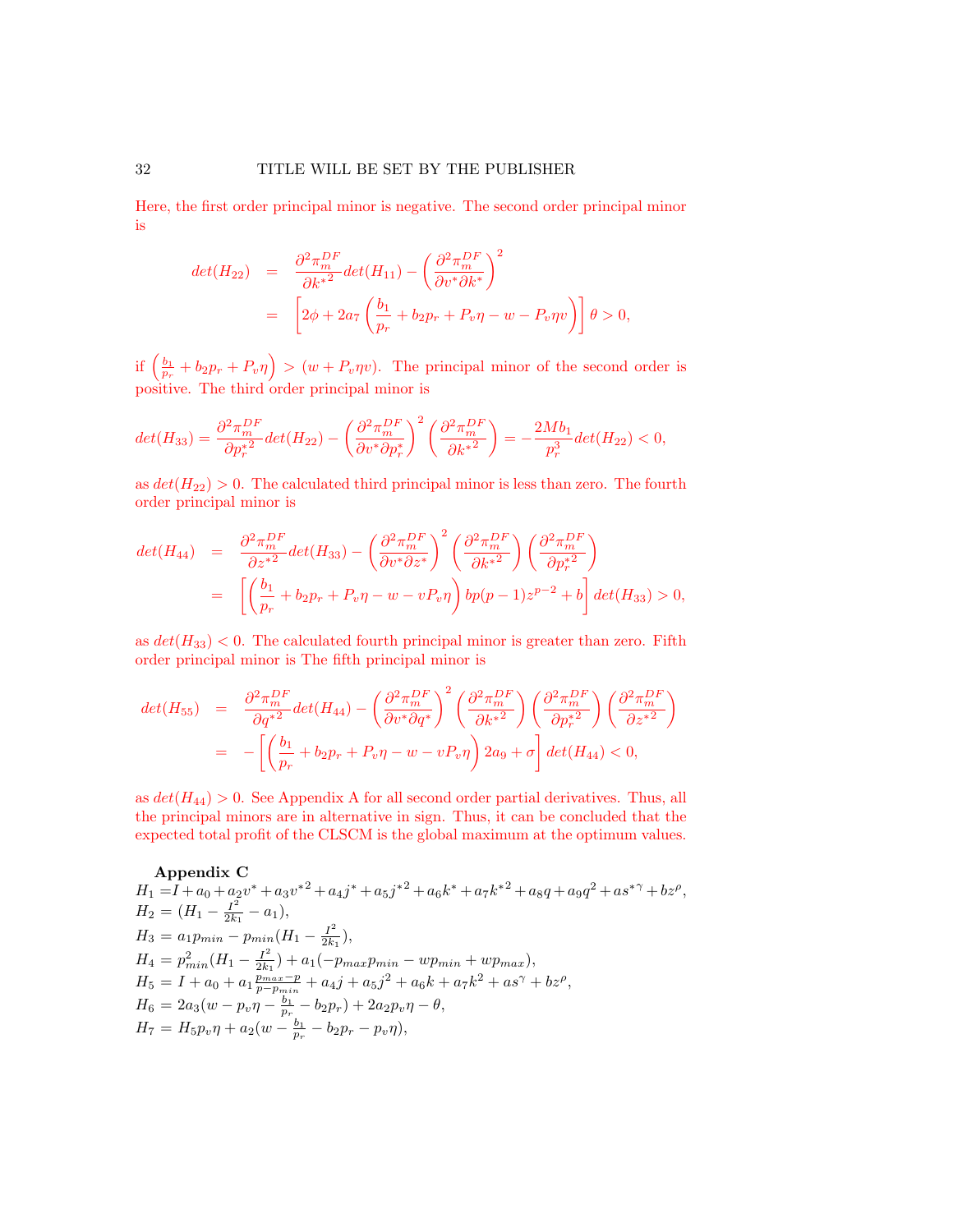Here, the first order principal minor is negative. The second order principal minor is

$$
\begin{aligned}
det(H_{22}) &= \frac{\partial^2 \pi_m^{DF}}{\partial {k^*}^2} det(H_{11}) - \left(\frac{\partial^2 \pi_m^{DF}}{\partial v^* \partial k^*}\right)^2 \\
&= \left[2\phi + 2a_7\left(\frac{b_1}{p_r} + b_2 p_r + P_v\eta - w - P_v\eta v\right)\right]\theta > 0,
\end{aligned}
$$

if $\left(\frac{b_1}{p_r} + b_2 p_r + P_v\eta\right) > (w + P_v\eta v)$. The principal minor of the second order is positive. The third order principal minor is

$$
det(H_{33}) = \frac{\partial^2 \pi_m^{DF}}{\partial {p_r^*}^2} det(H_{22}) - \left(\frac{\partial^2 \pi_m^{DF}}{\partial v^* \partial p_r^*}\right)^2 \left(\frac{\partial^2 \pi_m^{DF}}{\partial {k^*}^2}\right) = -\frac{2Mb_1}{p_r^3} det(H_{22}) < 0,
$$

as $det(H_{22}) > 0$. The calculated third principal minor is less than zero. The fourth order principal minor is

$$
\begin{aligned}
det(H_{44}) &= \frac{\partial^2 \pi_m^{DF}}{\partial {z^*}^2} det(H_{33}) - \left(\frac{\partial^2 \pi_m^{DF}}{\partial v^* \partial z^*}\right)^2 \left(\frac{\partial^2 \pi_m^{DF}}{\partial {k^*}^2}\right)\left(\frac{\partial^2 \pi_m^{DF}}{\partial {p_r^*}^2}\right) \\
&= \left[\left(\frac{b_1}{p_r} + b_2 p_r + P_v\eta - w - vP_v\eta\right) bp(p-1)z^{p-2} + b\right] det(H_{33}) > 0,
\end{aligned}
$$

as $det(H_{33}) < 0$. The calculated fourth principal minor is greater than zero. Fifth order principal minor is The fifth principal minor is

$$
\begin{aligned}
det(H_{55}) &= \frac{\partial^2 \pi_m^{DF}}{\partial {q^*}^2} det(H_{44}) - \left(\frac{\partial^2 \pi_m^{DF}}{\partial v^* \partial q^*}\right)^2 \left(\frac{\partial^2 \pi_m^{DF}}{\partial {k^*}^2}\right)\left(\frac{\partial^2 \pi_m^{DF}}{\partial {p_r^*}^2}\right)\left(\frac{\partial^2 \pi_m^{DF}}{\partial {z^*}^2}\right) \\
&= -\left[\left(\frac{b_1}{p_r} + b_2 p_r + P_v\eta - w - vP_v\eta\right) 2a_9 + \sigma\right] det(H_{44}) < 0,
\end{aligned}
$$

as $det(H_{44}) > 0$. See Appendix A for all second order partial derivatives. Thus, all the principal minors are in alternative in sign. Thus, it can be concluded that the expected total profit of the CLSCM is the global maximum at the optimum values.

**Appendix C**

$H_1 = I + a_0 + a_2 v^* + a_3 {v^*}^2 + a_4 j^* + a_5 {j^*}^2 + a_6 k^* + a_7 {k^*}^2 + a_8 q + a_9 q^2 + a{s^*}^\gamma + bz^\rho$,
$H_2 = (H_1 - \frac{I^2}{2k_1} - a_1)$,
$H_3 = a_1 p_{min} - p_{min}(H_1 - \frac{I^2}{2k_1})$,
$H_4 = p_{min}^2(H_1 - \frac{I^2}{2k_1}) + a_1(-p_{max}p_{min} - wp_{min} + wp_{max})$,
$H_5 = I + a_0 + a_1\frac{p_{max} - p}{p - p_{min}} + a_4 j + a_5 j^2 + a_6 k + a_7 k^2 + as^\gamma + bz^\rho$,
$H_6 = 2a_3(w - p_v\eta - \frac{b_1}{p_r} - b_2 p_r) + 2a_2 p_v \eta - \theta$,
$H_7 = H_5 p_v \eta + a_2(w - \frac{b_1}{p_r} - b_2 p_r - p_v \eta)$,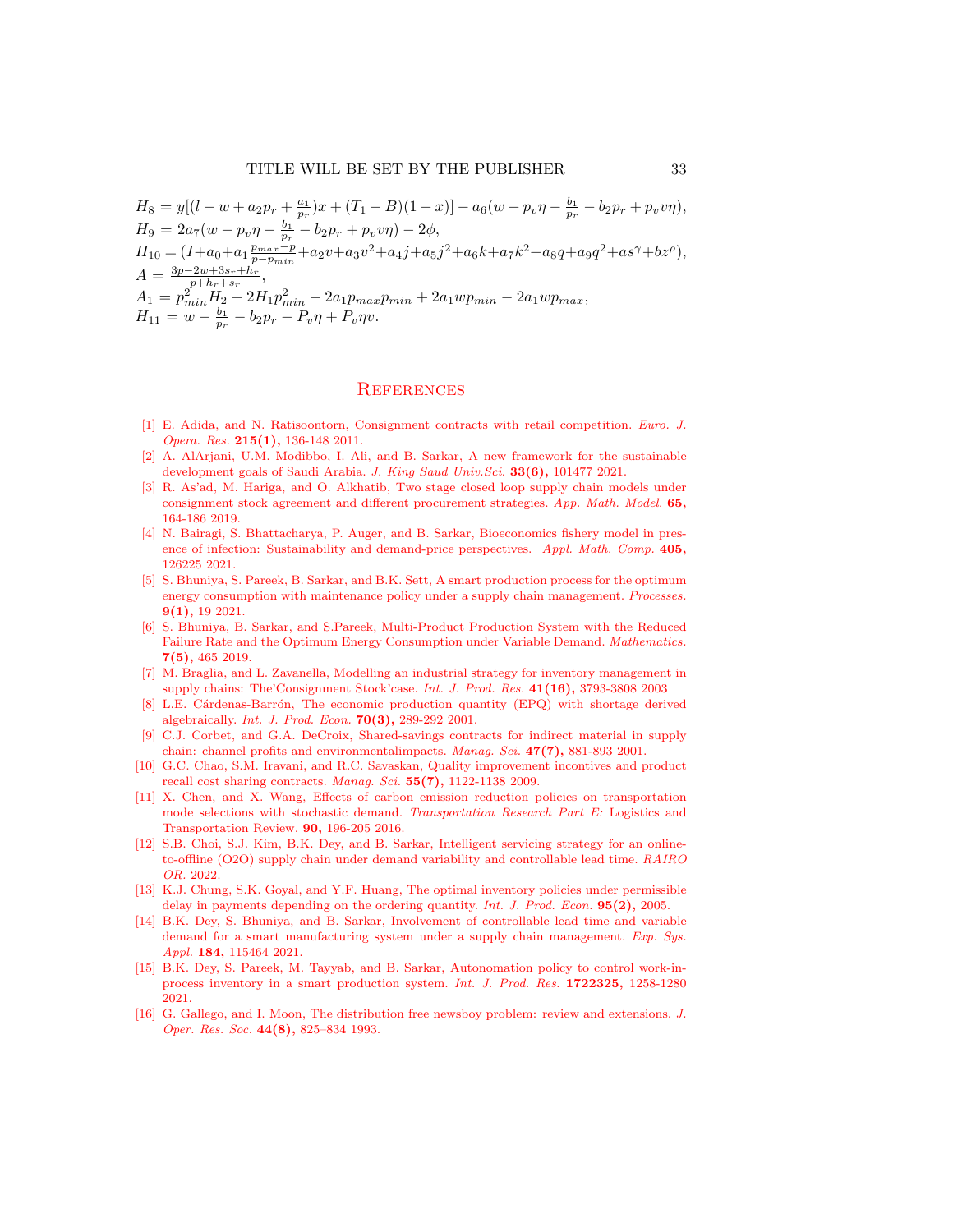$H_8 = y[(l - w + a_2 p_r + \frac{a_1}{p_r})x + (T_1 - B)(1-x)] - a_6(w - p_v\eta - \frac{b_1}{p_r} - b_2 p_r + p_v v\eta)$,
$H_9 = 2a_7(w - p_v\eta - \frac{b_1}{p_r} - b_2 p_r + p_v v\eta) - 2\phi$,
$H_{10} = (I + a_0 + a_1\frac{p_{max} - p}{p - p_{min}} + a_2 v + a_3 v^2 + a_4 j + a_5 j^2 + a_6 k + a_7 k^2 + a_8 q + a_9 q^2 + as^{\gamma} + bz^{\rho})$,
$A = \frac{3p - 2w + 3s_r + h_r}{p + h_r + s_r}$,
$A_1 = p_{min}^2 H_2 + 2H_1 p_{min}^2 - 2a_1 p_{max} p_{min} + 2a_1 w p_{min} - 2a_1 w p_{max}$,
$H_{11} = w - \frac{b_1}{p_r} - b_2 p_r - P_v\eta + P_v\eta v$.

## References

[1] E. Adida, and N. Ratisoontorn, Consignment contracts with retail competition. *Euro. J. Opera. Res.* **215(1),** 136-148 2011.

[2] A. AlArjani, U.M. Modibbo, I. Ali, and B. Sarkar, A new framework for the sustainable development goals of Saudi Arabia. *J. King Saud Univ.Sci.* **33(6),** 101477 2021.

[3] R. As'ad, M. Hariga, and O. Alkhatib, Two stage closed loop supply chain models under consignment stock agreement and different procurement strategies. *App. Math. Model.* **65,** 164-186 2019.

[4] N. Bairagi, S. Bhattacharya, P. Auger, and B. Sarkar, Bioeconomics fishery model in presence of infection: Sustainability and demand-price perspectives. *Appl. Math. Comp.* **405,** 126225 2021.

[5] S. Bhuniya, S. Pareek, B. Sarkar, and B.K. Sett, A smart production process for the optimum energy consumption with maintenance policy under a supply chain management. *Processes.* **9(1),** 19 2021.

[6] S. Bhuniya, B. Sarkar, and S.Pareek, Multi-Product Production System with the Reduced Failure Rate and the Optimum Energy Consumption under Variable Demand. *Mathematics.* **7(5),** 465 2019.

[7] M. Braglia, and L. Zavanella, Modelling an industrial strategy for inventory management in supply chains: The'Consignment Stock'case. *Int. J. Prod. Res.* **41(16),** 3793-3808 2003

[8] L.E. Cárdenas-Barrón, The economic production quantity (EPQ) with shortage derived algebraically. *Int. J. Prod. Econ.* **70(3),** 289-292 2001.

[9] C.J. Corbet, and G.A. DeCroix, Shared-savings contracts for indirect material in supply chain: channel profits and environmentalimpacts. *Manag. Sci.* **47(7),** 881-893 2001.

[10] G.C. Chao, S.M. Iravani, and R.C. Savaskan, Quality improvement incontives and product recall cost sharing contracts. *Manag. Sci.* **55(7),** 1122-1138 2009.

[11] X. Chen, and X. Wang, Effects of carbon emission reduction policies on transportation mode selections with stochastic demand. *Transportation Research Part E:* Logistics and Transportation Review. **90,** 196-205 2016.

[12] S.B. Choi, S.J. Kim, B.K. Dey, and B. Sarkar, Intelligent servicing strategy for an online-to-offline (O2O) supply chain under demand variability and controllable lead time. *RAIRO OR.* 2022.

[13] K.J. Chung, S.K. Goyal, and Y.F. Huang, The optimal inventory policies under permissible delay in payments depending on the ordering quantity. *Int. J. Prod. Econ.* **95(2),** 2005.

[14] B.K. Dey, S. Bhuniya, and B. Sarkar, Involvement of controllable lead time and variable demand for a smart manufacturing system under a supply chain management. *Exp. Sys. Appl.* **184,** 115464 2021.

[15] B.K. Dey, S. Pareek, M. Tayyab, and B. Sarkar, Autonomation policy to control work-in-process inventory in a smart production system. *Int. J. Prod. Res.* **1722325,** 1258-1280 2021.

[16] G. Gallego, and I. Moon, The distribution free newsboy problem: review and extensions. *J. Oper. Res. Soc.* **44(8),** 825–834 1993.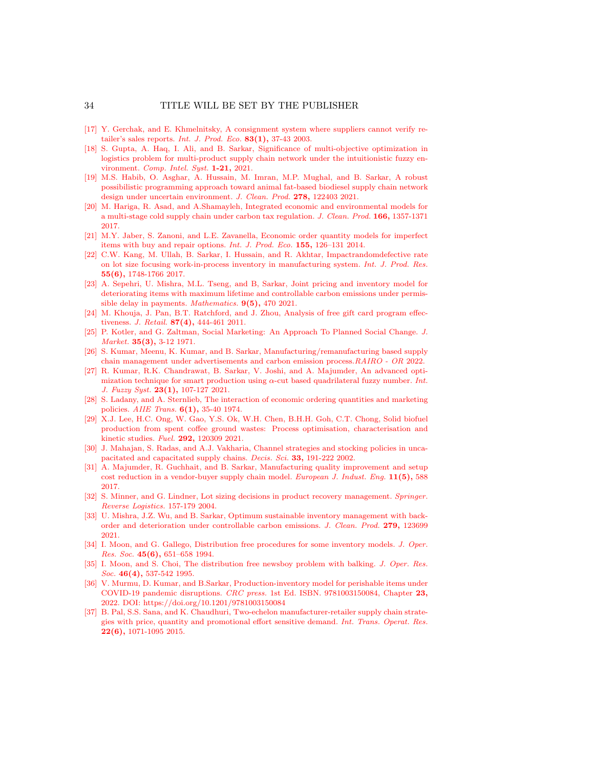[17] Y. Gerchak, and E. Khmelnitsky, A consignment system where suppliers cannot verify retailer's sales reports. *Int. J. Prod. Eco.* **83(1),** 37-43 2003.

[18] S. Gupta, A. Haq, I. Ali, and B. Sarkar, Significance of multi-objective optimization in logistics problem for multi-product supply chain network under the intuitionistic fuzzy environment. *Comp. Intel. Syst.* **1-21,** 2021.

[19] M.S. Habib, O. Asghar, A. Hussain, M. Imran, M.P. Mughal, and B. Sarkar, A robust possibilistic programming approach toward animal fat-based biodiesel supply chain network design under uncertain environment. *J. Clean. Prod.* **278,** 122403 2021.

[20] M. Hariga, R. Asad, and A.Shamayleh, Integrated economic and environmental models for a multi-stage cold supply chain under carbon tax regulation. *J. Clean. Prod.* **166,** 1357-1371 2017.

[21] M.Y. Jaber, S. Zanoni, and L.E. Zavanella, Economic order quantity models for imperfect items with buy and repair options. *Int. J. Prod. Eco.* **155,** 126–131 2014.

[22] C.W. Kang, M. Ullah, B. Sarkar, I. Hussain, and R. Akhtar, Impactrandomdefective rate on lot size focusing work-in-process inventory in manufacturing system. *Int. J. Prod. Res.* **55(6),** 1748-1766 2017.

[23] A. Sepehri, U. Mishra, M.L. Tseng, and B, Sarkar, Joint pricing and inventory model for deteriorating items with maximum lifetime and controllable carbon emissions under permissible delay in payments. *Mathematics.* **9(5),** 470 2021.

[24] M. Khouja, J. Pan, B.T. Ratchford, and J. Zhou, Analysis of free gift card program effectiveness. *J. Retail.* **87(4),** 444-461 2011.

[25] P. Kotler, and G. Zaltman, Social Marketing: An Approach To Planned Social Change. *J. Market.* **35(3),** 3-12 1971.

[26] S. Kumar, Meenu, K. Kumar, and B. Sarkar, Manufacturing/remanufacturing based supply chain management under advertisements and carbon emission process.*RAIRO - OR* 2022.

[27] R. Kumar, R.K. Chandrawat, B. Sarkar, V. Joshi, and A. Majumder, An advanced optimization technique for smart production using $\alpha$-cut based quadrilateral fuzzy number. *Int. J. Fuzzy Syst.* **23(1),** 107-127 2021.

[28] S. Ladany, and A. Sternlieb, The interaction of economic ordering quantities and marketing policies. *AIIE Trans.* **6(1),** 35-40 1974.

[29] X.J. Lee, H.C. Ong, W. Gao, Y.S. Ok, W.H. Chen, B.H.H. Goh, C.T. Chong, Solid biofuel production from spent coffee ground wastes: Process optimisation, characterisation and kinetic studies. *Fuel.* **292,** 120309 2021.

[30] J. Mahajan, S. Radas, and A.J. Vakharia, Channel strategies and stocking policies in uncapacitated and capacitated supply chains. *Decis. Sci.* **33,** 191-222 2002.

[31] A. Majumder, R. Guchhait, and B. Sarkar, Manufacturing quality improvement and setup cost reduction in a vendor-buyer supply chain model. *European J. Indust. Eng.* **11(5),** 588 2017.

[32] S. Minner, and G. Lindner, Lot sizing decisions in product recovery management. *Springer. Reverse Logistics.* 157-179 2004.

[33] U. Mishra, J.Z. Wu, and B. Sarkar, Optimum sustainable inventory management with backorder and deterioration under controllable carbon emissions. *J. Clean. Prod.* **279,** 123699 2021.

[34] I. Moon, and G. Gallego, Distribution free procedures for some inventory models. *J. Oper. Res. Soc.* **45(6),** 651–658 1994.

[35] I. Moon, and S. Choi, The distribution free newsboy problem with balking. *J. Oper. Res. Soc.* **46(4),** 537-542 1995.

[36] V. Murmu, D. Kumar, and B.Sarkar, Production-inventory model for perishable items under COVID-19 pandemic disruptions. *CRC press.* 1st Ed. ISBN. 9781003150084, Chapter **23,** 2022. DOI: https://doi.org/10.1201/9781003150084

[37] B. Pal, S.S. Sana, and K. Chaudhuri, Two-echelon manufacturer-retailer supply chain strategies with price, quantity and promotional effort sensitive demand. *Int. Trans. Operat. Res.* **22(6),** 1071-1095 2015.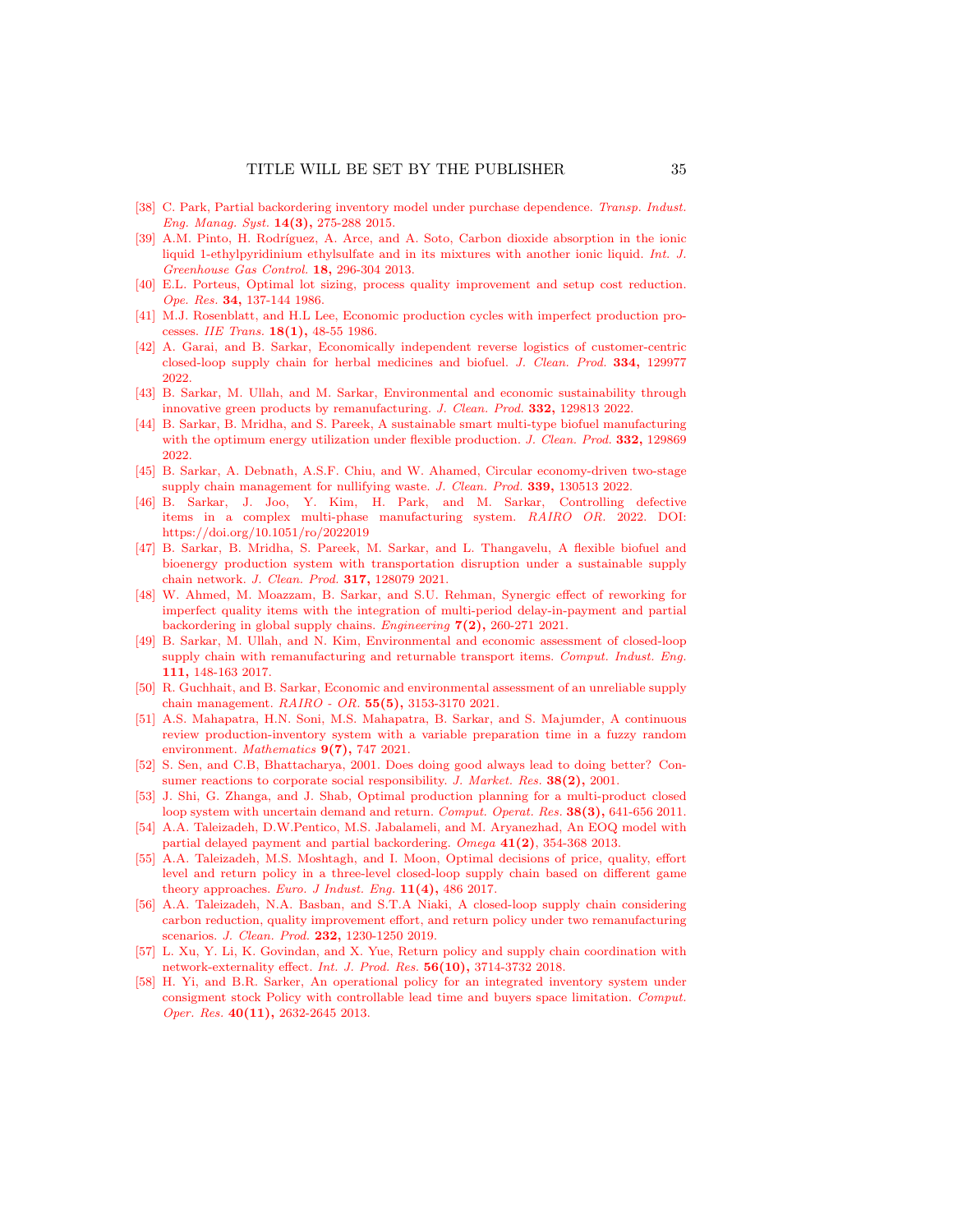[38] C. Park, Partial backordering inventory model under purchase dependence. *Transp. Indust. Eng. Manag. Syst.* **14(3),** 275-288 2015.

[39] A.M. Pinto, H. Rodríguez, A. Arce, and A. Soto, Carbon dioxide absorption in the ionic liquid 1-ethylpyridinium ethylsulfate and in its mixtures with another ionic liquid. *Int. J. Greenhouse Gas Control.* **18,** 296-304 2013.

[40] E.L. Porteus, Optimal lot sizing, process quality improvement and setup cost reduction. *Ope. Res.* **34,** 137-144 1986.

[41] M.J. Rosenblatt, and H.L Lee, Economic production cycles with imperfect production processes. *IIE Trans.* **18(1),** 48-55 1986.

[42] A. Garai, and B. Sarkar, Economically independent reverse logistics of customer-centric closed-loop supply chain for herbal medicines and biofuel. *J. Clean. Prod.* **334,** 129977 2022.

[43] B. Sarkar, M. Ullah, and M. Sarkar, Environmental and economic sustainability through innovative green products by remanufacturing. *J. Clean. Prod.* **332,** 129813 2022.

[44] B. Sarkar, B. Mridha, and S. Pareek, A sustainable smart multi-type biofuel manufacturing with the optimum energy utilization under flexible production. *J. Clean. Prod.* **332,** 129869 2022.

[45] B. Sarkar, A. Debnath, A.S.F. Chiu, and W. Ahamed, Circular economy-driven two-stage supply chain management for nullifying waste. *J. Clean. Prod.* **339,** 130513 2022.

[46] B. Sarkar, J. Joo, Y. Kim, H. Park, and M. Sarkar, Controlling defective items in a complex multi-phase manufacturing system. *RAIRO OR.* 2022. DOI: https://doi.org/10.1051/ro/2022019

[47] B. Sarkar, B. Mridha, S. Pareek, M. Sarkar, and L. Thangavelu, A flexible biofuel and bioenergy production system with transportation disruption under a sustainable supply chain network. *J. Clean. Prod.* **317,** 128079 2021.

[48] W. Ahmed, M. Moazzam, B. Sarkar, and S.U. Rehman, Synergic effect of reworking for imperfect quality items with the integration of multi-period delay-in-payment and partial backordering in global supply chains. *Engineering* **7(2),** 260-271 2021.

[49] B. Sarkar, M. Ullah, and N. Kim, Environmental and economic assessment of closed-loop supply chain with remanufacturing and returnable transport items. *Comput. Indust. Eng.* **111,** 148-163 2017.

[50] R. Guchhait, and B. Sarkar, Economic and environmental assessment of an unreliable supply chain management. *RAIRO - OR.* **55(5),** 3153-3170 2021.

[51] A.S. Mahapatra, H.N. Soni, M.S. Mahapatra, B. Sarkar, and S. Majumder, A continuous review production-inventory system with a variable preparation time in a fuzzy random environment. *Mathematics* **9(7),** 747 2021.

[52] S. Sen, and C.B, Bhattacharya, 2001. Does doing good always lead to doing better? Consumer reactions to corporate social responsibility. *J. Market. Res.* **38(2),** 2001.

[53] J. Shi, G. Zhanga, and J. Shab, Optimal production planning for a multi-product closed loop system with uncertain demand and return. *Comput. Operat. Res.* **38(3),** 641-656 2011.

[54] A.A. Taleizadeh, D.W.Pentico, M.S. Jabalameli, and M. Aryanezhad, An EOQ model with partial delayed payment and partial backordering. *Omega* **41(2)**, 354-368 2013.

[55] A.A. Taleizadeh, M.S. Moshtagh, and I. Moon, Optimal decisions of price, quality, effort level and return policy in a three-level closed-loop supply chain based on different game theory approaches. *Euro. J Indust. Eng.* **11(4),** 486 2017.

[56] A.A. Taleizadeh, N.A. Basban, and S.T.A Niaki, A closed-loop supply chain considering carbon reduction, quality improvement effort, and return policy under two remanufacturing scenarios. *J. Clean. Prod.* **232,** 1230-1250 2019.

[57] L. Xu, Y. Li, K. Govindan, and X. Yue, Return policy and supply chain coordination with network-externality effect. *Int. J. Prod. Res.* **56(10),** 3714-3732 2018.

[58] H. Yi, and B.R. Sarker, An operational policy for an integrated inventory system under consignment stock Policy with controllable lead time and buyers space limitation. *Comput. Oper. Res.* **40(11),** 2632-2645 2013.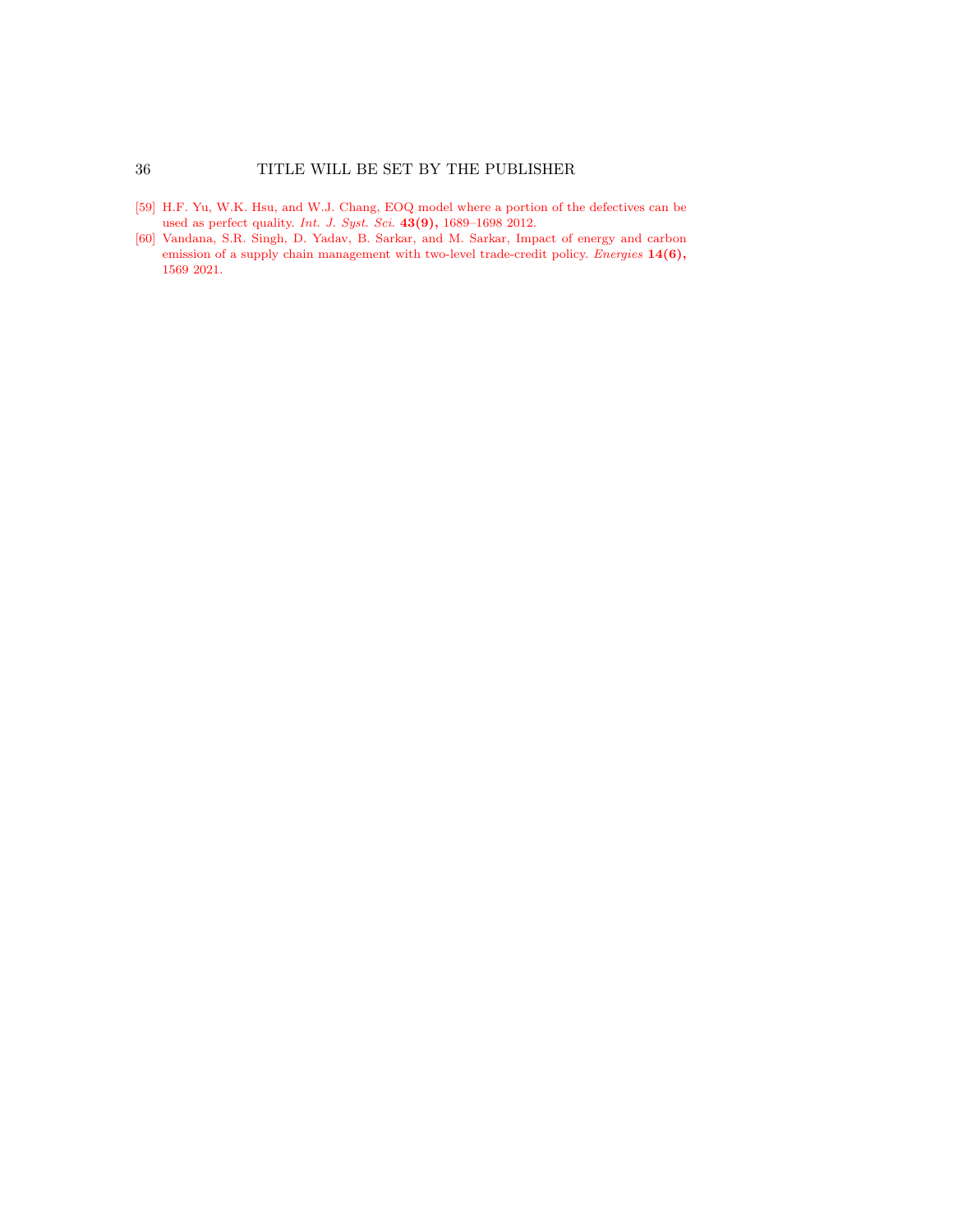[59] H.F. Yu, W.K. Hsu, and W.J. Chang, EOQ model where a portion of the defectives can be used as perfect quality. *Int. J. Syst. Sci.* **43(9),** 1689–1698 2012.

[60] Vandana, S.R. Singh, D. Yadav, B. Sarkar, and M. Sarkar, Impact of energy and carbon emission of a supply chain management with two-level trade-credit policy. *Energies* **14(6),** 1569 2021.